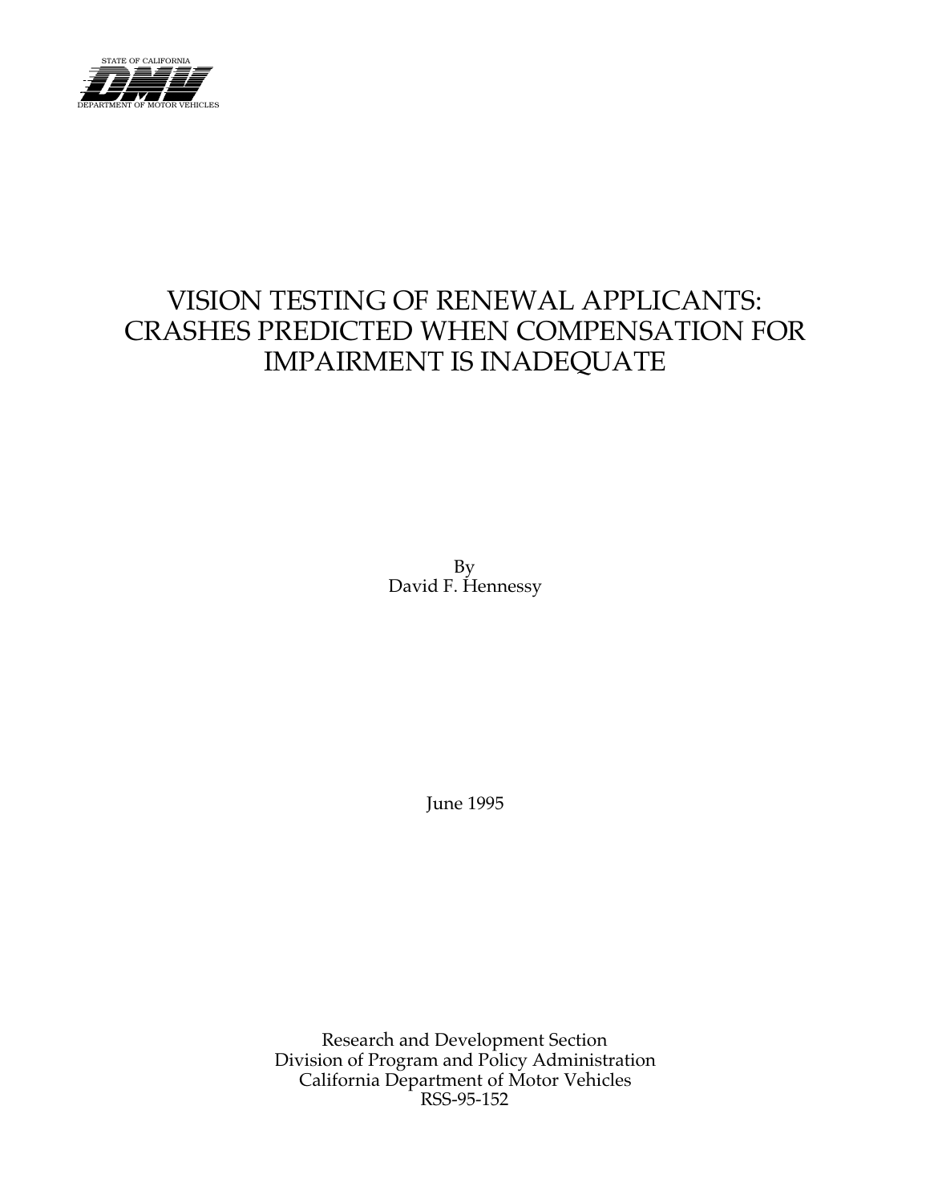STATE OF CALIFORNIA

DMV

DEPARTMENT OF MOTOR VEHICLES

# VISION TESTING OF RENEWAL APPLICANTS: CRASHES PREDICTED WHEN COMPENSATION FOR IMPAIRMENT IS INADEQUATE

By
David F. Hennessy

June 1995

Research and Development Section
Division of Program and Policy Administration
California Department of Motor Vehicles
RSS-95-152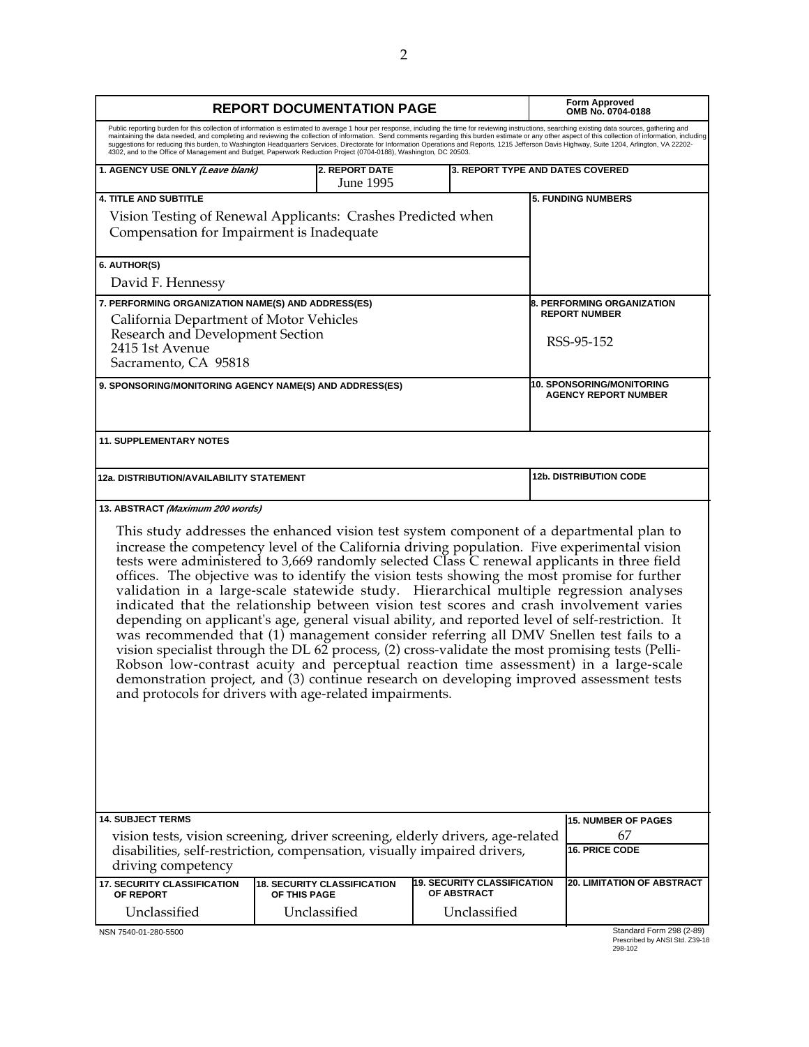# REPORT DOCUMENTATION PAGE

**Form Approved OMB No. 0704-0188**

Public reporting burden for this collection of information is estimated to average 1 hour per response, including the time for reviewing instructions, searching existing data sources, gathering and maintaining the data needed, and completing and reviewing the collection of information. Send comments regarding this burden estimate or any other aspect of this collection of information, including suggestions for reducing this burden, to Washington Headquarters Services, Directorate for Information Operations and Reports, 1215 Jefferson Davis Highway, Suite 1204, Arlington, VA 22202-4302, and to the Office of Management and Budget, Paperwork Reduction Project (0704-0188), Washington, DC 20503.

| 1. AGENCY USE ONLY *(Leave blank)* | 2. REPORT DATE | 3. REPORT TYPE AND DATES COVERED |
|---|---|---|
| | June 1995 | |

**4. TITLE AND SUBTITLE**

Vision Testing of Renewal Applicants: Crashes Predicted when Compensation for Impairment is Inadequate

**5. FUNDING NUMBERS**

**6. AUTHOR(S)**

David F. Hennessy

**7. PERFORMING ORGANIZATION NAME(S) AND ADDRESS(ES)**

California Department of Motor Vehicles
Research and Development Section
2415 1st Avenue
Sacramento, CA 95818

**8. PERFORMING ORGANIZATION REPORT NUMBER**

RSS-95-152

**9. SPONSORING/MONITORING AGENCY NAME(S) AND ADDRESS(ES)**

**10. SPONSORING/MONITORING AGENCY REPORT NUMBER**

**11. SUPPLEMENTARY NOTES**

**12a. DISTRIBUTION/AVAILABILITY STATEMENT**

**12b. DISTRIBUTION CODE**

**13. ABSTRACT *(Maximum 200 words)***

This study addresses the enhanced vision test system component of a departmental plan to increase the competency level of the California driving population. Five experimental vision tests were administered to 3,669 randomly selected Class C renewal applicants in three field offices. The objective was to identify the vision tests showing the most promise for further validation in a large-scale statewide study. Hierarchical multiple regression analyses indicated that the relationship between vision test scores and crash involvement varies depending on applicant's age, general visual ability, and reported level of self-restriction. It was recommended that (1) management consider referring all DMV Snellen test fails to a vision specialist through the DL 62 process, (2) cross-validate the most promising tests (Pelli-Robson low-contrast acuity and perceptual reaction time assessment) in a large-scale demonstration project, and (3) continue research on developing improved assessment tests and protocols for drivers with age-related impairments.

**14. SUBJECT TERMS**

vision tests, vision screening, driver screening, elderly drivers, age-related disabilities, self-restriction, compensation, visually impaired drivers, driving competency

**15. NUMBER OF PAGES**

67

**16. PRICE CODE**

| 17. SECURITY CLASSIFICATION OF REPORT | 18. SECURITY CLASSIFICATION OF THIS PAGE | 19. SECURITY CLASSIFICATION OF ABSTRACT | 20. LIMITATION OF ABSTRACT |
|---|---|---|---|
| Unclassified | Unclassified | Unclassified | |

NSN 7540-01-280-5500

Standard Form 298 (2-89)
Prescribed by ANSI Std. Z39-18
298-102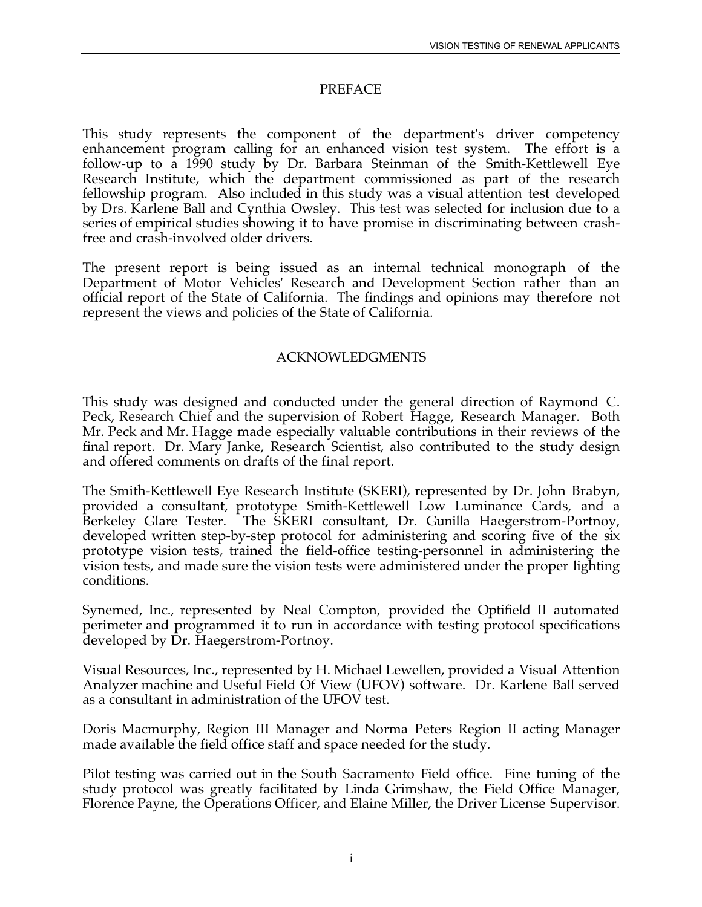## PREFACE

This study represents the component of the department's driver competency enhancement program calling for an enhanced vision test system. The effort is a follow-up to a 1990 study by Dr. Barbara Steinman of the Smith-Kettlewell Eye Research Institute, which the department commissioned as part of the research fellowship program. Also included in this study was a visual attention test developed by Drs. Karlene Ball and Cynthia Owsley. This test was selected for inclusion due to a series of empirical studies showing it to have promise in discriminating between crash-free and crash-involved older drivers.

The present report is being issued as an internal technical monograph of the Department of Motor Vehicles' Research and Development Section rather than an official report of the State of California. The findings and opinions may therefore not represent the views and policies of the State of California.

## ACKNOWLEDGMENTS

This study was designed and conducted under the general direction of Raymond C. Peck, Research Chief and the supervision of Robert Hagge, Research Manager. Both Mr. Peck and Mr. Hagge made especially valuable contributions in their reviews of the final report. Dr. Mary Janke, Research Scientist, also contributed to the study design and offered comments on drafts of the final report.

The Smith-Kettlewell Eye Research Institute (SKERI), represented by Dr. John Brabyn, provided a consultant, prototype Smith-Kettlewell Low Luminance Cards, and a Berkeley Glare Tester. The SKERI consultant, Dr. Gunilla Haegerstrom-Portnoy, developed written step-by-step protocol for administering and scoring five of the six prototype vision tests, trained the field-office testing-personnel in administering the vision tests, and made sure the vision tests were administered under the proper lighting conditions.

Synemed, Inc., represented by Neal Compton, provided the Optifield II automated perimeter and programmed it to run in accordance with testing protocol specifications developed by Dr. Haegerstrom-Portnoy.

Visual Resources, Inc., represented by H. Michael Lewellen, provided a Visual Attention Analyzer machine and Useful Field Of View (UFOV) software. Dr. Karlene Ball served as a consultant in administration of the UFOV test.

Doris Macmurphy, Region III Manager and Norma Peters Region II acting Manager made available the field office staff and space needed for the study.

Pilot testing was carried out in the South Sacramento Field office. Fine tuning of the study protocol was greatly facilitated by Linda Grimshaw, the Field Office Manager, Florence Payne, the Operations Officer, and Elaine Miller, the Driver License Supervisor.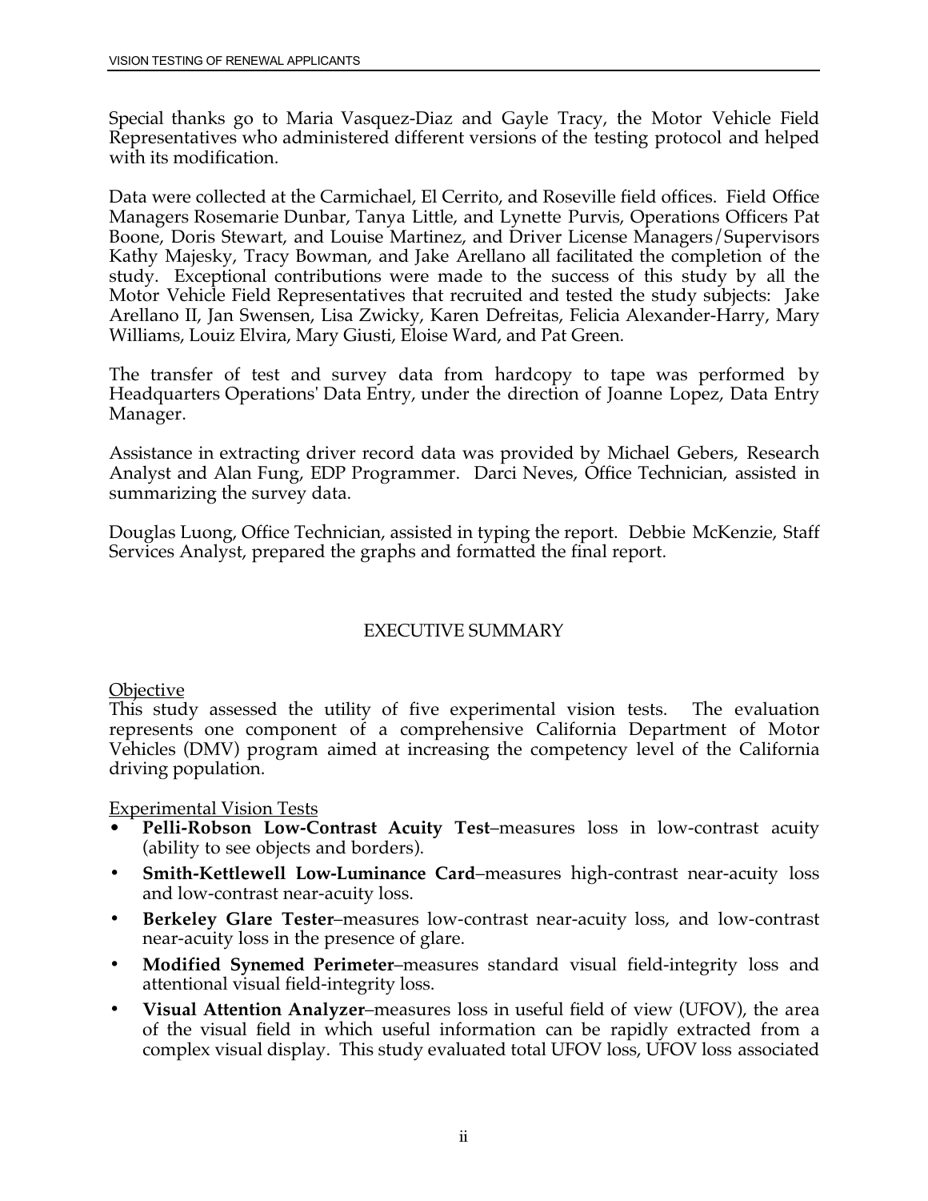Special thanks go to Maria Vasquez-Diaz and Gayle Tracy, the Motor Vehicle Field Representatives who administered different versions of the testing protocol and helped with its modification.

Data were collected at the Carmichael, El Cerrito, and Roseville field offices. Field Office Managers Rosemarie Dunbar, Tanya Little, and Lynette Purvis, Operations Officers Pat Boone, Doris Stewart, and Louise Martinez, and Driver License Managers/Supervisors Kathy Majesky, Tracy Bowman, and Jake Arellano all facilitated the completion of the study. Exceptional contributions were made to the success of this study by all the Motor Vehicle Field Representatives that recruited and tested the study subjects: Jake Arellano II, Jan Swensen, Lisa Zwicky, Karen Defreitas, Felicia Alexander-Harry, Mary Williams, Louiz Elvira, Mary Giusti, Eloise Ward, and Pat Green.

The transfer of test and survey data from hardcopy to tape was performed by Headquarters Operations' Data Entry, under the direction of Joanne Lopez, Data Entry Manager.

Assistance in extracting driver record data was provided by Michael Gebers, Research Analyst and Alan Fung, EDP Programmer. Darci Neves, Office Technician, assisted in summarizing the survey data.

Douglas Luong, Office Technician, assisted in typing the report. Debbie McKenzie, Staff Services Analyst, prepared the graphs and formatted the final report.

## EXECUTIVE SUMMARY

### Objective

This study assessed the utility of five experimental vision tests. The evaluation represents one component of a comprehensive California Department of Motor Vehicles (DMV) program aimed at increasing the competency level of the California driving population.

### Experimental Vision Tests

- **Pelli-Robson Low-Contrast Acuity Test**–measures loss in low-contrast acuity (ability to see objects and borders).
- **Smith-Kettlewell Low-Luminance Card**–measures high-contrast near-acuity loss and low-contrast near-acuity loss.
- **Berkeley Glare Tester**–measures low-contrast near-acuity loss, and low-contrast near-acuity loss in the presence of glare.
- **Modified Synemed Perimeter**–measures standard visual field-integrity loss and attentional visual field-integrity loss.
- **Visual Attention Analyzer**–measures loss in useful field of view (UFOV), the area of the visual field in which useful information can be rapidly extracted from a complex visual display. This study evaluated total UFOV loss, UFOV loss associated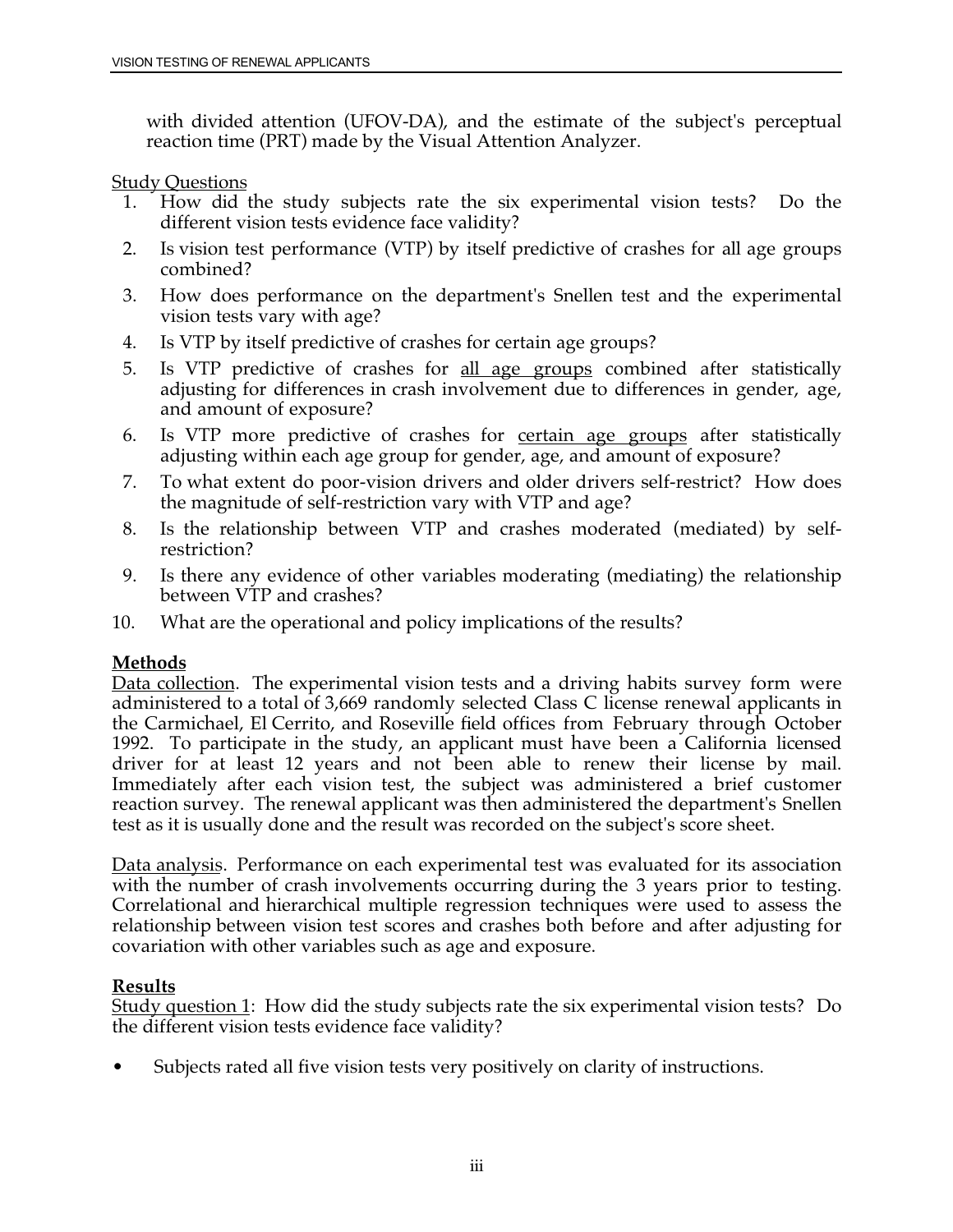with divided attention (UFOV-DA), and the estimate of the subject's perceptual reaction time (PRT) made by the Visual Attention Analyzer.

Study Questions

1. How did the study subjects rate the six experimental vision tests? Do the different vision tests evidence face validity?
2. Is vision test performance (VTP) by itself predictive of crashes for all age groups combined?
3. How does performance on the department's Snellen test and the experimental vision tests vary with age?
4. Is VTP by itself predictive of crashes for certain age groups?
5. Is VTP predictive of crashes for all age groups combined after statistically adjusting for differences in crash involvement due to differences in gender, age, and amount of exposure?
6. Is VTP more predictive of crashes for certain age groups after statistically adjusting within each age group for gender, age, and amount of exposure?
7. To what extent do poor-vision drivers and older drivers self-restrict? How does the magnitude of self-restriction vary with VTP and age?
8. Is the relationship between VTP and crashes moderated (mediated) by self-restriction?
9. Is there any evidence of other variables moderating (mediating) the relationship between VTP and crashes?
10. What are the operational and policy implications of the results?

**Methods**

Data collection. The experimental vision tests and a driving habits survey form were administered to a total of 3,669 randomly selected Class C license renewal applicants in the Carmichael, El Cerrito, and Roseville field offices from February through October 1992. To participate in the study, an applicant must have been a California licensed driver for at least 12 years and not been able to renew their license by mail. Immediately after each vision test, the subject was administered a brief customer reaction survey. The renewal applicant was then administered the department's Snellen test as it is usually done and the result was recorded on the subject's score sheet.

Data analysis. Performance on each experimental test was evaluated for its association with the number of crash involvements occurring during the 3 years prior to testing. Correlational and hierarchical multiple regression techniques were used to assess the relationship between vision test scores and crashes both before and after adjusting for covariation with other variables such as age and exposure.

**Results**

Study question 1: How did the study subjects rate the six experimental vision tests? Do the different vision tests evidence face validity?

- Subjects rated all five vision tests very positively on clarity of instructions.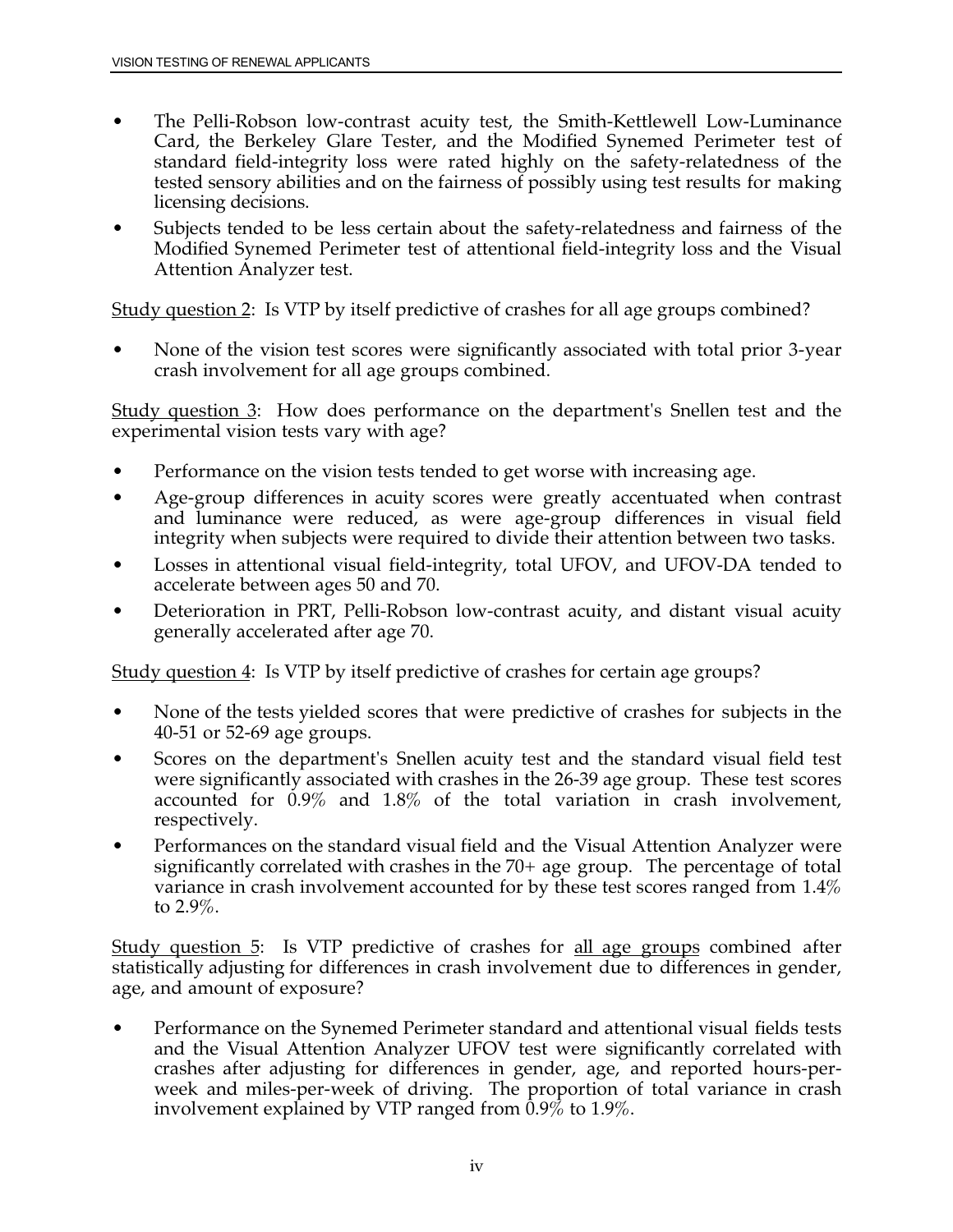- The Pelli-Robson low-contrast acuity test, the Smith-Kettlewell Low-Luminance Card, the Berkeley Glare Tester, and the Modified Synemed Perimeter test of standard field-integrity loss were rated highly on the safety-relatedness of the tested sensory abilities and on the fairness of possibly using test results for making licensing decisions.
- Subjects tended to be less certain about the safety-relatedness and fairness of the Modified Synemed Perimeter test of attentional field-integrity loss and the Visual Attention Analyzer test.

<u>Study question 2</u>: Is VTP by itself predictive of crashes for all age groups combined?

- None of the vision test scores were significantly associated with total prior 3-year crash involvement for all age groups combined.

<u>Study question 3</u>: How does performance on the department's Snellen test and the experimental vision tests vary with age?

- Performance on the vision tests tended to get worse with increasing age.
- Age-group differences in acuity scores were greatly accentuated when contrast and luminance were reduced, as were age-group differences in visual field integrity when subjects were required to divide their attention between two tasks.
- Losses in attentional visual field-integrity, total UFOV, and UFOV-DA tended to accelerate between ages 50 and 70.
- Deterioration in PRT, Pelli-Robson low-contrast acuity, and distant visual acuity generally accelerated after age 70.

<u>Study question 4</u>: Is VTP by itself predictive of crashes for certain age groups?

- None of the tests yielded scores that were predictive of crashes for subjects in the 40-51 or 52-69 age groups.
- Scores on the department's Snellen acuity test and the standard visual field test were significantly associated with crashes in the 26-39 age group. These test scores accounted for 0.9% and 1.8% of the total variation in crash involvement, respectively.
- Performances on the standard visual field and the Visual Attention Analyzer were significantly correlated with crashes in the 70+ age group. The percentage of total variance in crash involvement accounted for by these test scores ranged from 1.4% to 2.9%.

<u>Study question 5</u>: Is VTP predictive of crashes for <u>all age groups</u> combined after statistically adjusting for differences in crash involvement due to differences in gender, age, and amount of exposure?

- Performance on the Synemed Perimeter standard and attentional visual fields tests and the Visual Attention Analyzer UFOV test were significantly correlated with crashes after adjusting for differences in gender, age, and reported hours-per-week and miles-per-week of driving. The proportion of total variance in crash involvement explained by VTP ranged from 0.9% to 1.9%.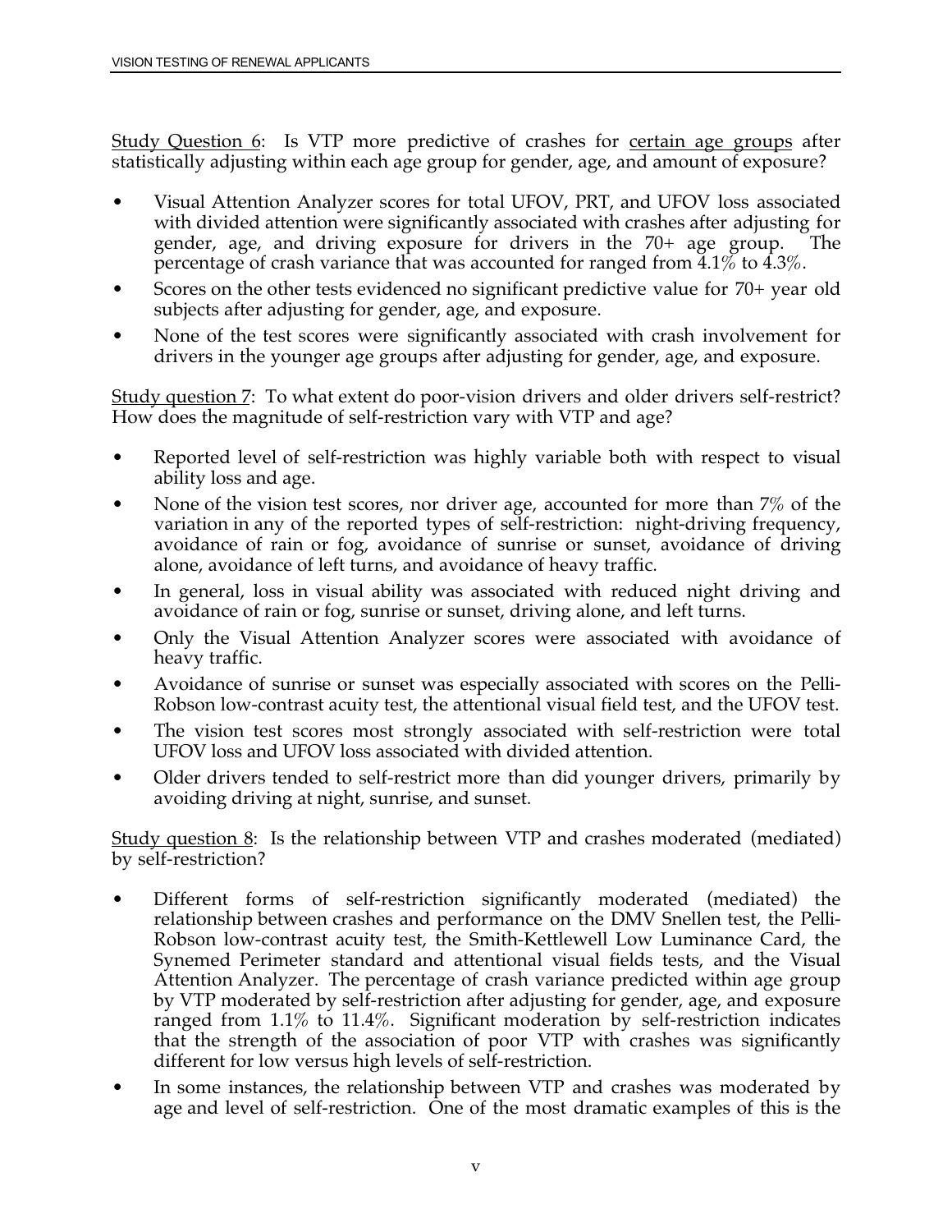<u>Study Question 6</u>: Is VTP more predictive of crashes for <u>certain age groups</u> after statistically adjusting within each age group for gender, age, and amount of exposure?

- Visual Attention Analyzer scores for total UFOV, PRT, and UFOV loss associated with divided attention were significantly associated with crashes after adjusting for gender, age, and driving exposure for drivers in the 70+ age group. The percentage of crash variance that was accounted for ranged from 4.1% to 4.3%.
- Scores on the other tests evidenced no significant predictive value for 70+ year old subjects after adjusting for gender, age, and exposure.
- None of the test scores were significantly associated with crash involvement for drivers in the younger age groups after adjusting for gender, age, and exposure.

<u>Study question 7</u>: To what extent do poor-vision drivers and older drivers self-restrict? How does the magnitude of self-restriction vary with VTP and age?

- Reported level of self-restriction was highly variable both with respect to visual ability loss and age.
- None of the vision test scores, nor driver age, accounted for more than 7% of the variation in any of the reported types of self-restriction: night-driving frequency, avoidance of rain or fog, avoidance of sunrise or sunset, avoidance of driving alone, avoidance of left turns, and avoidance of heavy traffic.
- In general, loss in visual ability was associated with reduced night driving and avoidance of rain or fog, sunrise or sunset, driving alone, and left turns.
- Only the Visual Attention Analyzer scores were associated with avoidance of heavy traffic.
- Avoidance of sunrise or sunset was especially associated with scores on the Pelli-Robson low-contrast acuity test, the attentional visual field test, and the UFOV test.
- The vision test scores most strongly associated with self-restriction were total UFOV loss and UFOV loss associated with divided attention.
- Older drivers tended to self-restrict more than did younger drivers, primarily by avoiding driving at night, sunrise, and sunset.

<u>Study question 8</u>: Is the relationship between VTP and crashes moderated (mediated) by self-restriction?

- Different forms of self-restriction significantly moderated (mediated) the relationship between crashes and performance on the DMV Snellen test, the Pelli-Robson low-contrast acuity test, the Smith-Kettlewell Low Luminance Card, the Synemed Perimeter standard and attentional visual fields tests, and the Visual Attention Analyzer. The percentage of crash variance predicted within age group by VTP moderated by self-restriction after adjusting for gender, age, and exposure ranged from 1.1% to 11.4%. Significant moderation by self-restriction indicates that the strength of the association of poor VTP with crashes was significantly different for low versus high levels of self-restriction.
- In some instances, the relationship between VTP and crashes was moderated by age and level of self-restriction. One of the most dramatic examples of this is the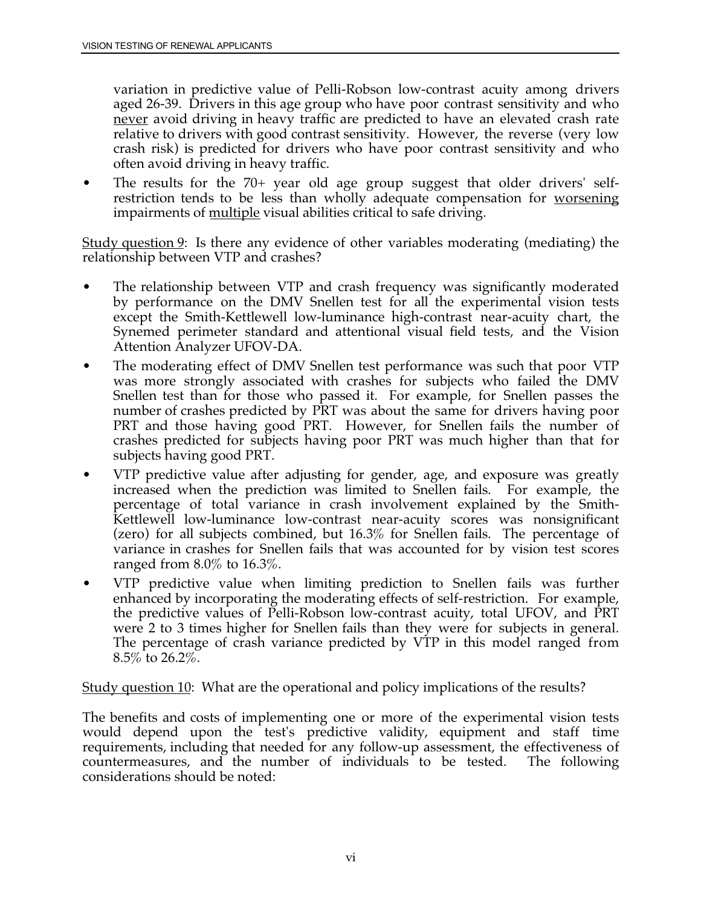variation in predictive value of Pelli-Robson low-contrast acuity among drivers aged 26-39. Drivers in this age group who have poor contrast sensitivity and who never avoid driving in heavy traffic are predicted to have an elevated crash rate relative to drivers with good contrast sensitivity. However, the reverse (very low crash risk) is predicted for drivers who have poor contrast sensitivity and who often avoid driving in heavy traffic.

- The results for the 70+ year old age group suggest that older drivers' self-restriction tends to be less than wholly adequate compensation for worsening impairments of multiple visual abilities critical to safe driving.

Study question 9: Is there any evidence of other variables moderating (mediating) the relationship between VTP and crashes?

- The relationship between VTP and crash frequency was significantly moderated by performance on the DMV Snellen test for all the experimental vision tests except the Smith-Kettlewell low-luminance high-contrast near-acuity chart, the Synemed perimeter standard and attentional visual field tests, and the Vision Attention Analyzer UFOV-DA.
- The moderating effect of DMV Snellen test performance was such that poor VTP was more strongly associated with crashes for subjects who failed the DMV Snellen test than for those who passed it. For example, for Snellen passes the number of crashes predicted by PRT was about the same for drivers having poor PRT and those having good PRT. However, for Snellen fails the number of crashes predicted for subjects having poor PRT was much higher than that for subjects having good PRT.
- VTP predictive value after adjusting for gender, age, and exposure was greatly increased when the prediction was limited to Snellen fails. For example, the percentage of total variance in crash involvement explained by the Smith-Kettlewell low-luminance low-contrast near-acuity scores was nonsignificant (zero) for all subjects combined, but 16.3% for Snellen fails. The percentage of variance in crashes for Snellen fails that was accounted for by vision test scores ranged from 8.0% to 16.3%.
- VTP predictive value when limiting prediction to Snellen fails was further enhanced by incorporating the moderating effects of self-restriction. For example, the predictive values of Pelli-Robson low-contrast acuity, total UFOV, and PRT were 2 to 3 times higher for Snellen fails than they were for subjects in general. The percentage of crash variance predicted by VTP in this model ranged from 8.5% to 26.2%.

Study question 10: What are the operational and policy implications of the results?

The benefits and costs of implementing one or more of the experimental vision tests would depend upon the test's predictive validity, equipment and staff time requirements, including that needed for any follow-up assessment, the effectiveness of countermeasures, and the number of individuals to be tested. The following considerations should be noted: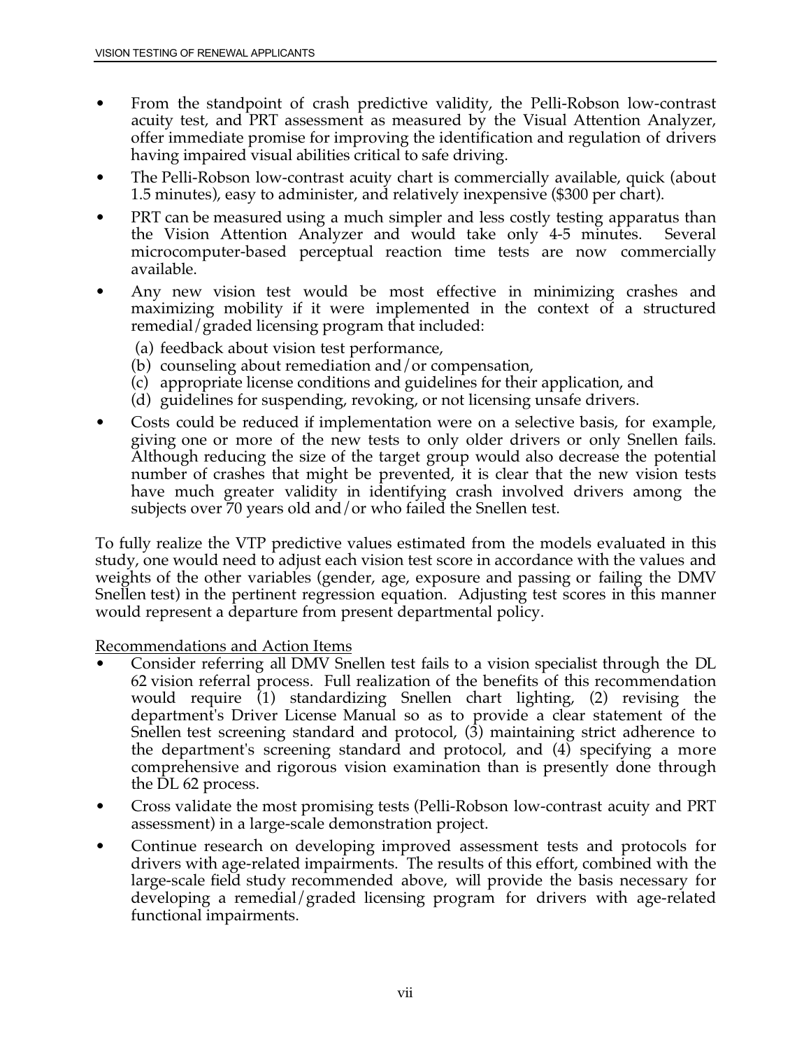- From the standpoint of crash predictive validity, the Pelli-Robson low-contrast acuity test, and PRT assessment as measured by the Visual Attention Analyzer, offer immediate promise for improving the identification and regulation of drivers having impaired visual abilities critical to safe driving.
- The Pelli-Robson low-contrast acuity chart is commercially available, quick (about 1.5 minutes), easy to administer, and relatively inexpensive ($300 per chart).
- PRT can be measured using a much simpler and less costly testing apparatus than the Vision Attention Analyzer and would take only 4-5 minutes. Several microcomputer-based perceptual reaction time tests are now commercially available.
- Any new vision test would be most effective in minimizing crashes and maximizing mobility if it were implemented in the context of a structured remedial/graded licensing program that included:
  - (a) feedback about vision test performance,
  - (b) counseling about remediation and/or compensation,
  - (c) appropriate license conditions and guidelines for their application, and
  - (d) guidelines for suspending, revoking, or not licensing unsafe drivers.
- Costs could be reduced if implementation were on a selective basis, for example, giving one or more of the new tests to only older drivers or only Snellen fails. Although reducing the size of the target group would also decrease the potential number of crashes that might be prevented, it is clear that the new vision tests have much greater validity in identifying crash involved drivers among the subjects over 70 years old and/or who failed the Snellen test.

To fully realize the VTP predictive values estimated from the models evaluated in this study, one would need to adjust each vision test score in accordance with the values and weights of the other variables (gender, age, exposure and passing or failing the DMV Snellen test) in the pertinent regression equation. Adjusting test scores in this manner would represent a departure from present departmental policy.

Recommendations and Action Items

- Consider referring all DMV Snellen test fails to a vision specialist through the DL 62 vision referral process. Full realization of the benefits of this recommendation would require (1) standardizing Snellen chart lighting, (2) revising the department's Driver License Manual so as to provide a clear statement of the Snellen test screening standard and protocol, (3) maintaining strict adherence to the department's screening standard and protocol, and (4) specifying a more comprehensive and rigorous vision examination than is presently done through the DL 62 process.
- Cross validate the most promising tests (Pelli-Robson low-contrast acuity and PRT assessment) in a large-scale demonstration project.
- Continue research on developing improved assessment tests and protocols for drivers with age-related impairments. The results of this effort, combined with the large-scale field study recommended above, will provide the basis necessary for developing a remedial/graded licensing program for drivers with age-related functional impairments.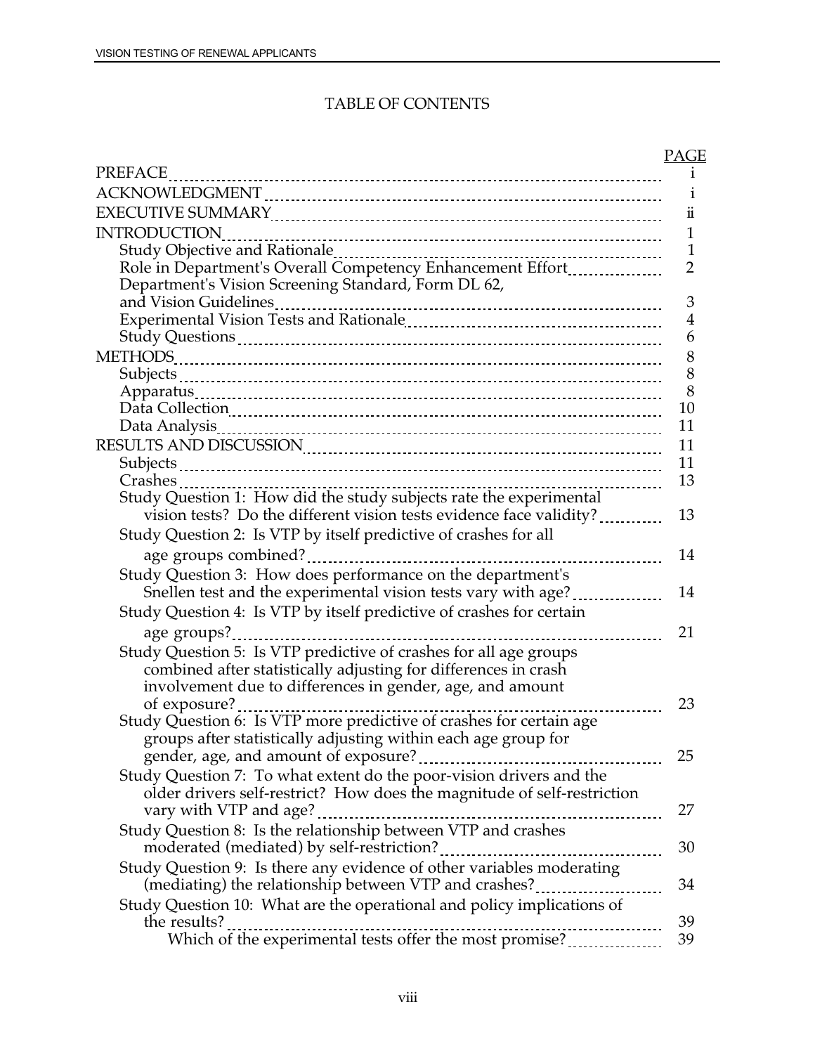# TABLE OF CONTENTS

| | PAGE |
|---|---|
| PREFACE | i |
| ACKNOWLEDGMENT | i |
| EXECUTIVE SUMMARY | ii |
| INTRODUCTION | 1 |
| Study Objective and Rationale | 1 |
| Role in Department's Overall Competency Enhancement Effort | 2 |
| Department's Vision Screening Standard, Form DL 62, and Vision Guidelines | 3 |
| Experimental Vision Tests and Rationale | 4 |
| Study Questions | 6 |
| METHODS | 8 |
| Subjects | 8 |
| Apparatus | 8 |
| Data Collection | 10 |
| Data Analysis | 11 |
| RESULTS AND DISCUSSION | 11 |
| Subjects | 11 |
| Crashes | 13 |
| Study Question 1: How did the study subjects rate the experimental vision tests? Do the different vision tests evidence face validity? | 13 |
| Study Question 2: Is VTP by itself predictive of crashes for all age groups combined? | 14 |
| Study Question 3: How does performance on the department's Snellen test and the experimental vision tests vary with age? | 14 |
| Study Question 4: Is VTP by itself predictive of crashes for certain age groups? | 21 |
| Study Question 5: Is VTP predictive of crashes for all age groups combined after statistically adjusting for differences in crash involvement due to differences in gender, age, and amount of exposure? | 23 |
| Study Question 6: Is VTP more predictive of crashes for certain age groups after statistically adjusting within each age group for gender, age, and amount of exposure? | 25 |
| Study Question 7: To what extent do the poor-vision drivers and the older drivers self-restrict? How does the magnitude of self-restriction vary with VTP and age? | 27 |
| Study Question 8: Is the relationship between VTP and crashes moderated (mediated) by self-restriction? | 30 |
| Study Question 9: Is there any evidence of other variables moderating (mediating) the relationship between VTP and crashes? | 34 |
| Study Question 10: What are the operational and policy implications of the results? | 39 |
| Which of the experimental tests offer the most promise? | 39 |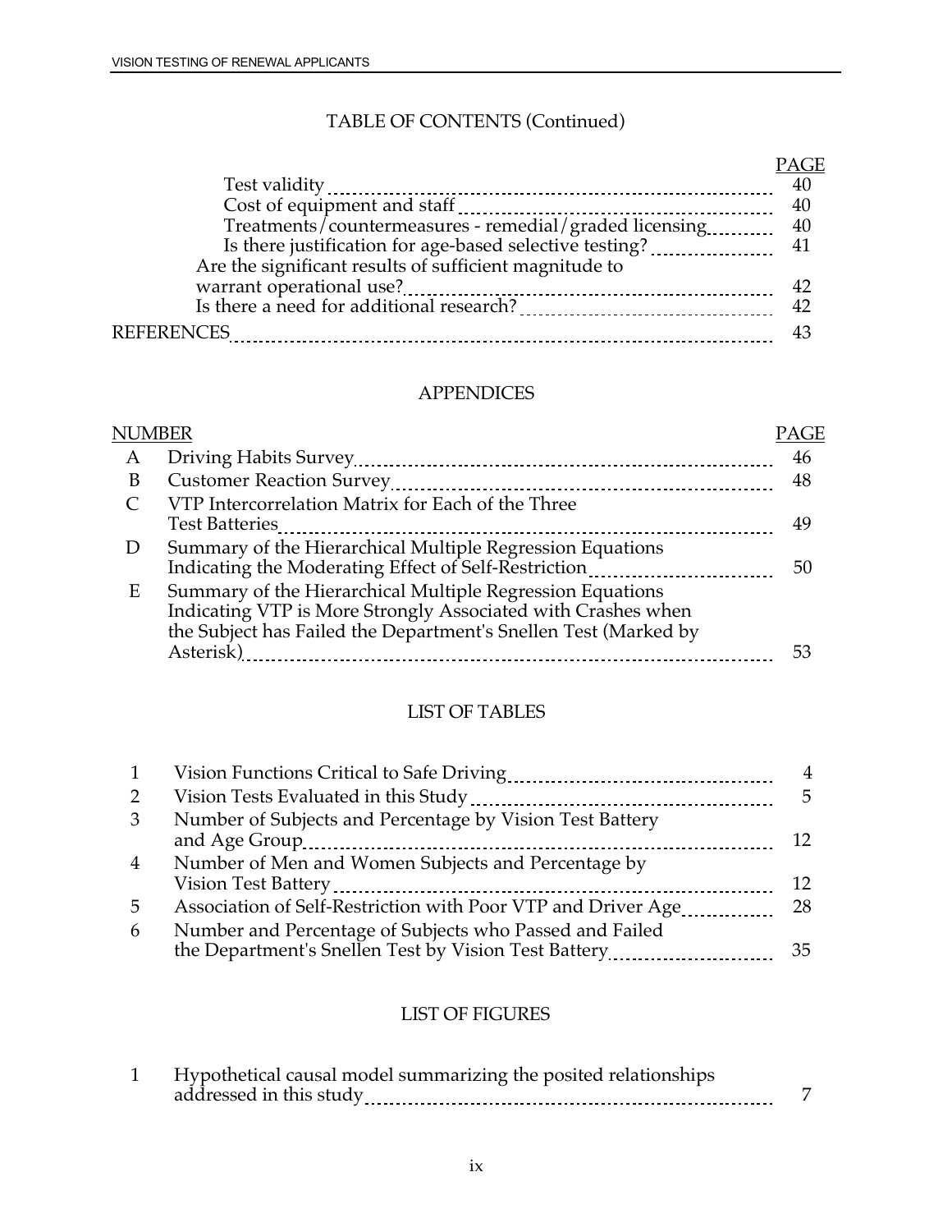## TABLE OF CONTENTS (Continued)

| | PAGE |
|---|---|
| Test validity | 40 |
| Cost of equipment and staff | 40 |
| Treatments/countermeasures - remedial/graded licensing | 40 |
| Is there justification for age-based selective testing? | 41 |
| Are the significant results of sufficient magnitude to warrant operational use? | 42 |
| Is there a need for additional research? | 42 |
| REFERENCES | 43 |

## APPENDICES

| NUMBER | | PAGE |
|---|---|---|
| A | Driving Habits Survey | 46 |
| B | Customer Reaction Survey | 48 |
| C | VTP Intercorrelation Matrix for Each of the Three Test Batteries | 49 |
| D | Summary of the Hierarchical Multiple Regression Equations Indicating the Moderating Effect of Self-Restriction | 50 |
| E | Summary of the Hierarchical Multiple Regression Equations Indicating VTP is More Strongly Associated with Crashes when the Subject has Failed the Department's Snellen Test (Marked by Asterisk) | 53 |

## LIST OF TABLES

| | | |
|---|---|---|
| 1 | Vision Functions Critical to Safe Driving | 4 |
| 2 | Vision Tests Evaluated in this Study | 5 |
| 3 | Number of Subjects and Percentage by Vision Test Battery and Age Group | 12 |
| 4 | Number of Men and Women Subjects and Percentage by Vision Test Battery | 12 |
| 5 | Association of Self-Restriction with Poor VTP and Driver Age | 28 |
| 6 | Number and Percentage of Subjects who Passed and Failed the Department's Snellen Test by Vision Test Battery | 35 |

## LIST OF FIGURES

| | | |
|---|---|---|
| 1 | Hypothetical causal model summarizing the posited relationships addressed in this study | 7 |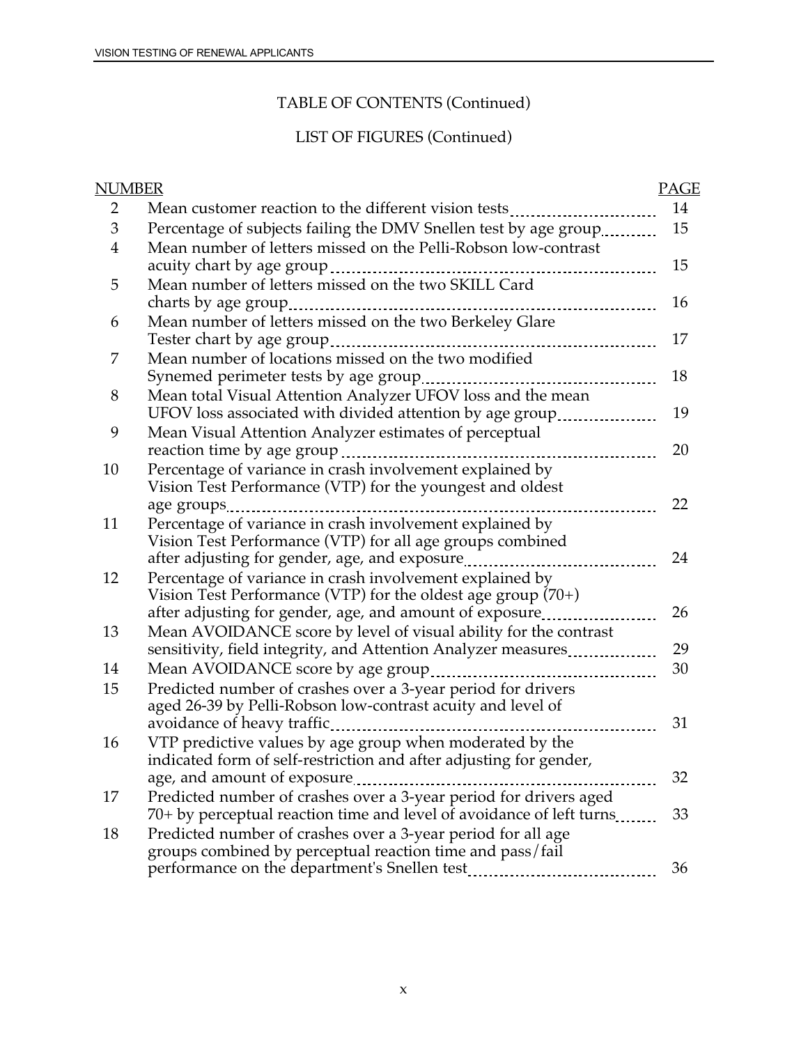TABLE OF CONTENTS (Continued)

LIST OF FIGURES (Continued)

| NUMBER | | PAGE |
|---|---|---|
| 2 | Mean customer reaction to the different vision tests | 14 |
| 3 | Percentage of subjects failing the DMV Snellen test by age group | 15 |
| 4 | Mean number of letters missed on the Pelli-Robson low-contrast acuity chart by age group | 15 |
| 5 | Mean number of letters missed on the two SKILL Card charts by age group | 16 |
| 6 | Mean number of letters missed on the two Berkeley Glare Tester chart by age group | 17 |
| 7 | Mean number of locations missed on the two modified Synemed perimeter tests by age group | 18 |
| 8 | Mean total Visual Attention Analyzer UFOV loss and the mean UFOV loss associated with divided attention by age group | 19 |
| 9 | Mean Visual Attention Analyzer estimates of perceptual reaction time by age group | 20 |
| 10 | Percentage of variance in crash involvement explained by Vision Test Performance (VTP) for the youngest and oldest age groups | 22 |
| 11 | Percentage of variance in crash involvement explained by Vision Test Performance (VTP) for all age groups combined after adjusting for gender, age, and exposure | 24 |
| 12 | Percentage of variance in crash involvement explained by Vision Test Performance (VTP) for the oldest age group (70+) after adjusting for gender, age, and amount of exposure | 26 |
| 13 | Mean AVOIDANCE score by level of visual ability for the contrast sensitivity, field integrity, and Attention Analyzer measures | 29 |
| 14 | Mean AVOIDANCE score by age group | 30 |
| 15 | Predicted number of crashes over a 3-year period for drivers aged 26-39 by Pelli-Robson low-contrast acuity and level of avoidance of heavy traffic | 31 |
| 16 | VTP predictive values by age group when moderated by the indicated form of self-restriction and after adjusting for gender, age, and amount of exposure | 32 |
| 17 | Predicted number of crashes over a 3-year period for drivers aged 70+ by perceptual reaction time and level of avoidance of left turns | 33 |
| 18 | Predicted number of crashes over a 3-year period for all age groups combined by perceptual reaction time and pass/fail performance on the department's Snellen test | 36 |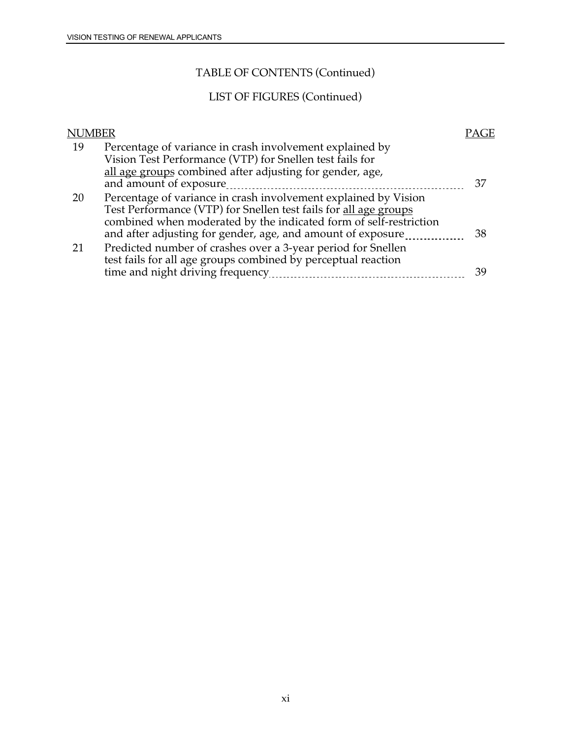TABLE OF CONTENTS (Continued)

LIST OF FIGURES (Continued)

| NUMBER | | PAGE |
|---|---|---|
| 19 | Percentage of variance in crash involvement explained by Vision Test Performance (VTP) for Snellen test fails for <u>all age groups</u> combined after adjusting for gender, age, and amount of exposure | 37 |
| 20 | Percentage of variance in crash involvement explained by Vision Test Performance (VTP) for Snellen test fails for <u>all age groups</u> combined when moderated by the indicated form of self-restriction and after adjusting for gender, age, and amount of exposure | 38 |
| 21 | Predicted number of crashes over a 3-year period for Snellen test fails for all age groups combined by perceptual reaction time and night driving frequency | 39 |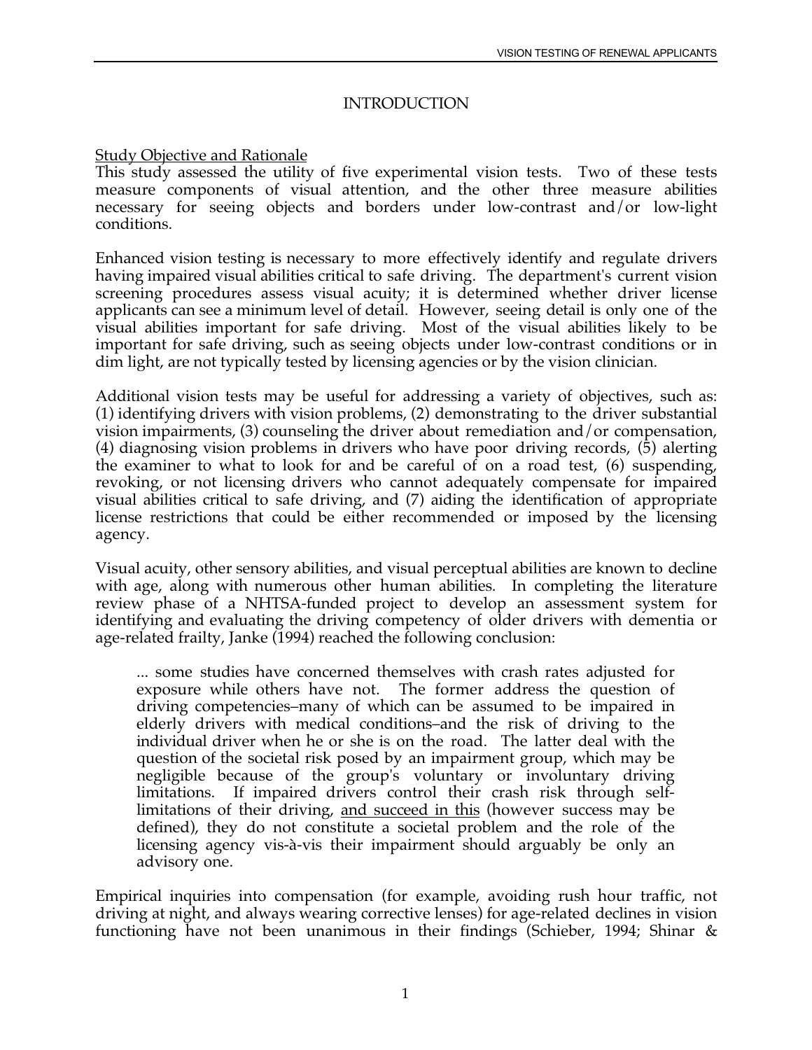# INTRODUCTION

## Study Objective and Rationale

This study assessed the utility of five experimental vision tests. Two of these tests measure components of visual attention, and the other three measure abilities necessary for seeing objects and borders under low-contrast and/or low-light conditions.

Enhanced vision testing is necessary to more effectively identify and regulate drivers having impaired visual abilities critical to safe driving. The department's current vision screening procedures assess visual acuity; it is determined whether driver license applicants can see a minimum level of detail. However, seeing detail is only one of the visual abilities important for safe driving. Most of the visual abilities likely to be important for safe driving, such as seeing objects under low-contrast conditions or in dim light, are not typically tested by licensing agencies or by the vision clinician.

Additional vision tests may be useful for addressing a variety of objectives, such as: (1) identifying drivers with vision problems, (2) demonstrating to the driver substantial vision impairments, (3) counseling the driver about remediation and/or compensation, (4) diagnosing vision problems in drivers who have poor driving records, (5) alerting the examiner to what to look for and be careful of on a road test, (6) suspending, revoking, or not licensing drivers who cannot adequately compensate for impaired visual abilities critical to safe driving, and (7) aiding the identification of appropriate license restrictions that could be either recommended or imposed by the licensing agency.

Visual acuity, other sensory abilities, and visual perceptual abilities are known to decline with age, along with numerous other human abilities. In completing the literature review phase of a NHTSA-funded project to develop an assessment system for identifying and evaluating the driving competency of older drivers with dementia or age-related frailty, Janke (1994) reached the following conclusion:

> ... some studies have concerned themselves with crash rates adjusted for exposure while others have not. The former address the question of driving competencies–many of which can be assumed to be impaired in elderly drivers with medical conditions–and the risk of driving to the individual driver when he or she is on the road. The latter deal with the question of the societal risk posed by an impairment group, which may be negligible because of the group's voluntary or involuntary driving limitations. If impaired drivers control their crash risk through self-limitations of their driving, <u>and succeed in this</u> (however success may be defined), they do not constitute a societal problem and the role of the licensing agency vis-à-vis their impairment should arguably be only an advisory one.

Empirical inquiries into compensation (for example, avoiding rush hour traffic, not driving at night, and always wearing corrective lenses) for age-related declines in vision functioning have not been unanimous in their findings (Schieber, 1994; Shinar &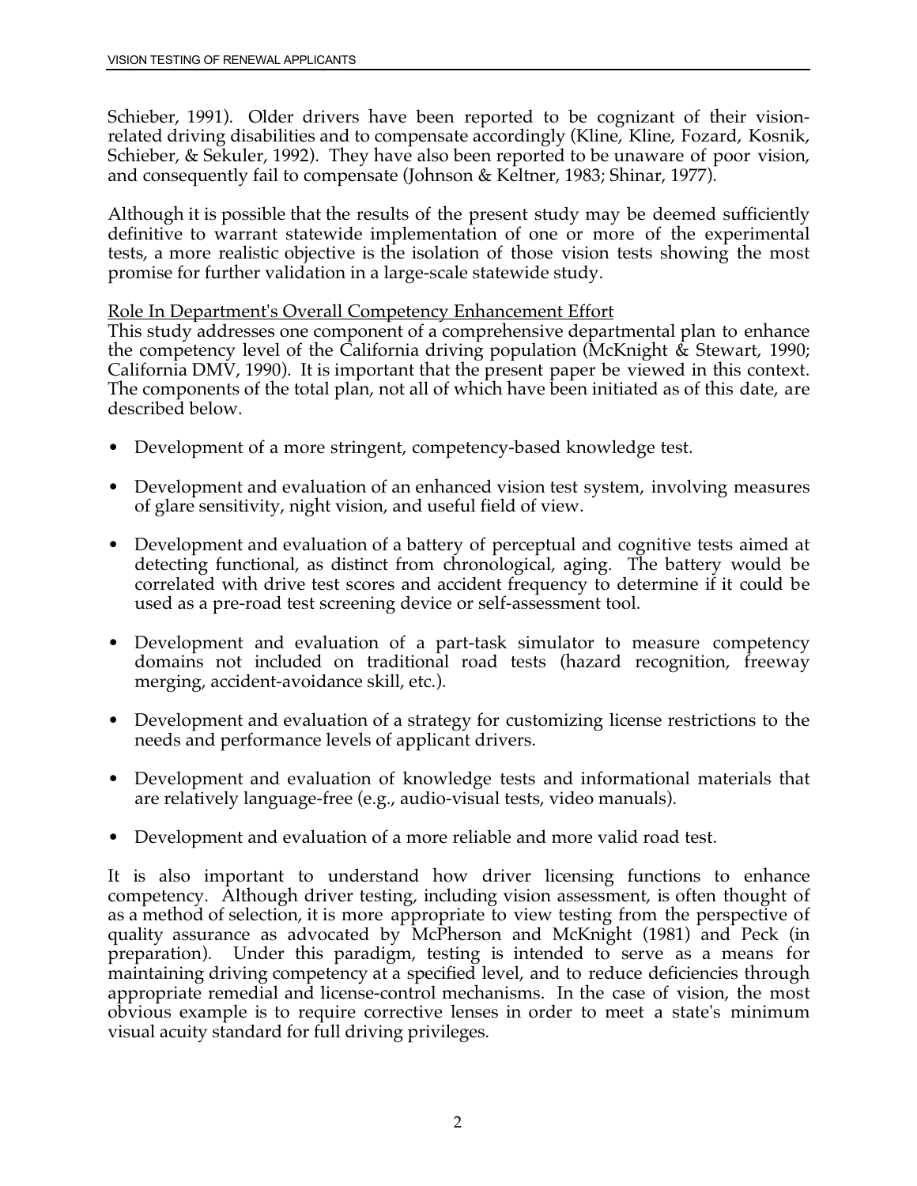Schieber, 1991). Older drivers have been reported to be cognizant of their vision-related driving disabilities and to compensate accordingly (Kline, Kline, Fozard, Kosnik, Schieber, & Sekuler, 1992). They have also been reported to be unaware of poor vision, and consequently fail to compensate (Johnson & Keltner, 1983; Shinar, 1977).

Although it is possible that the results of the present study may be deemed sufficiently definitive to warrant statewide implementation of one or more of the experimental tests, a more realistic objective is the isolation of those vision tests showing the most promise for further validation in a large-scale statewide study.

<u>Role In Department's Overall Competency Enhancement Effort</u>

This study addresses one component of a comprehensive departmental plan to enhance the competency level of the California driving population (McKnight & Stewart, 1990; California DMV, 1990). It is important that the present paper be viewed in this context. The components of the total plan, not all of which have been initiated as of this date, are described below.

- Development of a more stringent, competency-based knowledge test.
- Development and evaluation of an enhanced vision test system, involving measures of glare sensitivity, night vision, and useful field of view.
- Development and evaluation of a battery of perceptual and cognitive tests aimed at detecting functional, as distinct from chronological, aging. The battery would be correlated with drive test scores and accident frequency to determine if it could be used as a pre-road test screening device or self-assessment tool.
- Development and evaluation of a part-task simulator to measure competency domains not included on traditional road tests (hazard recognition, freeway merging, accident-avoidance skill, etc.).
- Development and evaluation of a strategy for customizing license restrictions to the needs and performance levels of applicant drivers.
- Development and evaluation of knowledge tests and informational materials that are relatively language-free (e.g., audio-visual tests, video manuals).
- Development and evaluation of a more reliable and more valid road test.

It is also important to understand how driver licensing functions to enhance competency. Although driver testing, including vision assessment, is often thought of as a method of selection, it is more appropriate to view testing from the perspective of quality assurance as advocated by McPherson and McKnight (1981) and Peck (in preparation). Under this paradigm, testing is intended to serve as a means for maintaining driving competency at a specified level, and to reduce deficiencies through appropriate remedial and license-control mechanisms. In the case of vision, the most obvious example is to require corrective lenses in order to meet a state's minimum visual acuity standard for full driving privileges.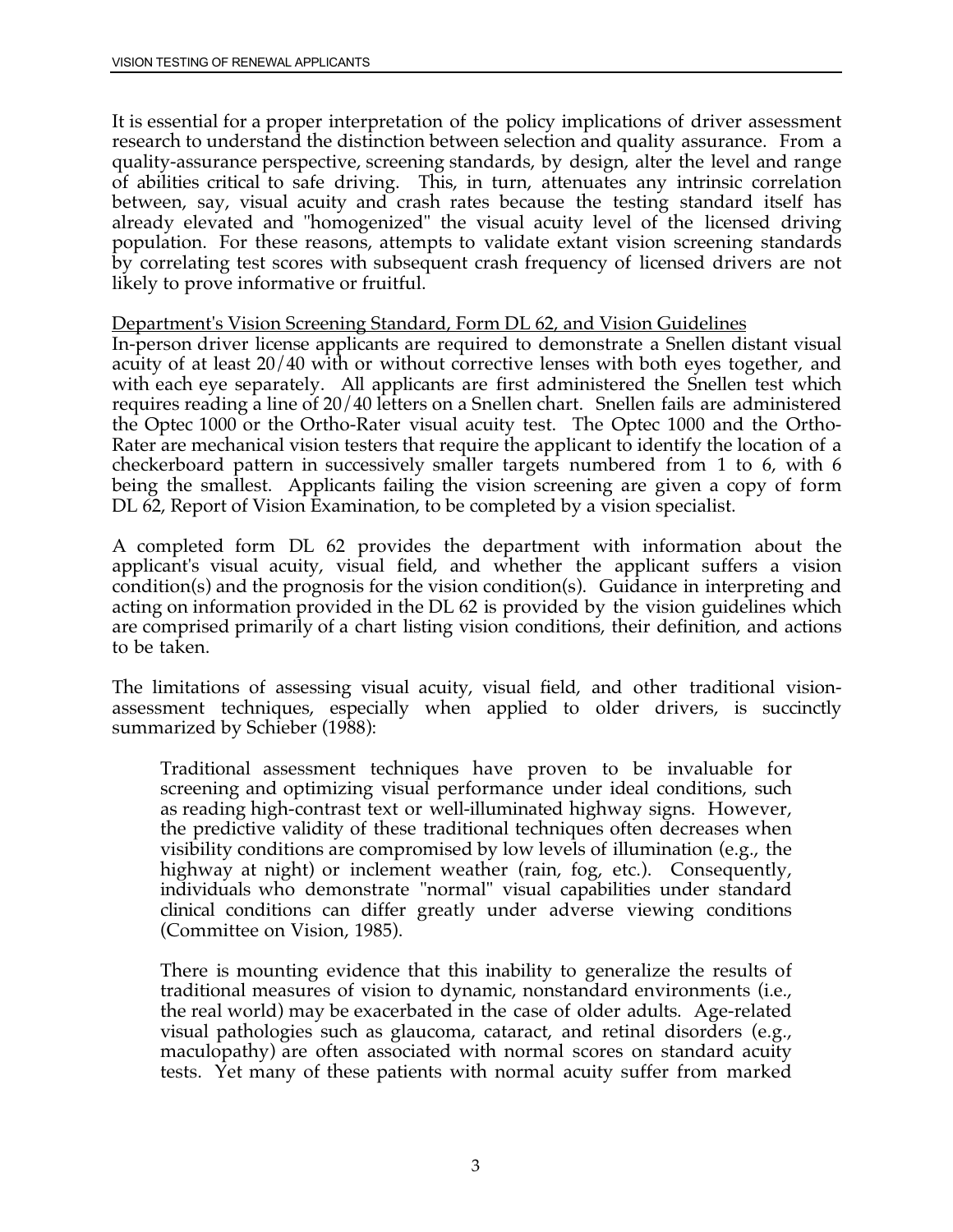It is essential for a proper interpretation of the policy implications of driver assessment research to understand the distinction between selection and quality assurance. From a quality-assurance perspective, screening standards, by design, alter the level and range of abilities critical to safe driving. This, in turn, attenuates any intrinsic correlation between, say, visual acuity and crash rates because the testing standard itself has already elevated and "homogenized" the visual acuity level of the licensed driving population. For these reasons, attempts to validate extant vision screening standards by correlating test scores with subsequent crash frequency of licensed drivers are not likely to prove informative or fruitful.

<u>Department's Vision Screening Standard, Form DL 62, and Vision Guidelines</u>

In-person driver license applicants are required to demonstrate a Snellen distant visual acuity of at least 20/40 with or without corrective lenses with both eyes together, and with each eye separately. All applicants are first administered the Snellen test which requires reading a line of 20/40 letters on a Snellen chart. Snellen fails are administered the Optec 1000 or the Ortho-Rater visual acuity test. The Optec 1000 and the Ortho-Rater are mechanical vision testers that require the applicant to identify the location of a checkerboard pattern in successively smaller targets numbered from 1 to 6, with 6 being the smallest. Applicants failing the vision screening are given a copy of form DL 62, Report of Vision Examination, to be completed by a vision specialist.

A completed form DL 62 provides the department with information about the applicant's visual acuity, visual field, and whether the applicant suffers a vision condition(s) and the prognosis for the vision condition(s). Guidance in interpreting and acting on information provided in the DL 62 is provided by the vision guidelines which are comprised primarily of a chart listing vision conditions, their definition, and actions to be taken.

The limitations of assessing visual acuity, visual field, and other traditional vision-assessment techniques, especially when applied to older drivers, is succinctly summarized by Schieber (1988):

> Traditional assessment techniques have proven to be invaluable for screening and optimizing visual performance under ideal conditions, such as reading high-contrast text or well-illuminated highway signs. However, the predictive validity of these traditional techniques often decreases when visibility conditions are compromised by low levels of illumination (e.g., the highway at night) or inclement weather (rain, fog, etc.). Consequently, individuals who demonstrate "normal" visual capabilities under standard clinical conditions can differ greatly under adverse viewing conditions (Committee on Vision, 1985).
>
> There is mounting evidence that this inability to generalize the results of traditional measures of vision to dynamic, nonstandard environments (i.e., the real world) may be exacerbated in the case of older adults. Age-related visual pathologies such as glaucoma, cataract, and retinal disorders (e.g., maculopathy) are often associated with normal scores on standard acuity tests. Yet many of these patients with normal acuity suffer from marked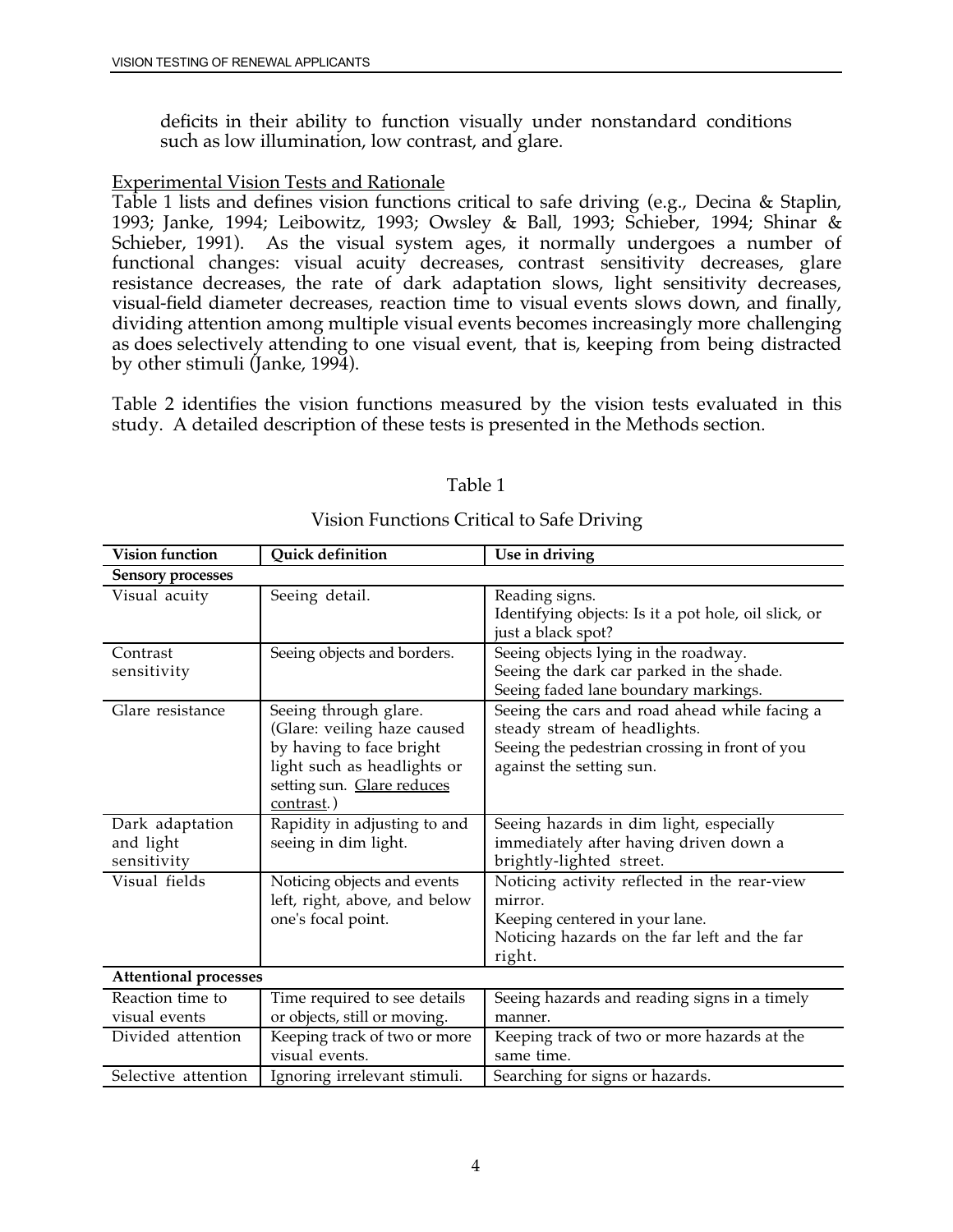deficits in their ability to function visually under nonstandard conditions such as low illumination, low contrast, and glare.

Experimental Vision Tests and Rationale

Table 1 lists and defines vision functions critical to safe driving (e.g., Decina & Staplin, 1993; Janke, 1994; Leibowitz, 1993; Owsley & Ball, 1993; Schieber, 1994; Shinar & Schieber, 1991). As the visual system ages, it normally undergoes a number of functional changes: visual acuity decreases, contrast sensitivity decreases, glare resistance decreases, the rate of dark adaptation slows, light sensitivity decreases, visual-field diameter decreases, reaction time to visual events slows down, and finally, dividing attention among multiple visual events becomes increasingly more challenging as does selectively attending to one visual event, that is, keeping from being distracted by other stimuli (Janke, 1994).

Table 2 identifies the vision functions measured by the vision tests evaluated in this study. A detailed description of these tests is presented in the Methods section.

Table 1

Vision Functions Critical to Safe Driving

| Vision function | Quick definition | Use in driving |
|---|---|---|
| **Sensory processes** | | |
| Visual acuity | Seeing detail. | Reading signs.<br>Identifying objects: Is it a pot hole, oil slick, or just a black spot? |
| Contrast sensitivity | Seeing objects and borders. | Seeing objects lying in the roadway.<br>Seeing the dark car parked in the shade.<br>Seeing faded lane boundary markings. |
| Glare resistance | Seeing through glare. (Glare: veiling haze caused by having to face bright light such as headlights or setting sun. Glare reduces contrast.) | Seeing the cars and road ahead while facing a steady stream of headlights.<br>Seeing the pedestrian crossing in front of you against the setting sun. |
| Dark adaptation and light sensitivity | Rapidity in adjusting to and seeing in dim light. | Seeing hazards in dim light, especially immediately after having driven down a brightly-lighted street. |
| Visual fields | Noticing objects and events left, right, above, and below one's focal point. | Noticing activity reflected in the rear-view mirror.<br>Keeping centered in your lane.<br>Noticing hazards on the far left and the far right. |
| **Attentional processes** | | |
| Reaction time to visual events | Time required to see details or objects, still or moving. | Seeing hazards and reading signs in a timely manner. |
| Divided attention | Keeping track of two or more visual events. | Keeping track of two or more hazards at the same time. |
| Selective attention | Ignoring irrelevant stimuli. | Searching for signs or hazards. |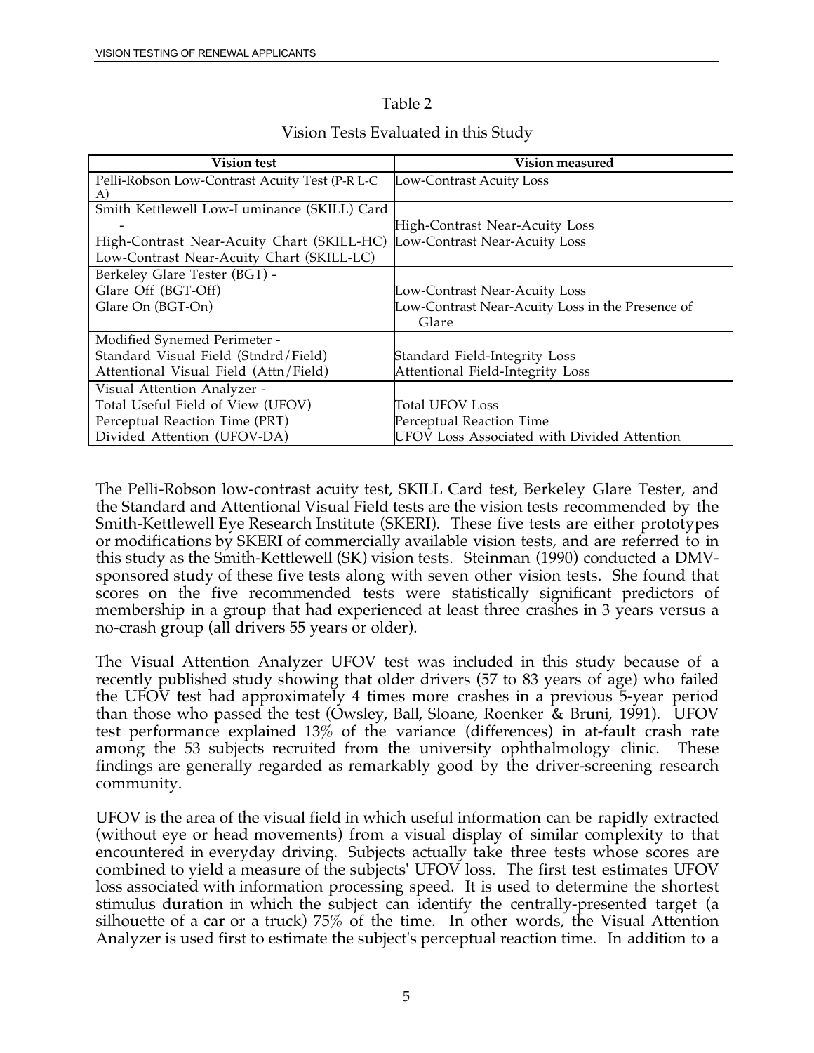Table 2

Vision Tests Evaluated in this Study

| Vision test | Vision measured |
|---|---|
| Pelli-Robson Low-Contrast Acuity Test (P-R L-C A) | Low-Contrast Acuity Loss |
| Smith Kettlewell Low-Luminance (SKILL) Card - <br> High-Contrast Near-Acuity Chart (SKILL-HC) <br> Low-Contrast Near-Acuity Chart (SKILL-LC) | <br> High-Contrast Near-Acuity Loss <br> Low-Contrast Near-Acuity Loss |
| Berkeley Glare Tester (BGT) - <br> Glare Off (BGT-Off) <br> Glare On (BGT-On) | <br> Low-Contrast Near-Acuity Loss <br> Low-Contrast Near-Acuity Loss in the Presence of Glare |
| Modified Synemed Perimeter - <br> Standard Visual Field (Stndrd/Field) <br> Attentional Visual Field (Attn/Field) | <br> Standard Field-Integrity Loss <br> Attentional Field-Integrity Loss |
| Visual Attention Analyzer - <br> Total Useful Field of View (UFOV) <br> Perceptual Reaction Time (PRT) <br> Divided Attention (UFOV-DA) | <br> Total UFOV Loss <br> Perceptual Reaction Time <br> UFOV Loss Associated with Divided Attention |

The Pelli-Robson low-contrast acuity test, SKILL Card test, Berkeley Glare Tester, and the Standard and Attentional Visual Field tests are the vision tests recommended by the Smith-Kettlewell Eye Research Institute (SKERI). These five tests are either prototypes or modifications by SKERI of commercially available vision tests, and are referred to in this study as the Smith-Kettlewell (SK) vision tests. Steinman (1990) conducted a DMV-sponsored study of these five tests along with seven other vision tests. She found that scores on the five recommended tests were statistically significant predictors of membership in a group that had experienced at least three crashes in 3 years versus a no-crash group (all drivers 55 years or older).

The Visual Attention Analyzer UFOV test was included in this study because of a recently published study showing that older drivers (57 to 83 years of age) who failed the UFOV test had approximately 4 times more crashes in a previous 5-year period than those who passed the test (Owsley, Ball, Sloane, Roenker & Bruni, 1991). UFOV test performance explained 13% of the variance (differences) in at-fault crash rate among the 53 subjects recruited from the university ophthalmology clinic. These findings are generally regarded as remarkably good by the driver-screening research community.

UFOV is the area of the visual field in which useful information can be rapidly extracted (without eye or head movements) from a visual display of similar complexity to that encountered in everyday driving. Subjects actually take three tests whose scores are combined to yield a measure of the subjects' UFOV loss. The first test estimates UFOV loss associated with information processing speed. It is used to determine the shortest stimulus duration in which the subject can identify the centrally-presented target (a silhouette of a car or a truck) 75% of the time. In other words, the Visual Attention Analyzer is used first to estimate the subject's perceptual reaction time. In addition to a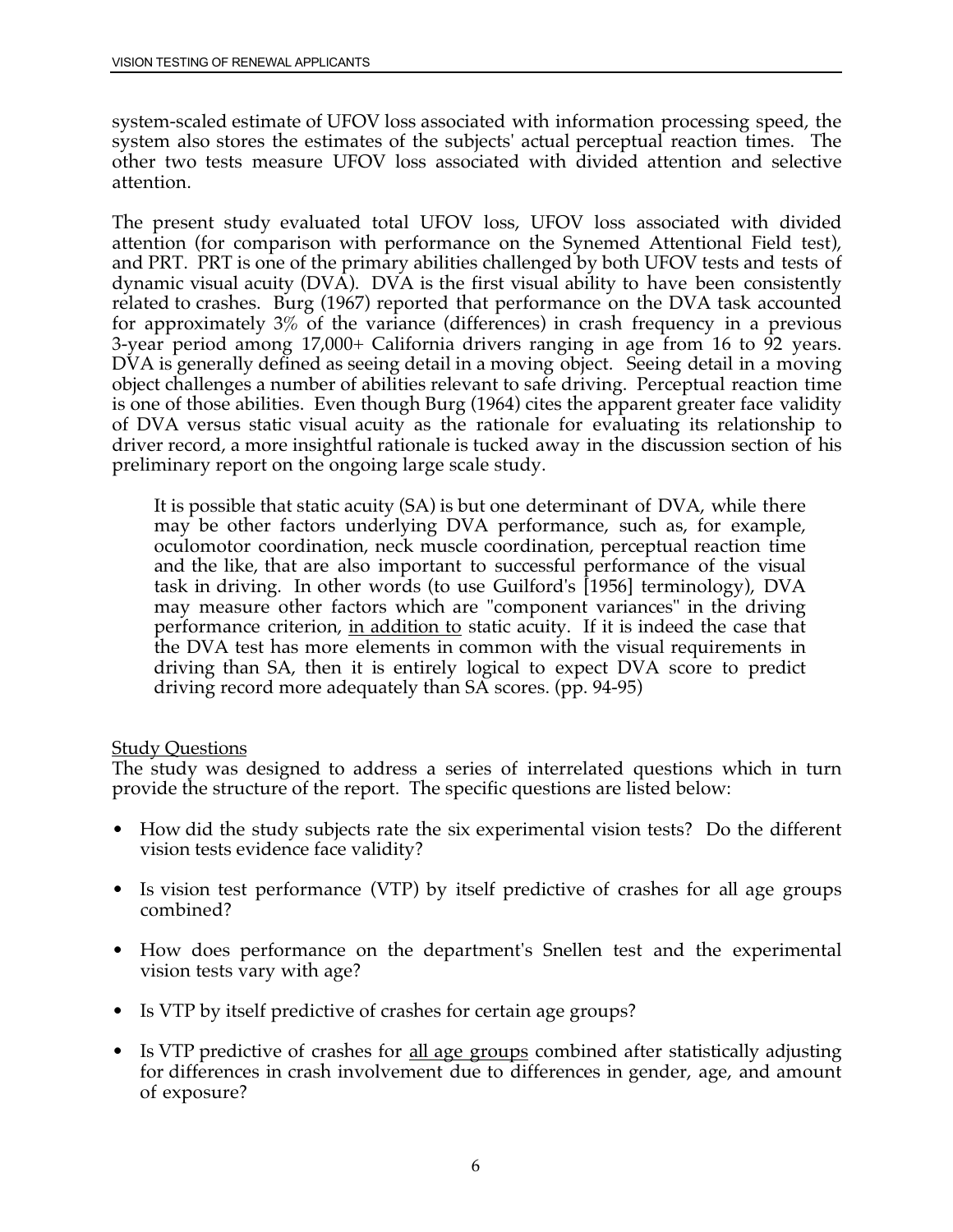system-scaled estimate of UFOV loss associated with information processing speed, the system also stores the estimates of the subjects' actual perceptual reaction times. The other two tests measure UFOV loss associated with divided attention and selective attention.

The present study evaluated total UFOV loss, UFOV loss associated with divided attention (for comparison with performance on the Synemed Attentional Field test), and PRT. PRT is one of the primary abilities challenged by both UFOV tests and tests of dynamic visual acuity (DVA). DVA is the first visual ability to have been consistently related to crashes. Burg (1967) reported that performance on the DVA task accounted for approximately 3% of the variance (differences) in crash frequency in a previous 3-year period among 17,000+ California drivers ranging in age from 16 to 92 years. DVA is generally defined as seeing detail in a moving object. Seeing detail in a moving object challenges a number of abilities relevant to safe driving. Perceptual reaction time is one of those abilities. Even though Burg (1964) cites the apparent greater face validity of DVA versus static visual acuity as the rationale for evaluating its relationship to driver record, a more insightful rationale is tucked away in the discussion section of his preliminary report on the ongoing large scale study.

> It is possible that static acuity (SA) is but one determinant of DVA, while there may be other factors underlying DVA performance, such as, for example, oculomotor coordination, neck muscle coordination, perceptual reaction time and the like, that are also important to successful performance of the visual task in driving. In other words (to use Guilford's [1956] terminology), DVA may measure other factors which are "component variances" in the driving performance criterion, <u>in addition to</u> static acuity. If it is indeed the case that the DVA test has more elements in common with the visual requirements in driving than SA, then it is entirely logical to expect DVA score to predict driving record more adequately than SA scores. (pp. 94-95)

<u>Study Questions</u>

The study was designed to address a series of interrelated questions which in turn provide the structure of the report. The specific questions are listed below:

- How did the study subjects rate the six experimental vision tests? Do the different vision tests evidence face validity?
- Is vision test performance (VTP) by itself predictive of crashes for all age groups combined?
- How does performance on the department's Snellen test and the experimental vision tests vary with age?
- Is VTP by itself predictive of crashes for certain age groups?
- Is VTP predictive of crashes for <u>all age groups</u> combined after statistically adjusting for differences in crash involvement due to differences in gender, age, and amount of exposure?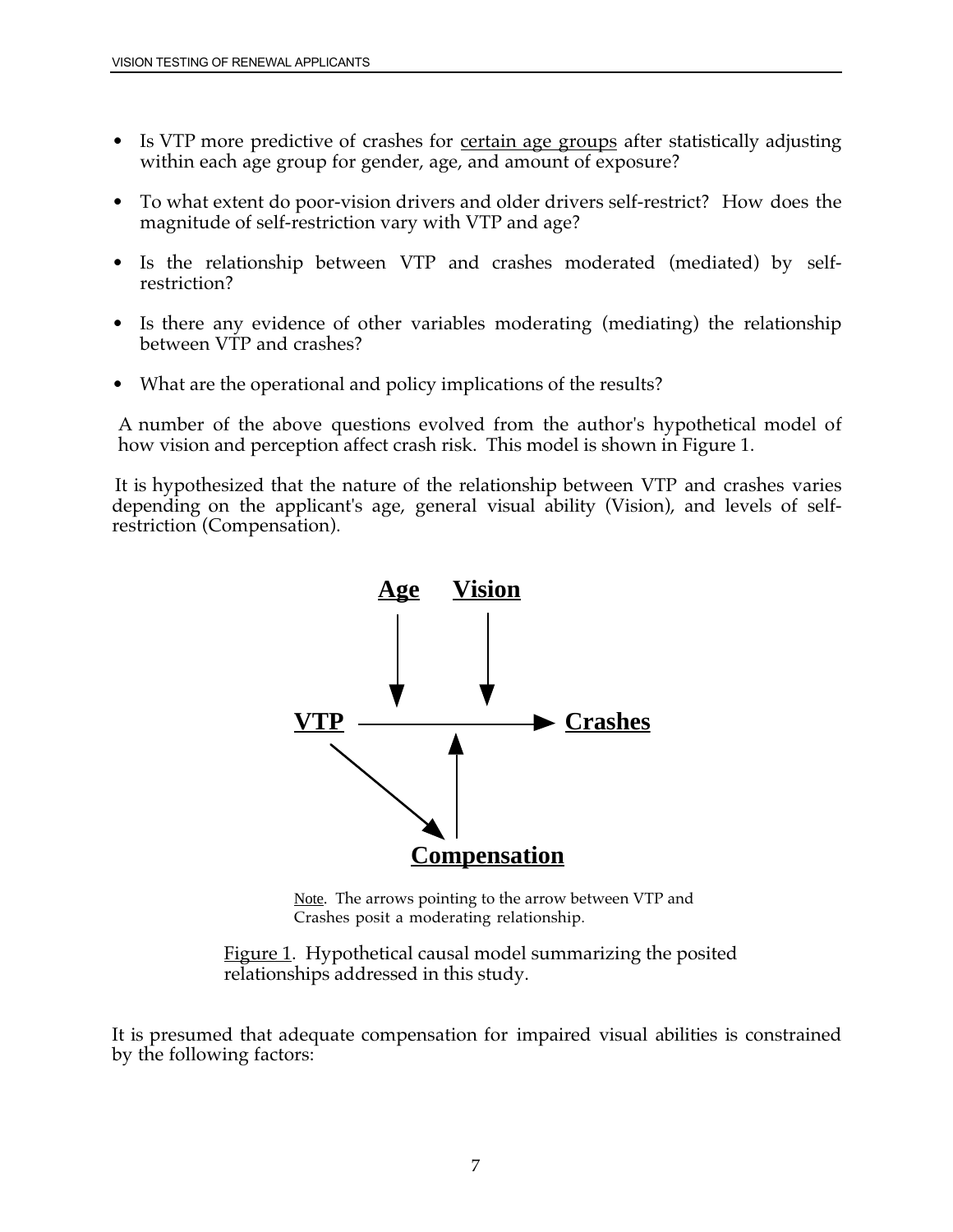- Is VTP more predictive of crashes for certain age groups after statistically adjusting within each age group for gender, age, and amount of exposure?
- To what extent do poor-vision drivers and older drivers self-restrict? How does the magnitude of self-restriction vary with VTP and age?
- Is the relationship between VTP and crashes moderated (mediated) by self-restriction?
- Is there any evidence of other variables moderating (mediating) the relationship between VTP and crashes?
- What are the operational and policy implications of the results?

A number of the above questions evolved from the author's hypothetical model of how vision and perception affect crash risk. This model is shown in Figure 1.

It is hypothesized that the nature of the relationship between VTP and crashes varies depending on the applicant's age, general visual ability (Vision), and levels of self-restriction (Compensation).

**Age** **Vision**

**VTP** → **Crashes**

**Compensation**

Note. The arrows pointing to the arrow between VTP and Crashes posit a moderating relationship.

Figure 1. Hypothetical causal model summarizing the posited relationships addressed in this study.

It is presumed that adequate compensation for impaired visual abilities is constrained by the following factors: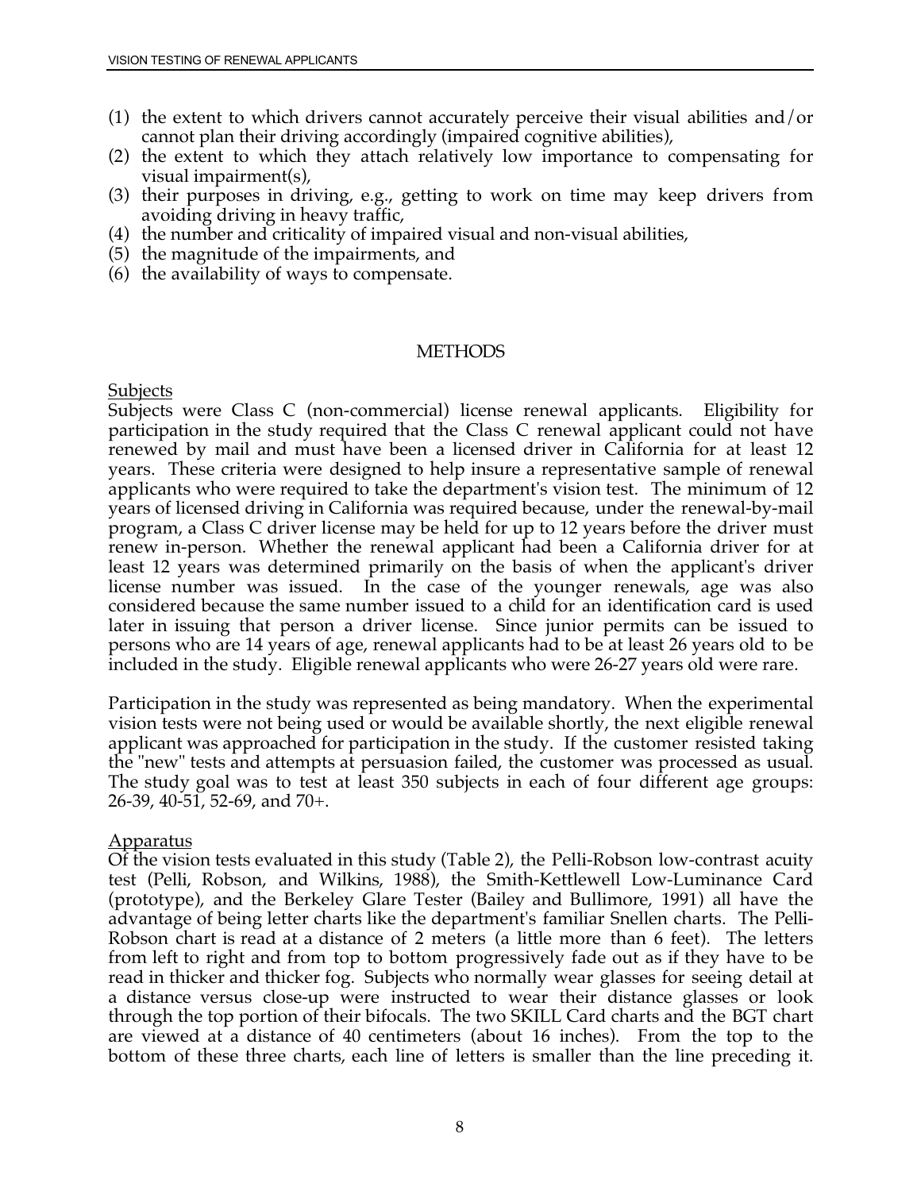(1) the extent to which drivers cannot accurately perceive their visual abilities and/or cannot plan their driving accordingly (impaired cognitive abilities),
(2) the extent to which they attach relatively low importance to compensating for visual impairment(s),
(3) their purposes in driving, e.g., getting to work on time may keep drivers from avoiding driving in heavy traffic,
(4) the number and criticality of impaired visual and non-visual abilities,
(5) the magnitude of the impairments, and
(6) the availability of ways to compensate.

## METHODS

### Subjects

Subjects were Class C (non-commercial) license renewal applicants. Eligibility for participation in the study required that the Class C renewal applicant could not have renewed by mail and must have been a licensed driver in California for at least 12 years. These criteria were designed to help insure a representative sample of renewal applicants who were required to take the department's vision test. The minimum of 12 years of licensed driving in California was required because, under the renewal-by-mail program, a Class C driver license may be held for up to 12 years before the driver must renew in-person. Whether the renewal applicant had been a California driver for at least 12 years was determined primarily on the basis of when the applicant's driver license number was issued. In the case of the younger renewals, age was also considered because the same number issued to a child for an identification card is used later in issuing that person a driver license. Since junior permits can be issued to persons who are 14 years of age, renewal applicants had to be at least 26 years old to be included in the study. Eligible renewal applicants who were 26-27 years old were rare.

Participation in the study was represented as being mandatory. When the experimental vision tests were not being used or would be available shortly, the next eligible renewal applicant was approached for participation in the study. If the customer resisted taking the "new" tests and attempts at persuasion failed, the customer was processed as usual. The study goal was to test at least 350 subjects in each of four different age groups: 26-39, 40-51, 52-69, and 70+.

### Apparatus

Of the vision tests evaluated in this study (Table 2), the Pelli-Robson low-contrast acuity test (Pelli, Robson, and Wilkins, 1988), the Smith-Kettlewell Low-Luminance Card (prototype), and the Berkeley Glare Tester (Bailey and Bullimore, 1991) all have the advantage of being letter charts like the department's familiar Snellen charts. The Pelli-Robson chart is read at a distance of 2 meters (a little more than 6 feet). The letters from left to right and from top to bottom progressively fade out as if they have to be read in thicker and thicker fog. Subjects who normally wear glasses for seeing detail at a distance versus close-up were instructed to wear their distance glasses or look through the top portion of their bifocals. The two SKILL Card charts and the BGT chart are viewed at a distance of 40 centimeters (about 16 inches). From the top to the bottom of these three charts, each line of letters is smaller than the line preceding it.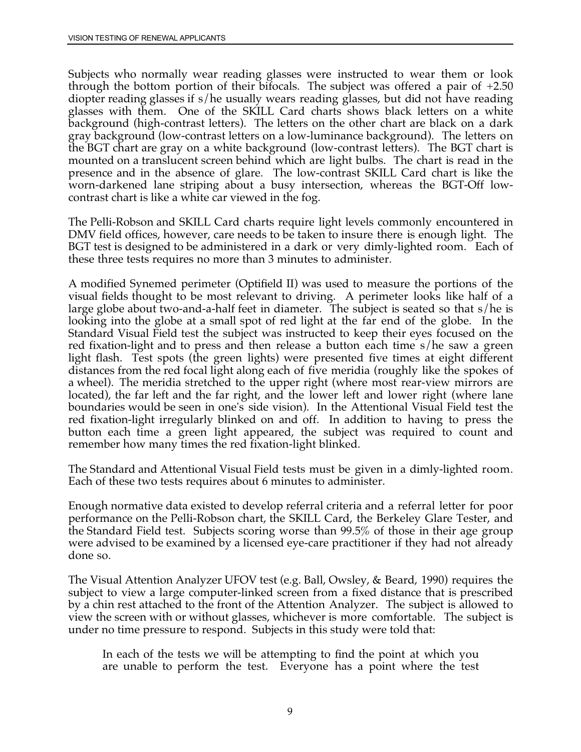Subjects who normally wear reading glasses were instructed to wear them or look through the bottom portion of their bifocals. The subject was offered a pair of +2.50 diopter reading glasses if s/he usually wears reading glasses, but did not have reading glasses with them. One of the SKILL Card charts shows black letters on a white background (high-contrast letters). The letters on the other chart are black on a dark gray background (low-contrast letters on a low-luminance background). The letters on the BGT chart are gray on a white background (low-contrast letters). The BGT chart is mounted on a translucent screen behind which are light bulbs. The chart is read in the presence and in the absence of glare. The low-contrast SKILL Card chart is like the worn-darkened lane striping about a busy intersection, whereas the BGT-Off low-contrast chart is like a white car viewed in the fog.

The Pelli-Robson and SKILL Card charts require light levels commonly encountered in DMV field offices, however, care needs to be taken to insure there is enough light. The BGT test is designed to be administered in a dark or very dimly-lighted room. Each of these three tests requires no more than 3 minutes to administer.

A modified Synemed perimeter (Optifield II) was used to measure the portions of the visual fields thought to be most relevant to driving. A perimeter looks like half of a large globe about two-and-a-half feet in diameter. The subject is seated so that s/he is looking into the globe at a small spot of red light at the far end of the globe. In the Standard Visual Field test the subject was instructed to keep their eyes focused on the red fixation-light and to press and then release a button each time s/he saw a green light flash. Test spots (the green lights) were presented five times at eight different distances from the red focal light along each of five meridia (roughly like the spokes of a wheel). The meridia stretched to the upper right (where most rear-view mirrors are located), the far left and the far right, and the lower left and lower right (where lane boundaries would be seen in one's side vision). In the Attentional Visual Field test the red fixation-light irregularly blinked on and off. In addition to having to press the button each time a green light appeared, the subject was required to count and remember how many times the red fixation-light blinked.

The Standard and Attentional Visual Field tests must be given in a dimly-lighted room. Each of these two tests requires about 6 minutes to administer.

Enough normative data existed to develop referral criteria and a referral letter for poor performance on the Pelli-Robson chart, the SKILL Card, the Berkeley Glare Tester, and the Standard Field test. Subjects scoring worse than 99.5% of those in their age group were advised to be examined by a licensed eye-care practitioner if they had not already done so.

The Visual Attention Analyzer UFOV test (e.g. Ball, Owsley, & Beard, 1990) requires the subject to view a large computer-linked screen from a fixed distance that is prescribed by a chin rest attached to the front of the Attention Analyzer. The subject is allowed to view the screen with or without glasses, whichever is more comfortable. The subject is under no time pressure to respond. Subjects in this study were told that:

> In each of the tests we will be attempting to find the point at which you are unable to perform the test. Everyone has a point where the test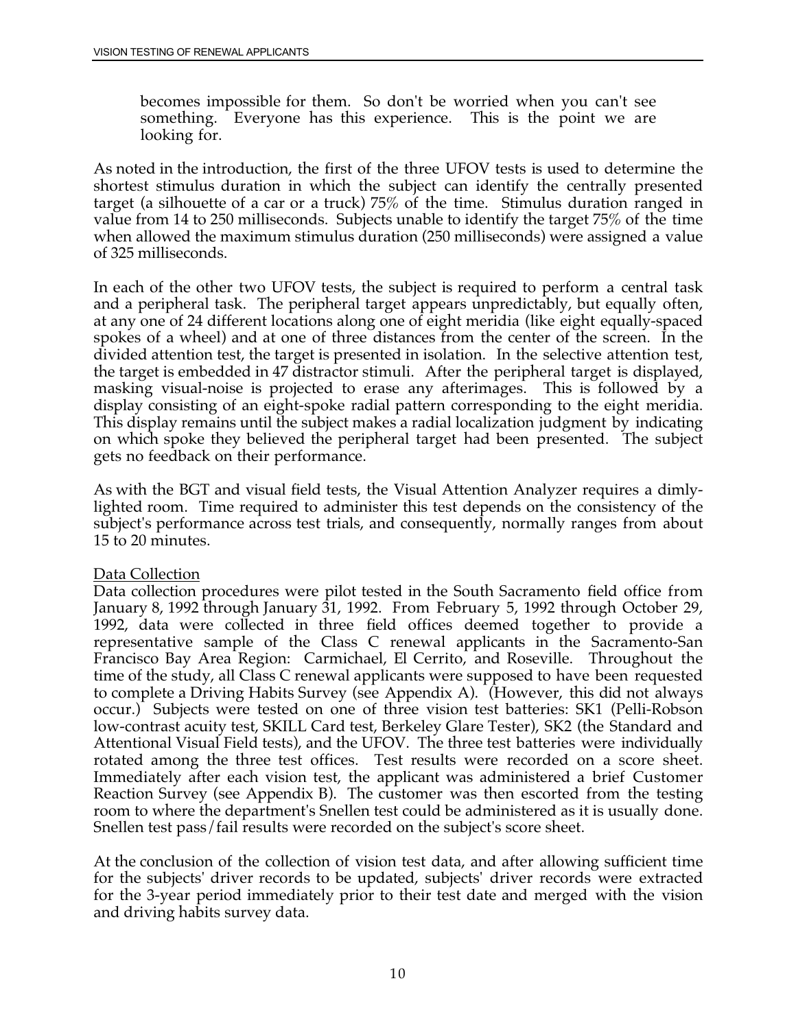> becomes impossible for them. So don't be worried when you can't see something. Everyone has this experience. This is the point we are looking for.

As noted in the introduction, the first of the three UFOV tests is used to determine the shortest stimulus duration in which the subject can identify the centrally presented target (a silhouette of a car or a truck) 75% of the time. Stimulus duration ranged in value from 14 to 250 milliseconds. Subjects unable to identify the target 75% of the time when allowed the maximum stimulus duration (250 milliseconds) were assigned a value of 325 milliseconds.

In each of the other two UFOV tests, the subject is required to perform a central task and a peripheral task. The peripheral target appears unpredictably, but equally often, at any one of 24 different locations along one of eight meridia (like eight equally-spaced spokes of a wheel) and at one of three distances from the center of the screen. In the divided attention test, the target is presented in isolation. In the selective attention test, the target is embedded in 47 distractor stimuli. After the peripheral target is displayed, masking visual-noise is projected to erase any afterimages. This is followed by a display consisting of an eight-spoke radial pattern corresponding to the eight meridia. This display remains until the subject makes a radial localization judgment by indicating on which spoke they believed the peripheral target had been presented. The subject gets no feedback on their performance.

As with the BGT and visual field tests, the Visual Attention Analyzer requires a dimly-lighted room. Time required to administer this test depends on the consistency of the subject's performance across test trials, and consequently, normally ranges from about 15 to 20 minutes.

Data Collection

Data collection procedures were pilot tested in the South Sacramento field office from January 8, 1992 through January 31, 1992. From February 5, 1992 through October 29, 1992, data were collected in three field offices deemed together to provide a representative sample of the Class C renewal applicants in the Sacramento-San Francisco Bay Area Region: Carmichael, El Cerrito, and Roseville. Throughout the time of the study, all Class C renewal applicants were supposed to have been requested to complete a Driving Habits Survey (see Appendix A). (However, this did not always occur.) Subjects were tested on one of three vision test batteries: SK1 (Pelli-Robson low-contrast acuity test, SKILL Card test, Berkeley Glare Tester), SK2 (the Standard and Attentional Visual Field tests), and the UFOV. The three test batteries were individually rotated among the three test offices. Test results were recorded on a score sheet. Immediately after each vision test, the applicant was administered a brief Customer Reaction Survey (see Appendix B). The customer was then escorted from the testing room to where the department's Snellen test could be administered as it is usually done. Snellen test pass/fail results were recorded on the subject's score sheet.

At the conclusion of the collection of vision test data, and after allowing sufficient time for the subjects' driver records to be updated, subjects' driver records were extracted for the 3-year period immediately prior to their test date and merged with the vision and driving habits survey data.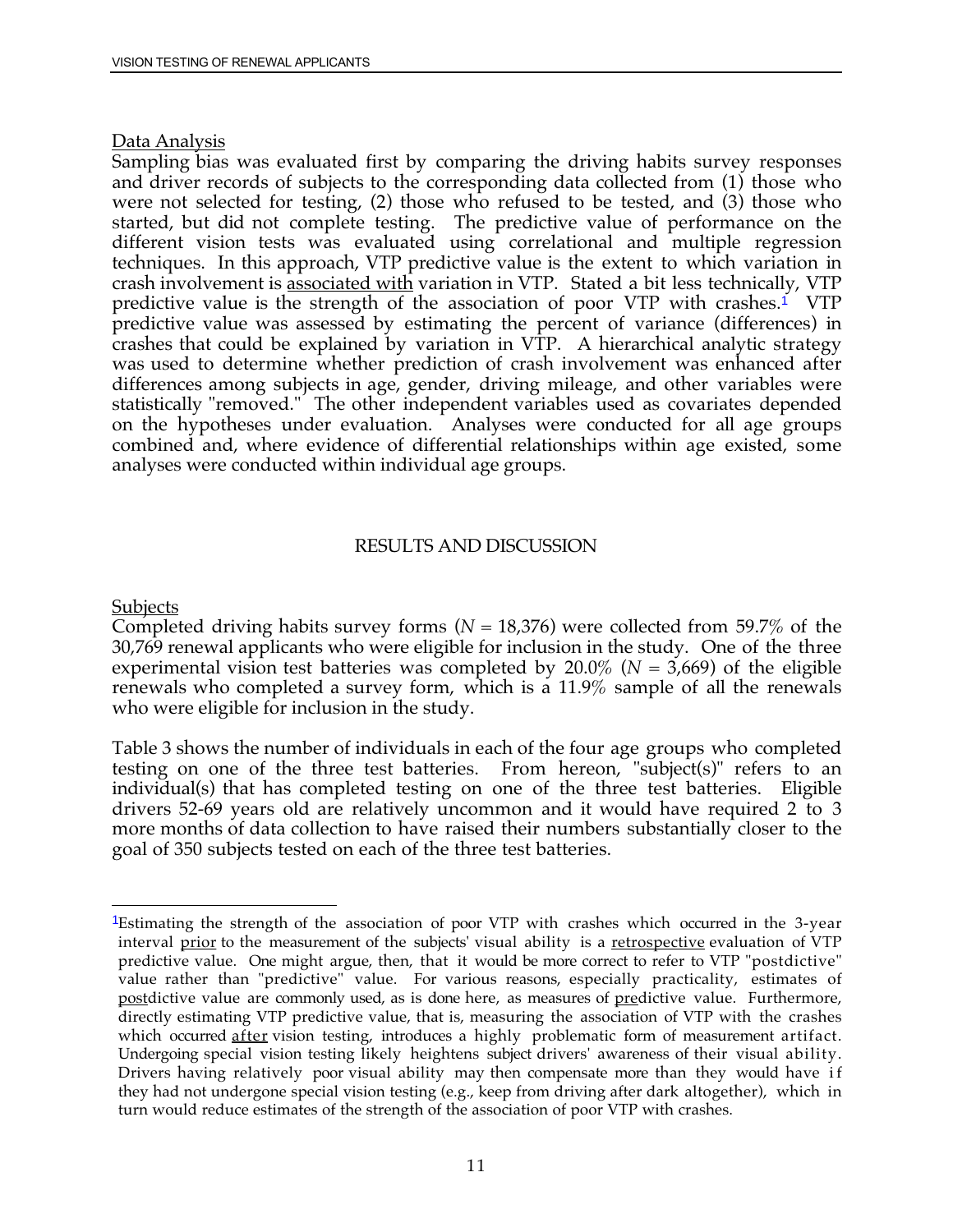Data Analysis

Sampling bias was evaluated first by comparing the driving habits survey responses and driver records of subjects to the corresponding data collected from (1) those who were not selected for testing, (2) those who refused to be tested, and (3) those who started, but did not complete testing. The predictive value of performance on the different vision tests was evaluated using correlational and multiple regression techniques. In this approach, VTP predictive value is the extent to which variation in crash involvement is associated with variation in VTP. Stated a bit less technically, VTP predictive value is the strength of the association of poor VTP with crashes.[1] VTP predictive value was assessed by estimating the percent of variance (differences) in crashes that could be explained by variation in VTP. A hierarchical analytic strategy was used to determine whether prediction of crash involvement was enhanced after differences among subjects in age, gender, driving mileage, and other variables were statistically "removed." The other independent variables used as covariates depended on the hypotheses under evaluation. Analyses were conducted for all age groups combined and, where evidence of differential relationships within age existed, some analyses were conducted within individual age groups.

# RESULTS AND DISCUSSION

Subjects

Completed driving habits survey forms (*N* = 18,376) were collected from 59.7% of the 30,769 renewal applicants who were eligible for inclusion in the study. One of the three experimental vision test batteries was completed by 20.0% (*N* = 3,669) of the eligible renewals who completed a survey form, which is a 11.9% sample of all the renewals who were eligible for inclusion in the study.

Table 3 shows the number of individuals in each of the four age groups who completed testing on one of the three test batteries. From hereon, "subject(s)" refers to an individual(s) that has completed testing on one of the three test batteries. Eligible drivers 52-69 years old are relatively uncommon and it would have required 2 to 3 more months of data collection to have raised their numbers substantially closer to the goal of 350 subjects tested on each of the three test batteries.

---

[1]Estimating the strength of the association of poor VTP with crashes which occurred in the 3-year interval prior to the measurement of the subjects' visual ability is a retrospective evaluation of VTP predictive value. One might argue, then, that it would be more correct to refer to VTP "postdictive" value rather than "predictive" value. For various reasons, especially practicality, estimates of postdictive value are commonly used, as is done here, as measures of predictive value. Furthermore, directly estimating VTP predictive value, that is, measuring the association of VTP with the crashes which occurred after vision testing, introduces a highly problematic form of measurement artifact. Undergoing special vision testing likely heightens subject drivers' awareness of their visual ability. Drivers having relatively poor visual ability may then compensate more than they would have if they had not undergone special vision testing (e.g., keep from driving after dark altogether), which in turn would reduce estimates of the strength of the association of poor VTP with crashes.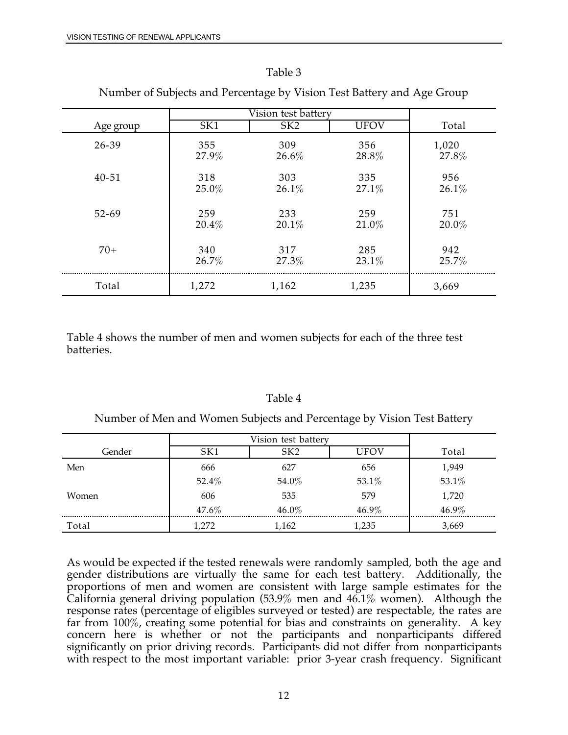Table 3

Number of Subjects and Percentage by Vision Test Battery and Age Group

| Age group | Vision test battery | | | Total |
|---|---|---|---|---|
| | SK1 | SK2 | UFOV | |
| 26-39 | 355<br>27.9% | 309<br>26.6% | 356<br>28.8% | 1,020<br>27.8% |
| 40-51 | 318<br>25.0% | 303<br>26.1% | 335<br>27.1% | 956<br>26.1% |
| 52-69 | 259<br>20.4% | 233<br>20.1% | 259<br>21.0% | 751<br>20.0% |
| 70+ | 340<br>26.7% | 317<br>27.3% | 285<br>23.1% | 942<br>25.7% |
| Total | 1,272 | 1,162 | 1,235 | 3,669 |

Table 4 shows the number of men and women subjects for each of the three test batteries.

Table 4

Number of Men and Women Subjects and Percentage by Vision Test Battery

| Gender | Vision test battery | | | Total |
|---|---|---|---|---|
| | SK1 | SK2 | UFOV | |
| Men | 666<br>52.4% | 627<br>54.0% | 656<br>53.1% | 1,949<br>53.1% |
| Women | 606<br>47.6% | 535<br>46.0% | 579<br>46.9% | 1,720<br>46.9% |
| Total | 1,272 | 1,162 | 1,235 | 3,669 |

As would be expected if the tested renewals were randomly sampled, both the age and gender distributions are virtually the same for each test battery. Additionally, the proportions of men and women are consistent with large sample estimates for the California general driving population (53.9% men and 46.1% women). Although the response rates (percentage of eligibles surveyed or tested) are respectable, the rates are far from 100%, creating some potential for bias and constraints on generality. A key concern here is whether or not the participants and nonparticipants differed significantly on prior driving records. Participants did not differ from nonparticipants with respect to the most important variable: prior 3-year crash frequency. Significant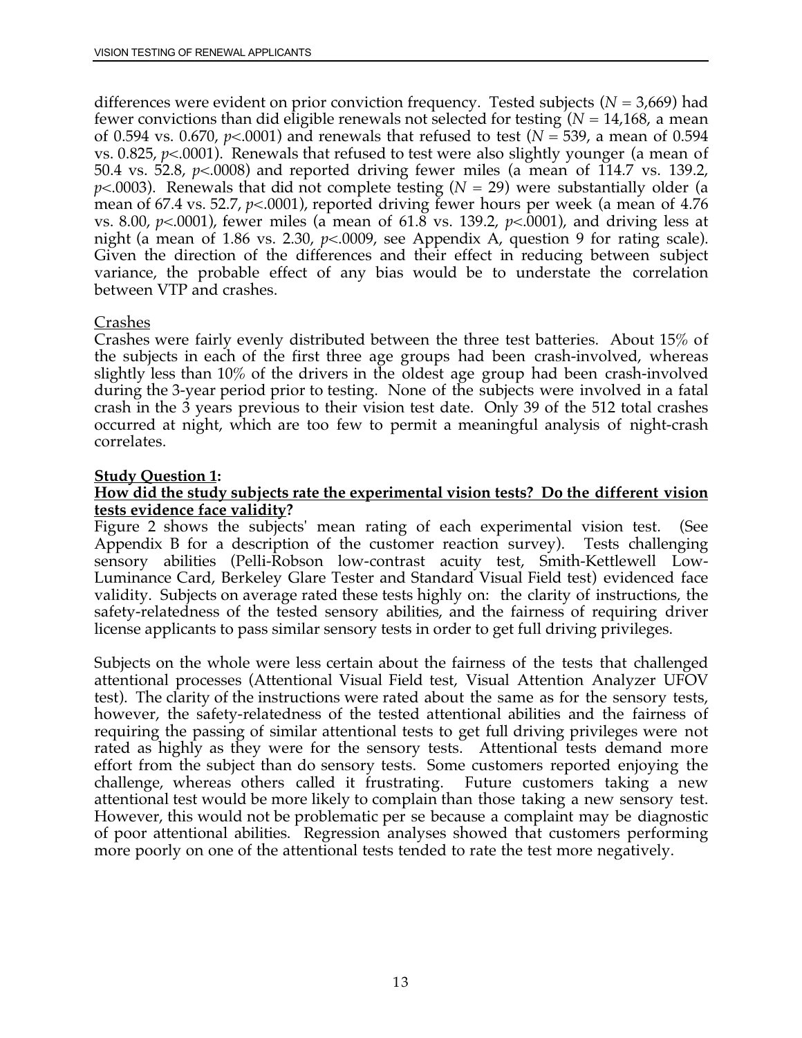differences were evident on prior conviction frequency. Tested subjects ($N = 3{,}669$) had fewer convictions than did eligible renewals not selected for testing ($N = 14{,}168$, a mean of 0.594 vs. 0.670, $p<.0001$) and renewals that refused to test ($N = 539$, a mean of 0.594 vs. 0.825, $p<.0001$). Renewals that refused to test were also slightly younger (a mean of 50.4 vs. 52.8, $p<.0008$) and reported driving fewer miles (a mean of 114.7 vs. 139.2, $p<.0003$). Renewals that did not complete testing ($N = 29$) were substantially older (a mean of 67.4 vs. 52.7, $p<.0001$), reported driving fewer hours per week (a mean of 4.76 vs. 8.00, $p<.0001$), fewer miles (a mean of 61.8 vs. 139.2, $p<.0001$), and driving less at night (a mean of 1.86 vs. 2.30, $p<.0009$, see Appendix A, question 9 for rating scale). Given the direction of the differences and their effect in reducing between subject variance, the probable effect of any bias would be to understate the correlation between VTP and crashes.

Crashes

Crashes were fairly evenly distributed between the three test batteries. About 15% of the subjects in each of the first three age groups had been crash-involved, whereas slightly less than 10% of the drivers in the oldest age group had been crash-involved during the 3-year period prior to testing. None of the subjects were involved in a fatal crash in the 3 years previous to their vision test date. Only 39 of the 512 total crashes occurred at night, which are too few to permit a meaningful analysis of night-crash correlates.

**Study Question 1:**

**How did the study subjects rate the experimental vision tests? Do the different vision tests evidence face validity?**

Figure 2 shows the subjects' mean rating of each experimental vision test. (See Appendix B for a description of the customer reaction survey). Tests challenging sensory abilities (Pelli-Robson low-contrast acuity test, Smith-Kettlewell Low-Luminance Card, Berkeley Glare Tester and Standard Visual Field test) evidenced face validity. Subjects on average rated these tests highly on: the clarity of instructions, the safety-relatedness of the tested sensory abilities, and the fairness of requiring driver license applicants to pass similar sensory tests in order to get full driving privileges.

Subjects on the whole were less certain about the fairness of the tests that challenged attentional processes (Attentional Visual Field test, Visual Attention Analyzer UFOV test). The clarity of the instructions were rated about the same as for the sensory tests, however, the safety-relatedness of the tested attentional abilities and the fairness of requiring the passing of similar attentional tests to get full driving privileges were not rated as highly as they were for the sensory tests. Attentional tests demand more effort from the subject than do sensory tests. Some customers reported enjoying the challenge, whereas others called it frustrating. Future customers taking a new attentional test would be more likely to complain than those taking a new sensory test. However, this would not be problematic per se because a complaint may be diagnostic of poor attentional abilities. Regression analyses showed that customers performing more poorly on one of the attentional tests tended to rate the test more negatively.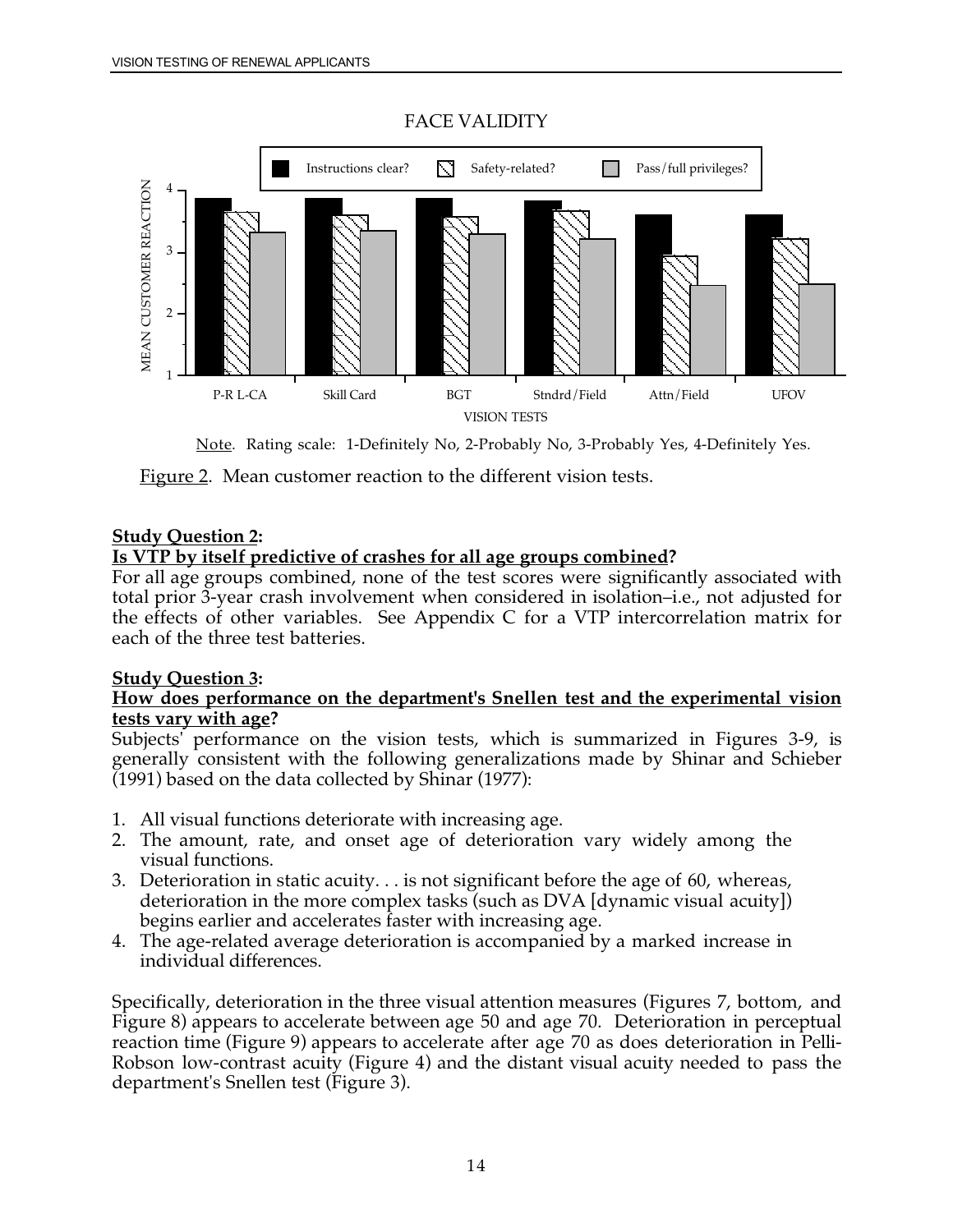FACE VALIDITY

Note. Rating scale: 1-Definitely No, 2-Probably No, 3-Probably Yes, 4-Definitely Yes.

Figure 2. Mean customer reaction to the different vision tests.

**Study Question 2:**
**Is VTP by itself predictive of crashes for all age groups combined?**

For all age groups combined, none of the test scores were significantly associated with total prior 3-year crash involvement when considered in isolation–i.e., not adjusted for the effects of other variables. See Appendix C for a VTP intercorrelation matrix for each of the three test batteries.

**Study Question 3:**
**How does performance on the department's Snellen test and the experimental vision tests vary with age?**

Subjects' performance on the vision tests, which is summarized in Figures 3-9, is generally consistent with the following generalizations made by Shinar and Schieber (1991) based on the data collected by Shinar (1977):

1. All visual functions deteriorate with increasing age.
2. The amount, rate, and onset age of deterioration vary widely among the visual functions.
3. Deterioration in static acuity. . . is not significant before the age of 60, whereas, deterioration in the more complex tasks (such as DVA [dynamic visual acuity]) begins earlier and accelerates faster with increasing age.
4. The age-related average deterioration is accompanied by a marked increase in individual differences.

Specifically, deterioration in the three visual attention measures (Figures 7, bottom, and Figure 8) appears to accelerate between age 50 and age 70. Deterioration in perceptual reaction time (Figure 9) appears to accelerate after age 70 as does deterioration in Pelli-Robson low-contrast acuity (Figure 4) and the distant visual acuity needed to pass the department's Snellen test (Figure 3).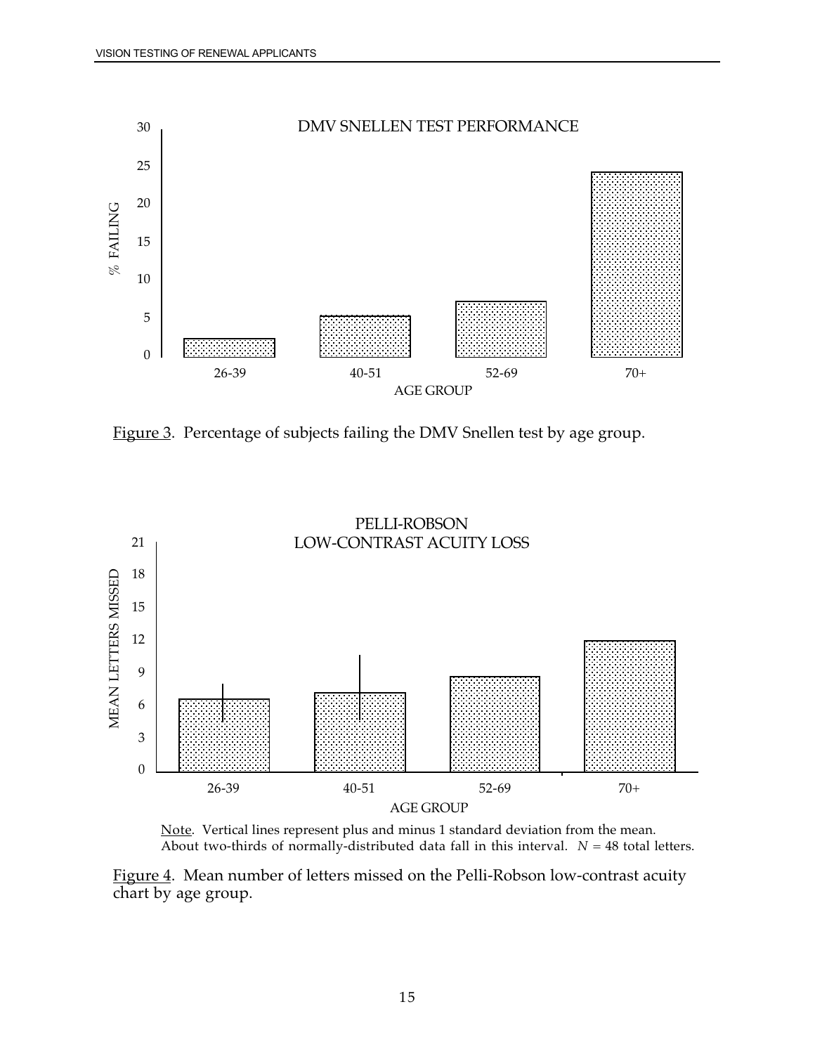Figure 3. Percentage of subjects failing the DMV Snellen test by age group.

Note. Vertical lines represent plus and minus 1 standard deviation from the mean. About two-thirds of normally-distributed data fall in this interval. $N$ = 48 total letters.

Figure 4. Mean number of letters missed on the Pelli-Robson low-contrast acuity chart by age group.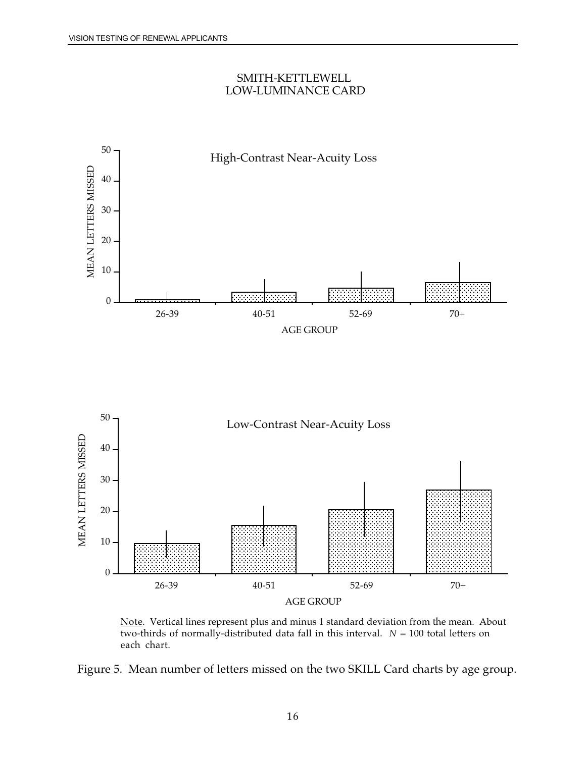SMITH-KETTLEWELL
LOW-LUMINANCE CARD

High-Contrast Near-Acuity Loss

Low-Contrast Near-Acuity Loss

Note. Vertical lines represent plus and minus 1 standard deviation from the mean. About two-thirds of normally-distributed data fall in this interval. $N$ = 100 total letters on each chart.

Figure 5. Mean number of letters missed on the two SKILL Card charts by age group.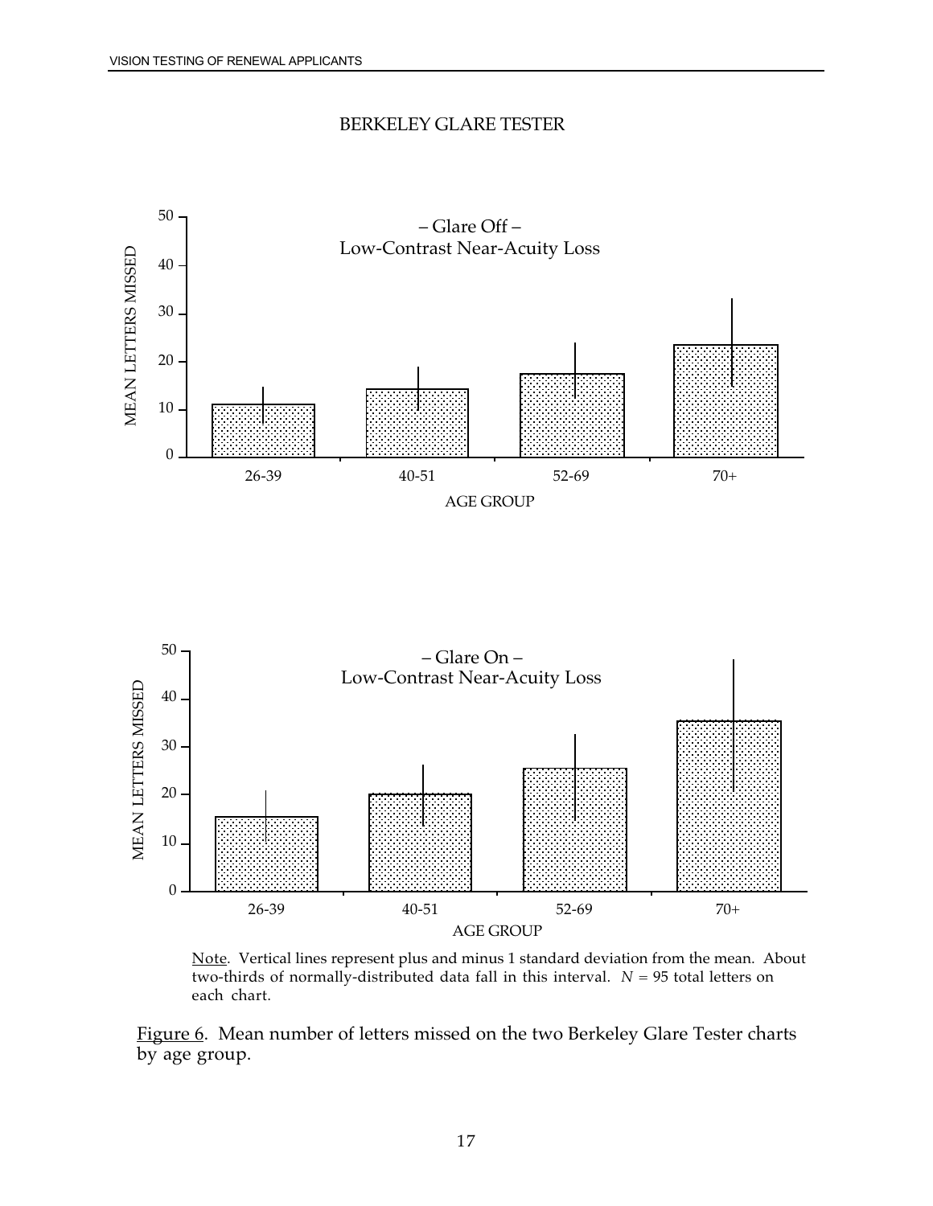BERKELEY GLARE TESTER

– Glare Off –
Low-Contrast Near-Acuity Loss

MEAN LETTERS MISSED

AGE GROUP

26-39 40-51 52-69 70+

– Glare On –
Low-Contrast Near-Acuity Loss

MEAN LETTERS MISSED

AGE GROUP

26-39 40-51 52-69 70+

Note. Vertical lines represent plus and minus 1 standard deviation from the mean. About two-thirds of normally-distributed data fall in this interval. $N$ = 95 total letters on each chart.

Figure 6. Mean number of letters missed on the two Berkeley Glare Tester charts by age group.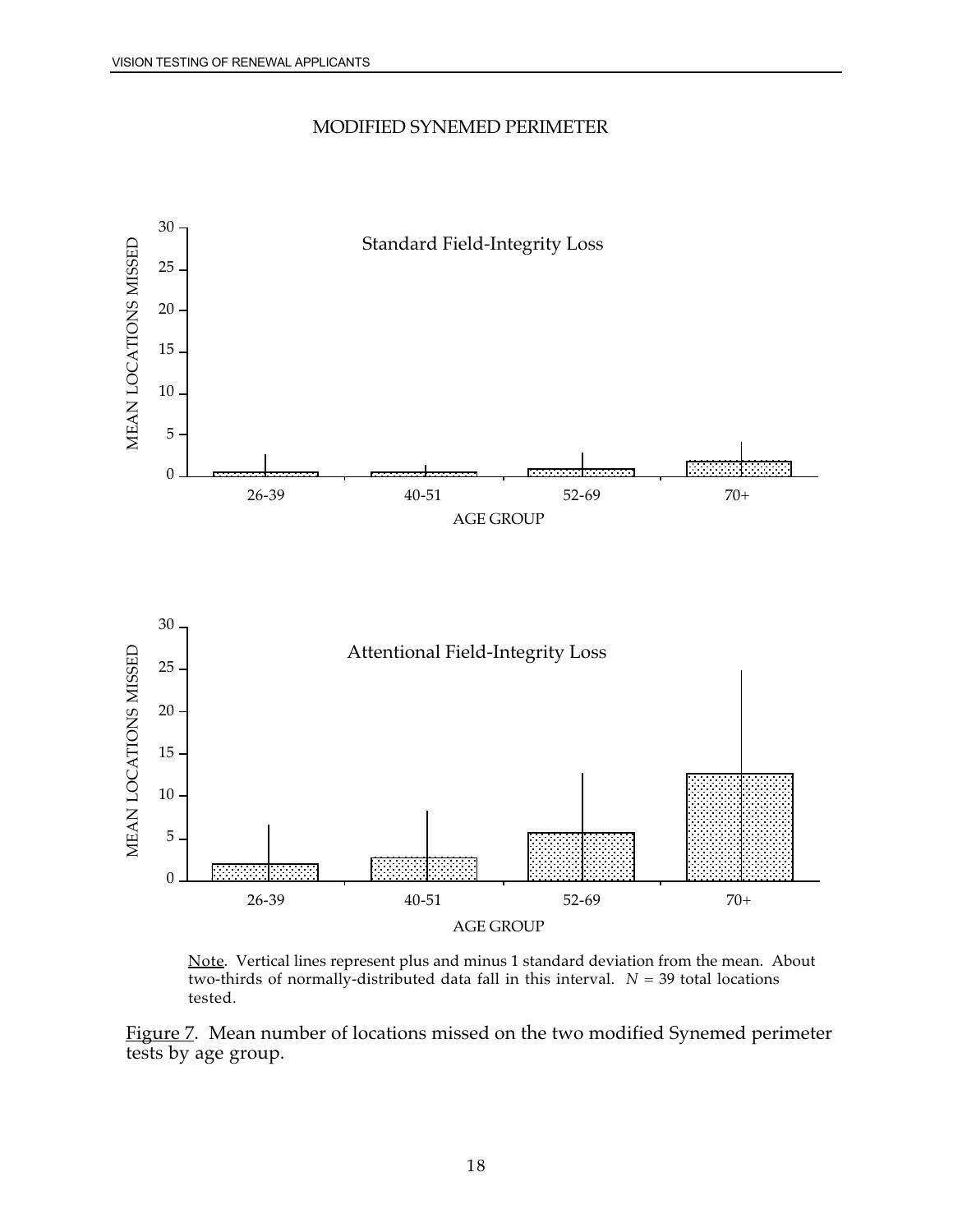MODIFIED SYNEMED PERIMETER

Standard Field-Integrity Loss

Attentional Field-Integrity Loss

Note. Vertical lines represent plus and minus 1 standard deviation from the mean. About two-thirds of normally-distributed data fall in this interval. $N$ = 39 total locations tested.

Figure 7. Mean number of locations missed on the two modified Synemed perimeter tests by age group.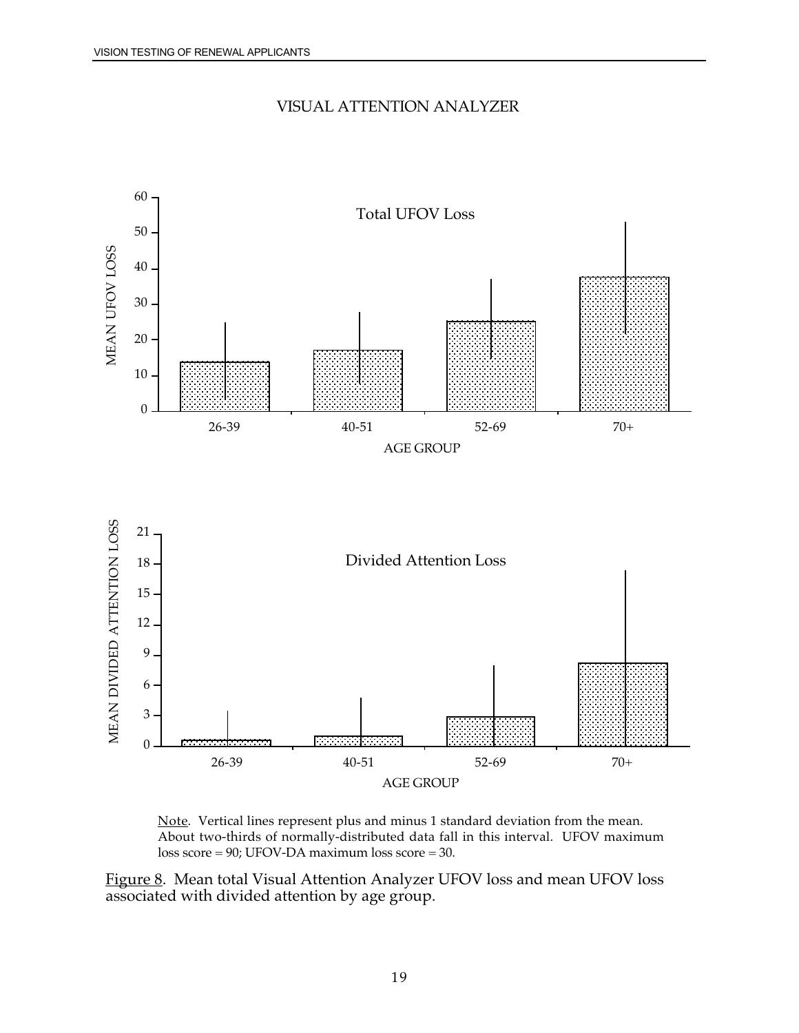VISUAL ATTENTION ANALYZER

Total UFOV Loss

MEAN UFOV LOSS

AGE GROUP: 26-39, 40-51, 52-69, 70+

Divided Attention Loss

MEAN DIVIDED ATTENTION LOSS

AGE GROUP: 26-39, 40-51, 52-69, 70+

Note. Vertical lines represent plus and minus 1 standard deviation from the mean. About two-thirds of normally-distributed data fall in this interval. UFOV maximum loss score = 90; UFOV-DA maximum loss score = 30.

Figure 8. Mean total Visual Attention Analyzer UFOV loss and mean UFOV loss associated with divided attention by age group.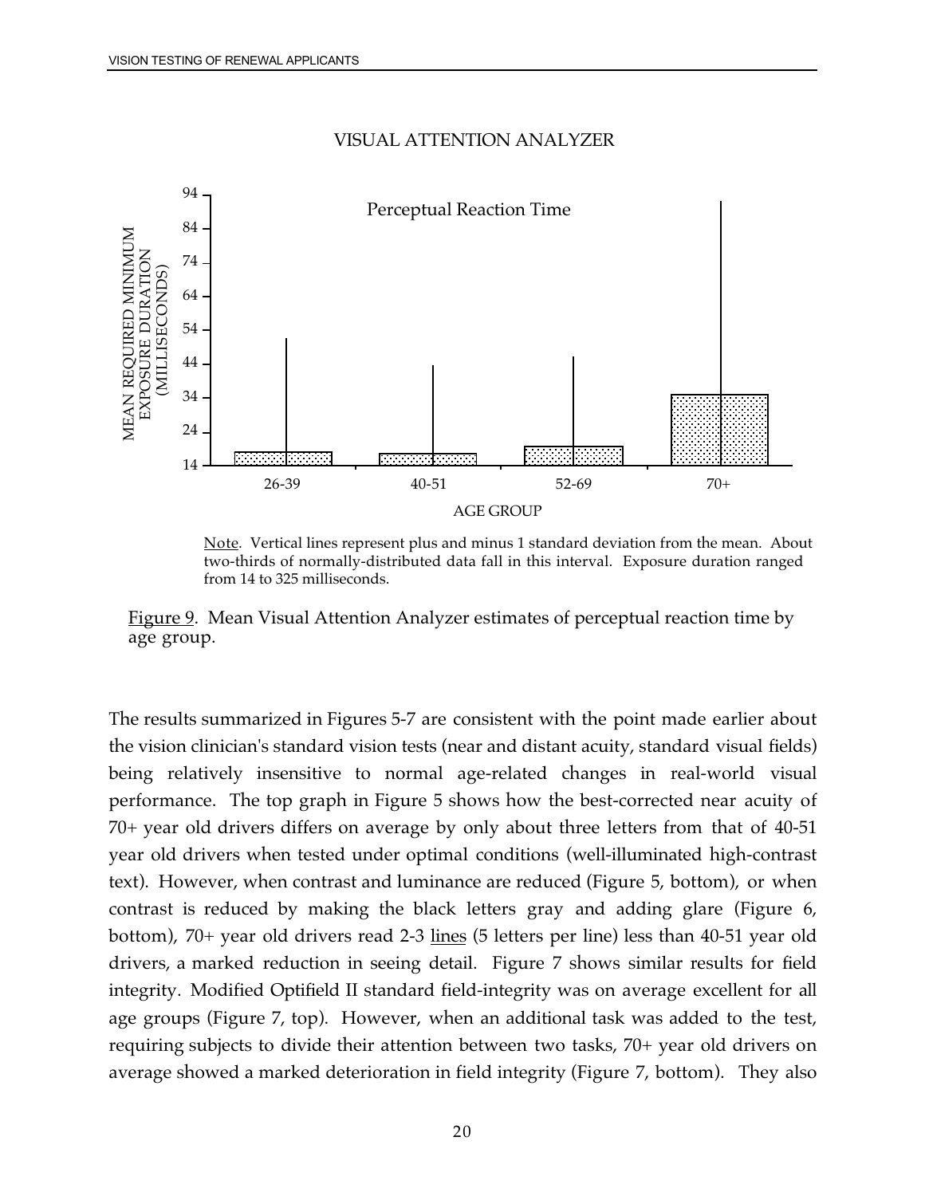VISUAL ATTENTION ANALYZER

Note. Vertical lines represent plus and minus 1 standard deviation from the mean. About two-thirds of normally-distributed data fall in this interval. Exposure duration ranged from 14 to 325 milliseconds.

Figure 9. Mean Visual Attention Analyzer estimates of perceptual reaction time by age group.

The results summarized in Figures 5-7 are consistent with the point made earlier about the vision clinician's standard vision tests (near and distant acuity, standard visual fields) being relatively insensitive to normal age-related changes in real-world visual performance. The top graph in Figure 5 shows how the best-corrected near acuity of 70+ year old drivers differs on average by only about three letters from that of 40-51 year old drivers when tested under optimal conditions (well-illuminated high-contrast text). However, when contrast and luminance are reduced (Figure 5, bottom), or when contrast is reduced by making the black letters gray and adding glare (Figure 6, bottom), 70+ year old drivers read 2-3 lines (5 letters per line) less than 40-51 year old drivers, a marked reduction in seeing detail. Figure 7 shows similar results for field integrity. Modified Optifield II standard field-integrity was on average excellent for all age groups (Figure 7, top). However, when an additional task was added to the test, requiring subjects to divide their attention between two tasks, 70+ year old drivers on average showed a marked deterioration in field integrity (Figure 7, bottom). They also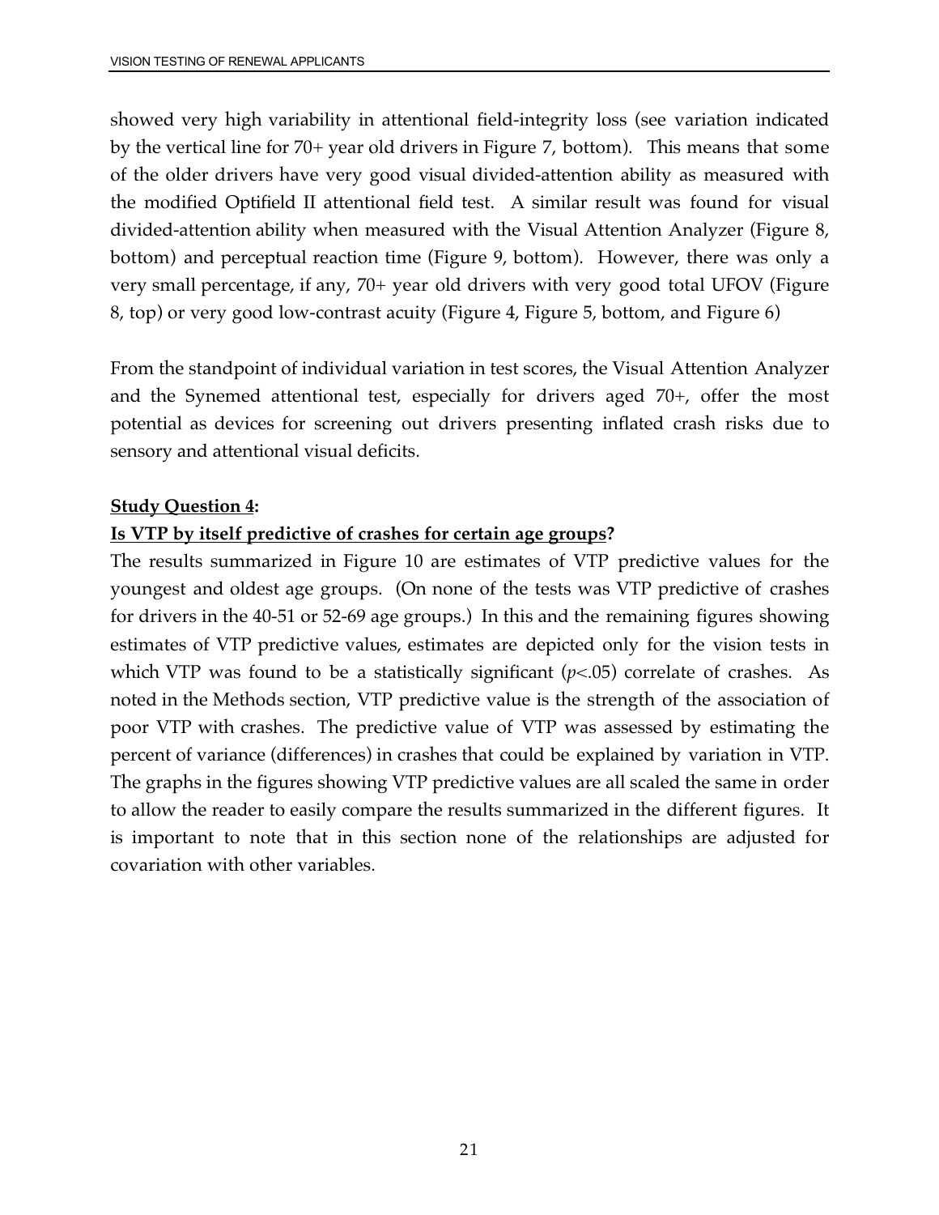showed very high variability in attentional field-integrity loss (see variation indicated by the vertical line for 70+ year old drivers in Figure 7, bottom). This means that some of the older drivers have very good visual divided-attention ability as measured with the modified Optifield II attentional field test. A similar result was found for visual divided-attention ability when measured with the Visual Attention Analyzer (Figure 8, bottom) and perceptual reaction time (Figure 9, bottom). However, there was only a very small percentage, if any, 70+ year old drivers with very good total UFOV (Figure 8, top) or very good low-contrast acuity (Figure 4, Figure 5, bottom, and Figure 6)

From the standpoint of individual variation in test scores, the Visual Attention Analyzer and the Synemed attentional test, especially for drivers aged 70+, offer the most potential as devices for screening out drivers presenting inflated crash risks due to sensory and attentional visual deficits.

**Study Question 4:**

**Is VTP by itself predictive of crashes for certain age groups?**

The results summarized in Figure 10 are estimates of VTP predictive values for the youngest and oldest age groups. (On none of the tests was VTP predictive of crashes for drivers in the 40-51 or 52-69 age groups.) In this and the remaining figures showing estimates of VTP predictive values, estimates are depicted only for the vision tests in which VTP was found to be a statistically significant ($p<.05$) correlate of crashes. As noted in the Methods section, VTP predictive value is the strength of the association of poor VTP with crashes. The predictive value of VTP was assessed by estimating the percent of variance (differences) in crashes that could be explained by variation in VTP. The graphs in the figures showing VTP predictive values are all scaled the same in order to allow the reader to easily compare the results summarized in the different figures. It is important to note that in this section none of the relationships are adjusted for covariation with other variables.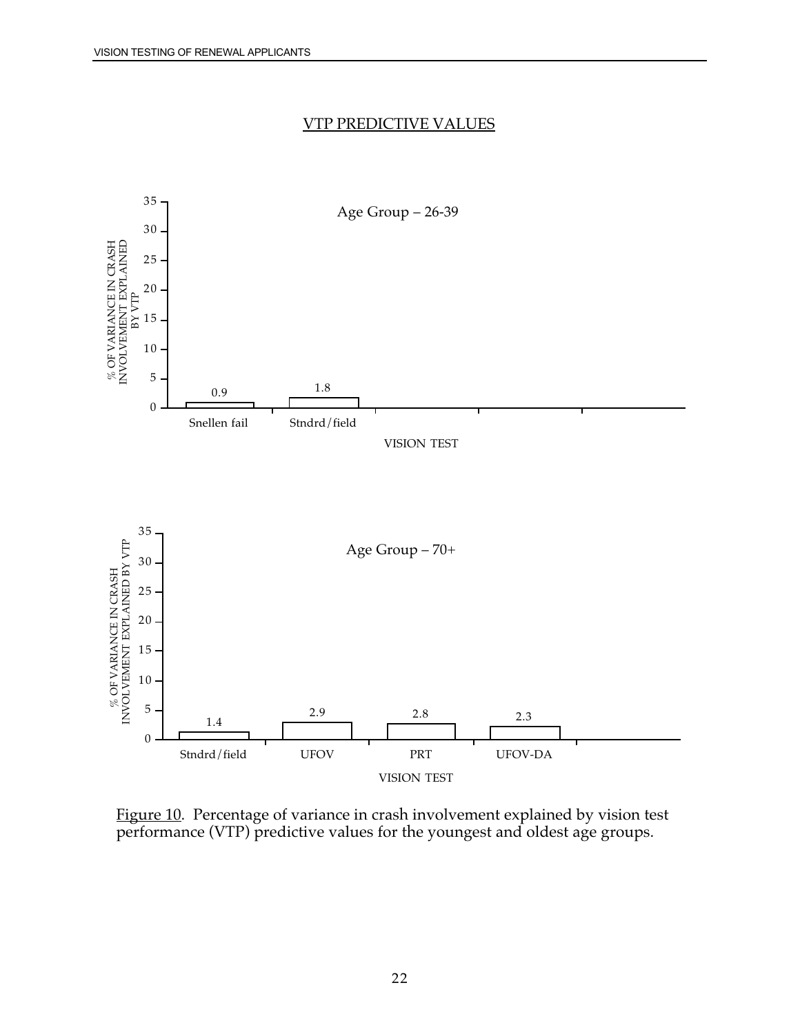## VTP PREDICTIVE VALUES

**Age Group – 26-39**

| VISION TEST | % OF VARIANCE IN CRASH INVOLVEMENT EXPLAINED BY VTP |
|---|---|
| Snellen fail | 0.9 |
| Stndrd/field | 1.8 |

**Age Group – 70+**

| VISION TEST | % OF VARIANCE IN CRASH INVOLVEMENT EXPLAINED BY VTP |
|---|---|
| Stndrd/field | 1.4 |
| UFOV | 2.9 |
| PRT | 2.8 |
| UFOV-DA | 2.3 |

Figure 10. Percentage of variance in crash involvement explained by vision test performance (VTP) predictive values for the youngest and oldest age groups.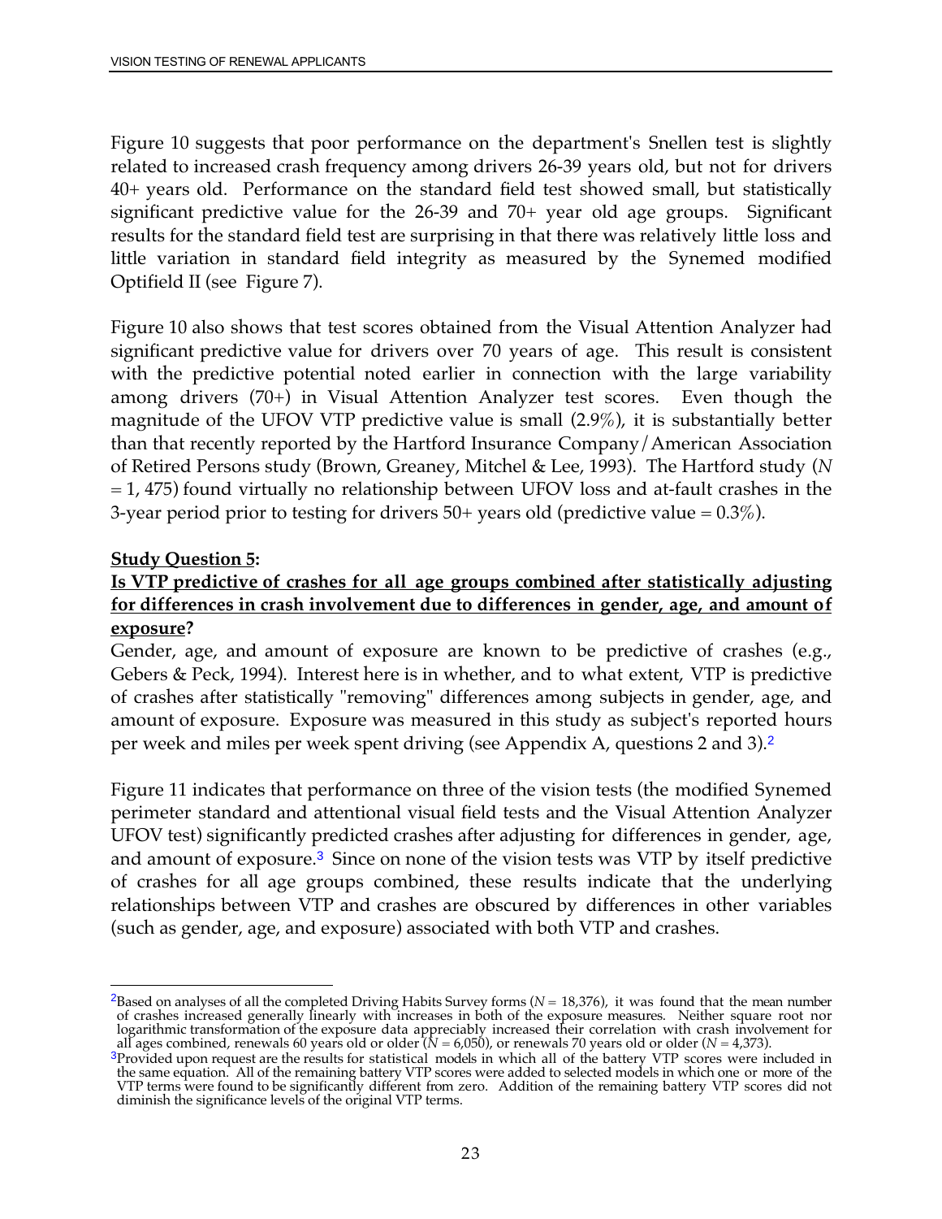Figure 10 suggests that poor performance on the department's Snellen test is slightly related to increased crash frequency among drivers 26-39 years old, but not for drivers 40+ years old. Performance on the standard field test showed small, but statistically significant predictive value for the 26-39 and 70+ year old age groups. Significant results for the standard field test are surprising in that there was relatively little loss and little variation in standard field integrity as measured by the Synemed modified Optifield II (see Figure 7).

Figure 10 also shows that test scores obtained from the Visual Attention Analyzer had significant predictive value for drivers over 70 years of age. This result is consistent with the predictive potential noted earlier in connection with the large variability among drivers (70+) in Visual Attention Analyzer test scores. Even though the magnitude of the UFOV VTP predictive value is small (2.9%), it is substantially better than that recently reported by the Hartford Insurance Company/American Association of Retired Persons study (Brown, Greaney, Mitchel & Lee, 1993). The Hartford study (*N* = 1, 475) found virtually no relationship between UFOV loss and at-fault crashes in the 3-year period prior to testing for drivers 50+ years old (predictive value = 0.3%).

**<u>Study Question 5</u>:**

**<u>Is VTP predictive of crashes for all age groups combined after statistically adjusting for differences in crash involvement due to differences in gender, age, and amount of exposure</u>?**

Gender, age, and amount of exposure are known to be predictive of crashes (e.g., Gebers & Peck, 1994). Interest here is in whether, and to what extent, VTP is predictive of crashes after statistically "removing" differences among subjects in gender, age, and amount of exposure. Exposure was measured in this study as subject's reported hours per week and miles per week spent driving (see Appendix A, questions 2 and 3).[2]

Figure 11 indicates that performance on three of the vision tests (the modified Synemed perimeter standard and attentional visual field tests and the Visual Attention Analyzer UFOV test) significantly predicted crashes after adjusting for differences in gender, age, and amount of exposure.[3] Since on none of the vision tests was VTP by itself predictive of crashes for all age groups combined, these results indicate that the underlying relationships between VTP and crashes are obscured by differences in other variables (such as gender, age, and exposure) associated with both VTP and crashes.

---

[2]Based on analyses of all the completed Driving Habits Survey forms (*N* = 18,376), it was found that the mean number of crashes increased generally linearly with increases in both of the exposure measures. Neither square root nor logarithmic transformation of the exposure data appreciably increased their correlation with crash involvement for all ages combined, renewals 60 years old or older (*N* = 6,050), or renewals 70 years old or older (*N* = 4,373).

[3]Provided upon request are the results for statistical models in which all of the battery VTP scores were included in the same equation. All of the remaining battery VTP scores were added to selected models in which one or more of the VTP terms were found to be significantly different from zero. Addition of the remaining battery VTP scores did not diminish the significance levels of the original VTP terms.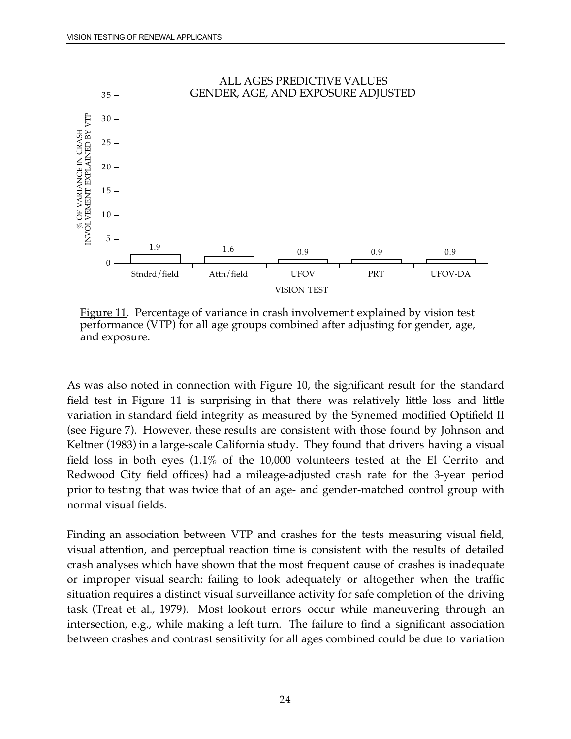ALL AGES PREDICTIVE VALUES
GENDER, AGE, AND EXPOSURE ADJUSTED

| VISION TEST | % OF VARIANCE IN CRASH INVOLVEMENT EXPLAINED BY VTP |
|---|---|
| Stndrd/field | 1.9 |
| Attn/field | 1.6 |
| UFOV | 0.9 |
| PRT | 0.9 |
| UFOV-DA | 0.9 |

Figure 11. Percentage of variance in crash involvement explained by vision test performance (VTP) for all age groups combined after adjusting for gender, age, and exposure.

As was also noted in connection with Figure 10, the significant result for the standard field test in Figure 11 is surprising in that there was relatively little loss and little variation in standard field integrity as measured by the Synemed modified Optifield II (see Figure 7). However, these results are consistent with those found by Johnson and Keltner (1983) in a large-scale California study. They found that drivers having a visual field loss in both eyes (1.1% of the 10,000 volunteers tested at the El Cerrito and Redwood City field offices) had a mileage-adjusted crash rate for the 3-year period prior to testing that was twice that of an age- and gender-matched control group with normal visual fields.

Finding an association between VTP and crashes for the tests measuring visual field, visual attention, and perceptual reaction time is consistent with the results of detailed crash analyses which have shown that the most frequent cause of crashes is inadequate or improper visual search: failing to look adequately or altogether when the traffic situation requires a distinct visual surveillance activity for safe completion of the driving task (Treat et al., 1979). Most lookout errors occur while maneuvering through an intersection, e.g., while making a left turn. The failure to find a significant association between crashes and contrast sensitivity for all ages combined could be due to variation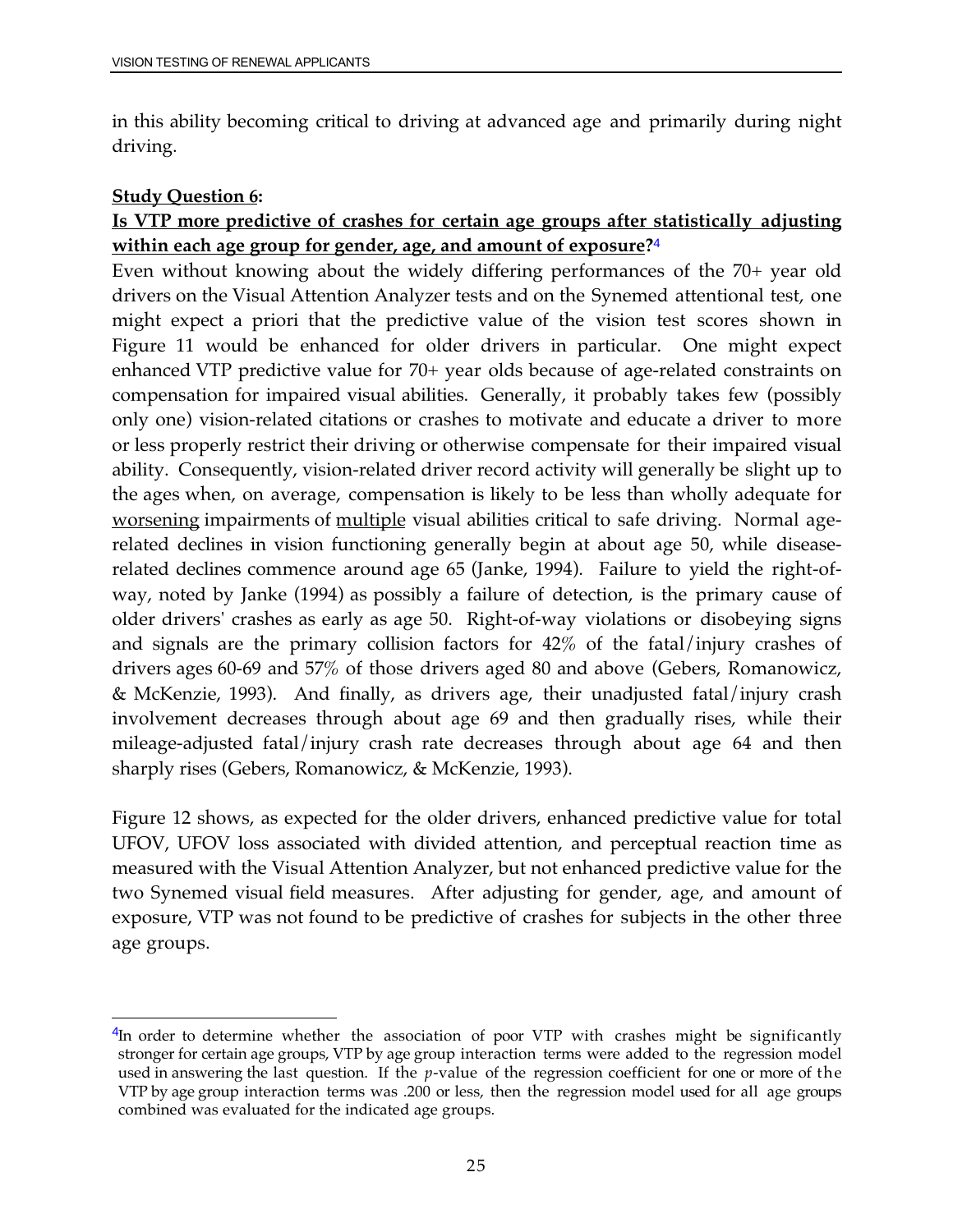in this ability becoming critical to driving at advanced age and primarily during night driving.

**Study Question 6:**

**Is VTP more predictive of crashes for certain age groups after statistically adjusting within each age group for gender, age, and amount of exposure?**[4]

Even without knowing about the widely differing performances of the 70+ year old drivers on the Visual Attention Analyzer tests and on the Synemed attentional test, one might expect a priori that the predictive value of the vision test scores shown in Figure 11 would be enhanced for older drivers in particular. One might expect enhanced VTP predictive value for 70+ year olds because of age-related constraints on compensation for impaired visual abilities. Generally, it probably takes few (possibly only one) vision-related citations or crashes to motivate and educate a driver to more or less properly restrict their driving or otherwise compensate for their impaired visual ability. Consequently, vision-related driver record activity will generally be slight up to the ages when, on average, compensation is likely to be less than wholly adequate for worsening impairments of multiple visual abilities critical to safe driving. Normal age-related declines in vision functioning generally begin at about age 50, while disease-related declines commence around age 65 (Janke, 1994). Failure to yield the right-of-way, noted by Janke (1994) as possibly a failure of detection, is the primary cause of older drivers' crashes as early as age 50. Right-of-way violations or disobeying signs and signals are the primary collision factors for 42% of the fatal/injury crashes of drivers ages 60-69 and 57% of those drivers aged 80 and above (Gebers, Romanowicz, & McKenzie, 1993). And finally, as drivers age, their unadjusted fatal/injury crash involvement decreases through about age 69 and then gradually rises, while their mileage-adjusted fatal/injury crash rate decreases through about age 64 and then sharply rises (Gebers, Romanowicz, & McKenzie, 1993).

Figure 12 shows, as expected for the older drivers, enhanced predictive value for total UFOV, UFOV loss associated with divided attention, and perceptual reaction time as measured with the Visual Attention Analyzer, but not enhanced predictive value for the two Synemed visual field measures. After adjusting for gender, age, and amount of exposure, VTP was not found to be predictive of crashes for subjects in the other three age groups.

---

[4] In order to determine whether the association of poor VTP with crashes might be significantly stronger for certain age groups, VTP by age group interaction terms were added to the regression model used in answering the last question. If the *p*-value of the regression coefficient for one or more of the VTP by age group interaction terms was .200 or less, then the regression model used for all age groups combined was evaluated for the indicated age groups.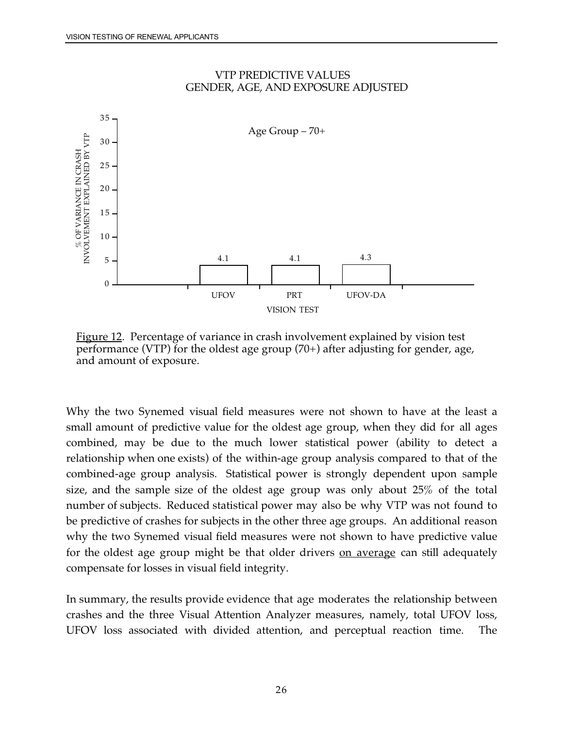VTP PREDICTIVE VALUES
GENDER, AGE, AND EXPOSURE ADJUSTED

Age Group – 70+

| VISION TEST | % OF VARIANCE IN CRASH INVOLVEMENT EXPLAINED BY VTP |
|---|---|
| UFOV | 4.1 |
| PRT | 4.1 |
| UFOV-DA | 4.3 |

Figure 12. Percentage of variance in crash involvement explained by vision test performance (VTP) for the oldest age group (70+) after adjusting for gender, age, and amount of exposure.

Why the two Synemed visual field measures were not shown to have at the least a small amount of predictive value for the oldest age group, when they did for all ages combined, may be due to the much lower statistical power (ability to detect a relationship when one exists) of the within-age group analysis compared to that of the combined-age group analysis. Statistical power is strongly dependent upon sample size, and the sample size of the oldest age group was only about 25% of the total number of subjects. Reduced statistical power may also be why VTP was not found to be predictive of crashes for subjects in the other three age groups. An additional reason why the two Synemed visual field measures were not shown to have predictive value for the oldest age group might be that older drivers <u>on average</u> can still adequately compensate for losses in visual field integrity.

In summary, the results provide evidence that age moderates the relationship between crashes and the three Visual Attention Analyzer measures, namely, total UFOV loss, UFOV loss associated with divided attention, and perceptual reaction time. The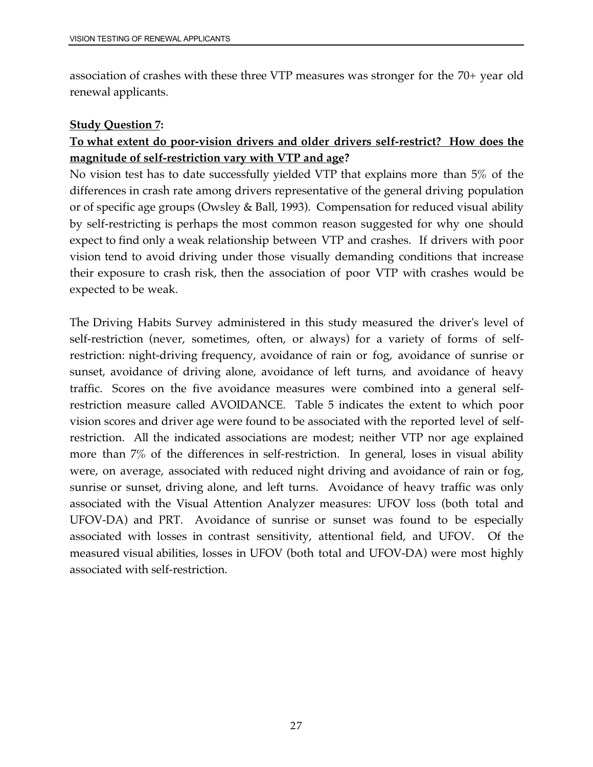association of crashes with these three VTP measures was stronger for the 70+ year old renewal applicants.

**Study Question 7:**

**To what extent do poor-vision drivers and older drivers self-restrict? How does the magnitude of self-restriction vary with VTP and age?**

No vision test has to date successfully yielded VTP that explains more than 5% of the differences in crash rate among drivers representative of the general driving population or of specific age groups (Owsley & Ball, 1993). Compensation for reduced visual ability by self-restricting is perhaps the most common reason suggested for why one should expect to find only a weak relationship between VTP and crashes. If drivers with poor vision tend to avoid driving under those visually demanding conditions that increase their exposure to crash risk, then the association of poor VTP with crashes would be expected to be weak.

The Driving Habits Survey administered in this study measured the driver's level of self-restriction (never, sometimes, often, or always) for a variety of forms of self-restriction: night-driving frequency, avoidance of rain or fog, avoidance of sunrise or sunset, avoidance of driving alone, avoidance of left turns, and avoidance of heavy traffic. Scores on the five avoidance measures were combined into a general self-restriction measure called AVOIDANCE. Table 5 indicates the extent to which poor vision scores and driver age were found to be associated with the reported level of self-restriction. All the indicated associations are modest; neither VTP nor age explained more than 7% of the differences in self-restriction. In general, loses in visual ability were, on average, associated with reduced night driving and avoidance of rain or fog, sunrise or sunset, driving alone, and left turns. Avoidance of heavy traffic was only associated with the Visual Attention Analyzer measures: UFOV loss (both total and UFOV-DA) and PRT. Avoidance of sunrise or sunset was found to be especially associated with losses in contrast sensitivity, attentional field, and UFOV. Of the measured visual abilities, losses in UFOV (both total and UFOV-DA) were most highly associated with self-restriction.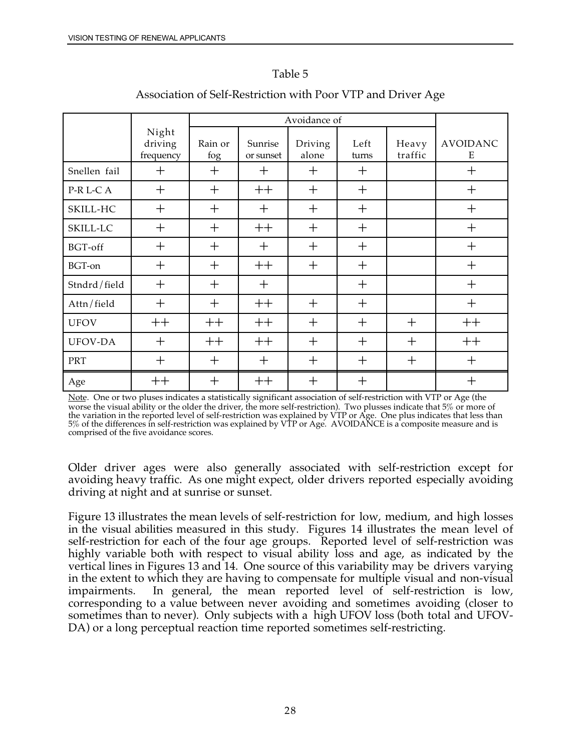Table 5

Association of Self-Restriction with Poor VTP and Driver Age

| | Night driving frequency | Avoidance of | | | | | AVOIDANCE |
|---|---|---|---|---|---|---|---|
| | | Rain or fog | Sunrise or sunset | Driving alone | Left turns | Heavy traffic | |
| Snellen fail | + | + | + | + | + | | + |
| P-R L-C A | + | + | ++ | + | + | | + |
| SKILL-HC | + | + | + | + | + | | + |
| SKILL-LC | + | + | ++ | + | + | | + |
| BGT-off | + | + | + | + | + | | + |
| BGT-on | + | + | ++ | + | + | | + |
| Stndrd/field | + | + | + | | + | | + |
| Attn/field | + | + | ++ | + | + | | + |
| UFOV | ++ | ++ | ++ | + | + | + | ++ |
| UFOV-DA | + | ++ | ++ | + | + | + | ++ |
| PRT | + | + | + | + | + | + | + |
| Age | ++ | + | ++ | + | + | | + |

Note. One or two pluses indicates a statistically significant association of self-restriction with VTP or Age (the worse the visual ability or the older the driver, the more self-restriction). Two plusses indicate that 5% or more of the variation in the reported level of self-restriction was explained by VTP or Age. One plus indicates that less than 5% of the differences in self-restriction was explained by VTP or Age. AVOIDANCE is a composite measure and is comprised of the five avoidance scores.

Older driver ages were also generally associated with self-restriction except for avoiding heavy traffic. As one might expect, older drivers reported especially avoiding driving at night and at sunrise or sunset.

Figure 13 illustrates the mean levels of self-restriction for low, medium, and high losses in the visual abilities measured in this study. Figures 14 illustrates the mean level of self-restriction for each of the four age groups. Reported level of self-restriction was highly variable both with respect to visual ability loss and age, as indicated by the vertical lines in Figures 13 and 14. One source of this variability may be drivers varying in the extent to which they are having to compensate for multiple visual and non-visual impairments. In general, the mean reported level of self-restriction is low, corresponding to a value between never avoiding and sometimes avoiding (closer to sometimes than to never). Only subjects with a high UFOV loss (both total and UFOV-DA) or a long perceptual reaction time reported sometimes self-restricting.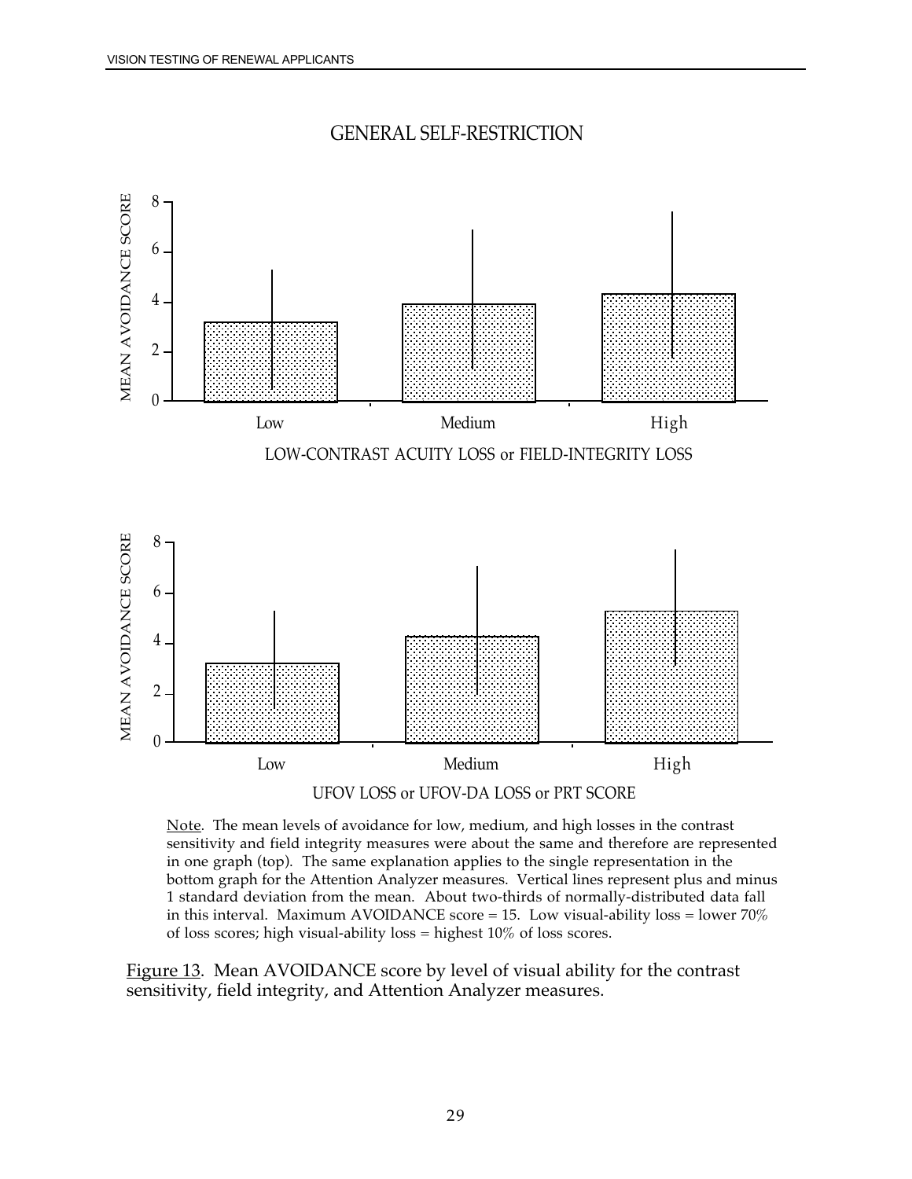GENERAL SELF-RESTRICTION

Note. The mean levels of avoidance for low, medium, and high losses in the contrast sensitivity and field integrity measures were about the same and therefore are represented in one graph (top). The same explanation applies to the single representation in the bottom graph for the Attention Analyzer measures. Vertical lines represent plus and minus 1 standard deviation from the mean. About two-thirds of normally-distributed data fall in this interval. Maximum AVOIDANCE score = 15. Low visual-ability loss = lower 70% of loss scores; high visual-ability loss = highest 10% of loss scores.

Figure 13. Mean AVOIDANCE score by level of visual ability for the contrast sensitivity, field integrity, and Attention Analyzer measures.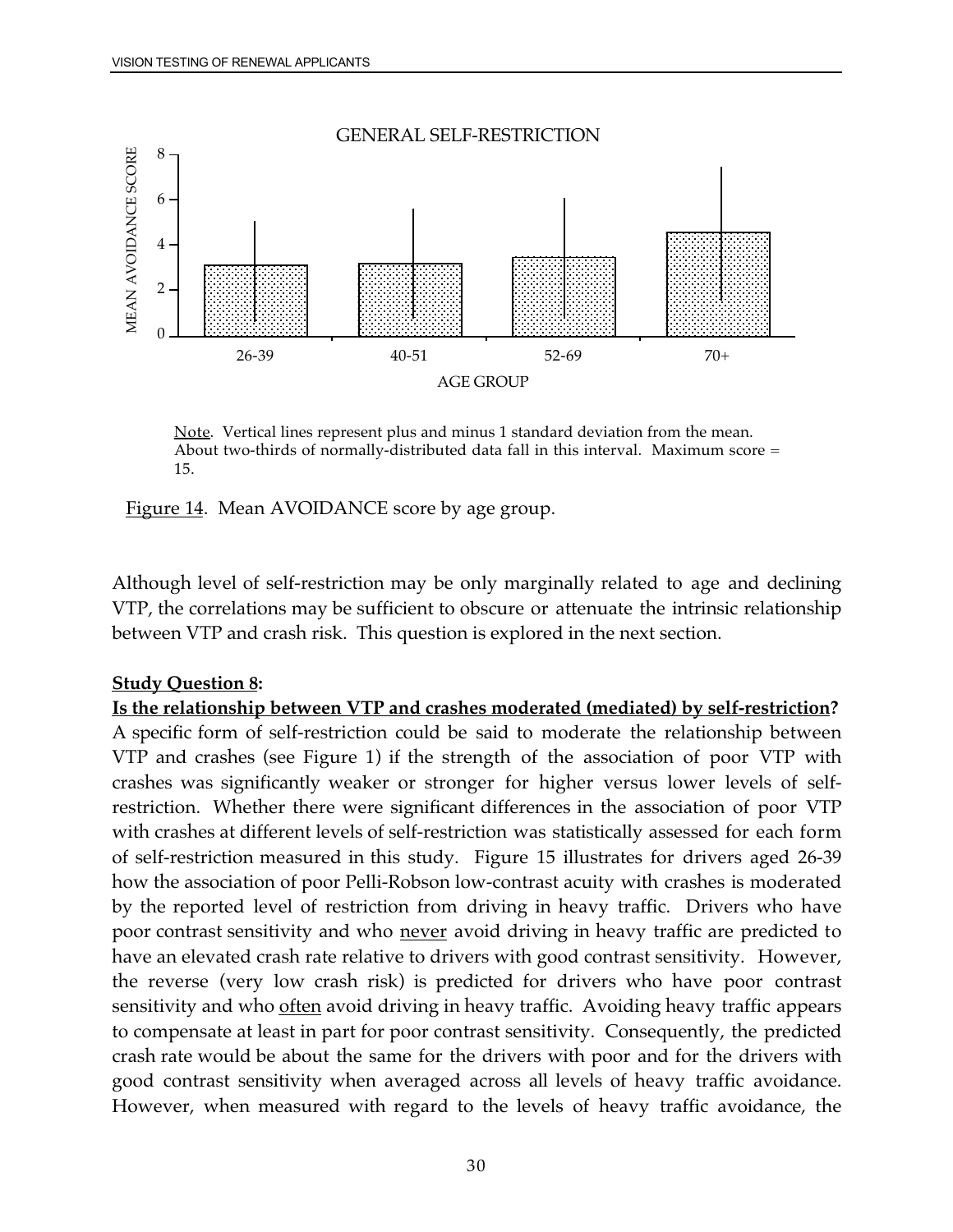GENERAL SELF-RESTRICTION

| AGE GROUP | MEAN AVOIDANCE SCORE |
|---|---|
| 26-39 | ~3.1 |
| 40-51 | ~3.2 |
| 52-69 | ~3.5 |
| 70+ | ~4.6 |

Note. Vertical lines represent plus and minus 1 standard deviation from the mean. About two-thirds of normally-distributed data fall in this interval. Maximum score = 15.

Figure 14. Mean AVOIDANCE score by age group.

Although level of self-restriction may be only marginally related to age and declining VTP, the correlations may be sufficient to obscure or attenuate the intrinsic relationship between VTP and crash risk. This question is explored in the next section.

**Study Question 8:**

**Is the relationship between VTP and crashes moderated (mediated) by self-restriction?**
A specific form of self-restriction could be said to moderate the relationship between VTP and crashes (see Figure 1) if the strength of the association of poor VTP with crashes was significantly weaker or stronger for higher versus lower levels of self-restriction. Whether there were significant differences in the association of poor VTP with crashes at different levels of self-restriction was statistically assessed for each form of self-restriction measured in this study. Figure 15 illustrates for drivers aged 26-39 how the association of poor Pelli-Robson low-contrast acuity with crashes is moderated by the reported level of restriction from driving in heavy traffic. Drivers who have poor contrast sensitivity and who never avoid driving in heavy traffic are predicted to have an elevated crash rate relative to drivers with good contrast sensitivity. However, the reverse (very low crash risk) is predicted for drivers who have poor contrast sensitivity and who often avoid driving in heavy traffic. Avoiding heavy traffic appears to compensate at least in part for poor contrast sensitivity. Consequently, the predicted crash rate would be about the same for the drivers with poor and for the drivers with good contrast sensitivity when averaged across all levels of heavy traffic avoidance. However, when measured with regard to the levels of heavy traffic avoidance, the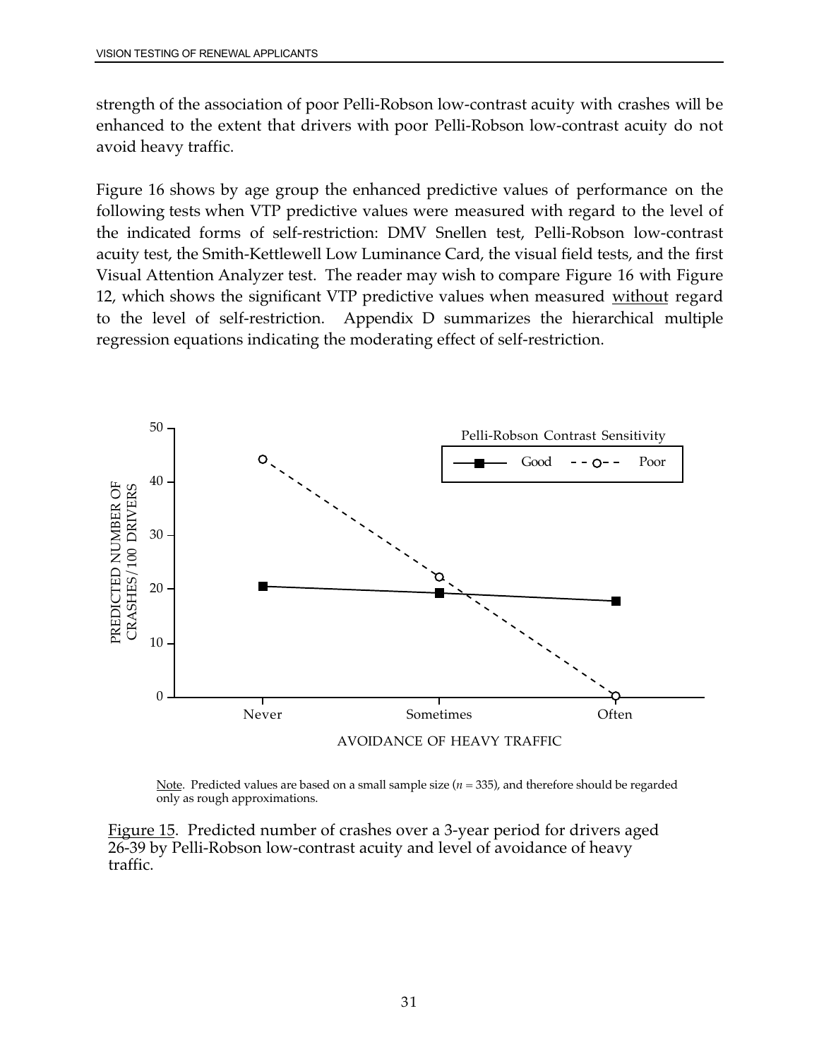strength of the association of poor Pelli-Robson low-contrast acuity with crashes will be enhanced to the extent that drivers with poor Pelli-Robson low-contrast acuity do not avoid heavy traffic.

Figure 16 shows by age group the enhanced predictive values of performance on the following tests when VTP predictive values were measured with regard to the level of the indicated forms of self-restriction: DMV Snellen test, Pelli-Robson low-contrast acuity test, the Smith-Kettlewell Low Luminance Card, the visual field tests, and the first Visual Attention Analyzer test. The reader may wish to compare Figure 16 with Figure 12, which shows the significant VTP predictive values when measured without regard to the level of self-restriction. Appendix D summarizes the hierarchical multiple regression equations indicating the moderating effect of self-restriction.

Note. Predicted values are based on a small sample size ($n$ = 335), and therefore should be regarded only as rough approximations.

Figure 15. Predicted number of crashes over a 3-year period for drivers aged 26-39 by Pelli-Robson low-contrast acuity and level of avoidance of heavy traffic.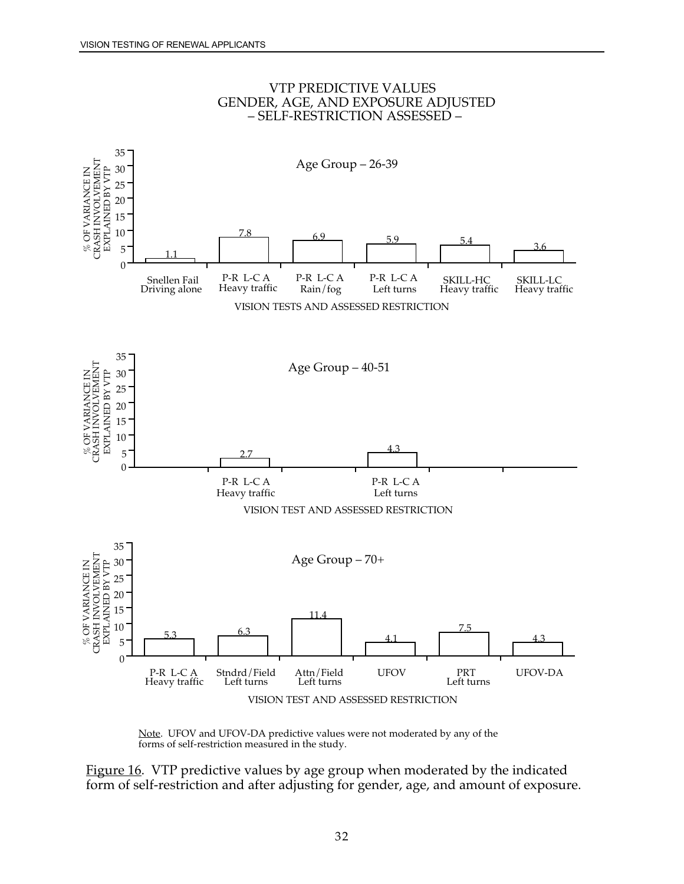VTP PREDICTIVE VALUES
GENDER, AGE, AND EXPOSURE ADJUSTED
– SELF-RESTRICTION ASSESSED –

**Age Group – 26-39**

| Vision Test and Assessed Restriction | % of Variance in Crash Involvement Explained by VTP |
| --- | --- |
| Snellen Fail Driving alone | 1.1 |
| P-R L-C A Heavy traffic | 7.8 |
| P-R L-C A Rain/fog | 6.9 |
| P-R L-C A Left turns | 5.9 |
| SKILL-HC Heavy traffic | 5.4 |
| SKILL-LC Heavy traffic | 3.6 |

**Age Group – 40-51**

| Vision Test and Assessed Restriction | % of Variance in Crash Involvement Explained by VTP |
| --- | --- |
| P-R L-C A Heavy traffic | 2.7 |
| P-R L-C A Left turns | 4.3 |

**Age Group – 70+**

| Vision Test and Assessed Restriction | % of Variance in Crash Involvement Explained by VTP |
| --- | --- |
| P-R L-C A Heavy traffic | 5.3 |
| Stndrd/Field Left turns | 6.3 |
| Attn/Field Left turns | 11.4 |
| UFOV | 4.1 |
| PRT Left turns | 7.5 |
| UFOV-DA | 4.3 |

Note. UFOV and UFOV-DA predictive values were not moderated by any of the forms of self-restriction measured in the study.

Figure 16. VTP predictive values by age group when moderated by the indicated form of self-restriction and after adjusting for gender, age, and amount of exposure.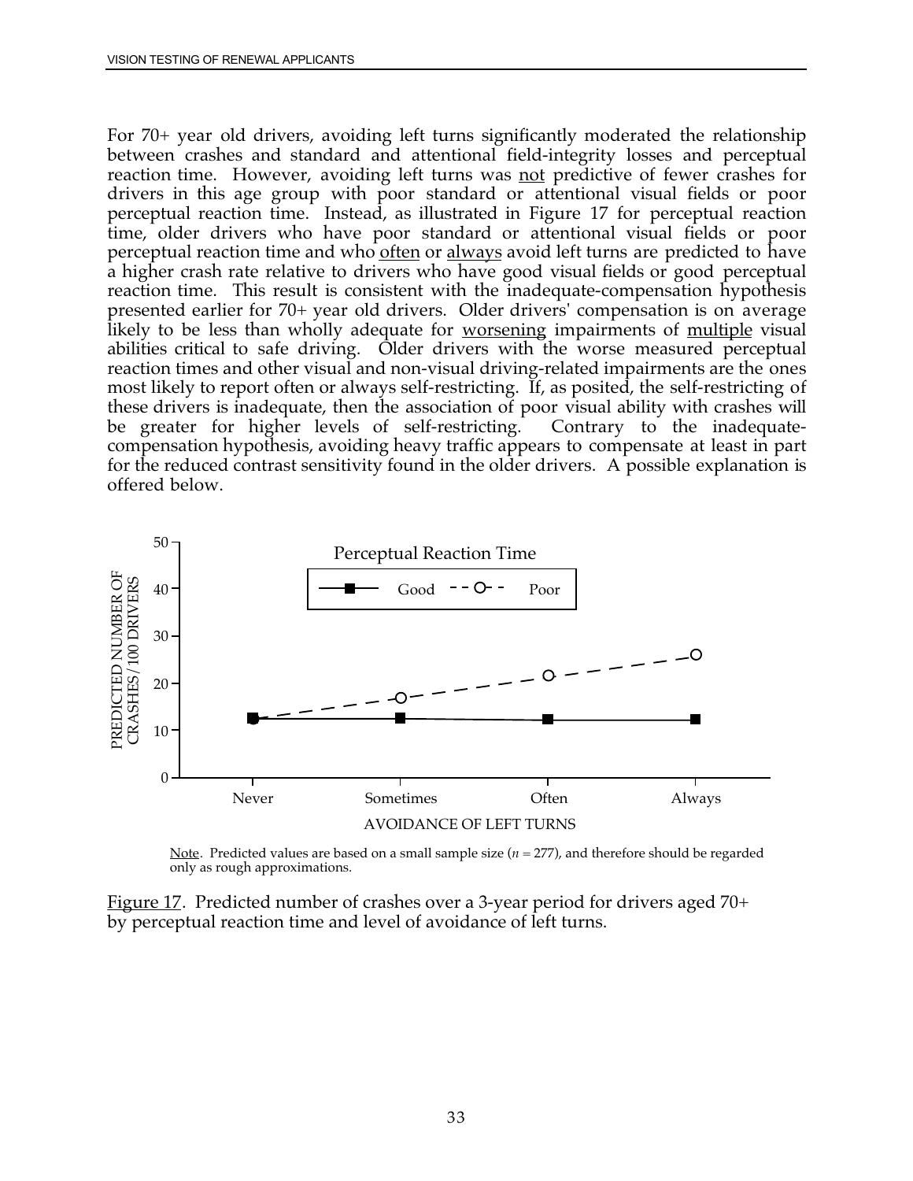For 70+ year old drivers, avoiding left turns significantly moderated the relationship between crashes and standard and attentional field-integrity losses and perceptual reaction time. However, avoiding left turns was not predictive of fewer crashes for drivers in this age group with poor standard or attentional visual fields or poor perceptual reaction time. Instead, as illustrated in Figure 17 for perceptual reaction time, older drivers who have poor standard or attentional visual fields or poor perceptual reaction time and who often or always avoid left turns are predicted to have a higher crash rate relative to drivers who have good visual fields or good perceptual reaction time. This result is consistent with the inadequate-compensation hypothesis presented earlier for 70+ year old drivers. Older drivers' compensation is on average likely to be less than wholly adequate for worsening impairments of multiple visual abilities critical to safe driving. Older drivers with the worse measured perceptual reaction times and other visual and non-visual driving-related impairments are the ones most likely to report often or always self-restricting. If, as posited, the self-restricting of these drivers is inadequate, then the association of poor visual ability with crashes will be greater for higher levels of self-restricting. Contrary to the inadequate-compensation hypothesis, avoiding heavy traffic appears to compensate at least in part for the reduced contrast sensitivity found in the older drivers. A possible explanation is offered below.

Note. Predicted values are based on a small sample size ($n$ = 277), and therefore should be regarded only as rough approximations.

Figure 17. Predicted number of crashes over a 3-year period for drivers aged 70+ by perceptual reaction time and level of avoidance of left turns.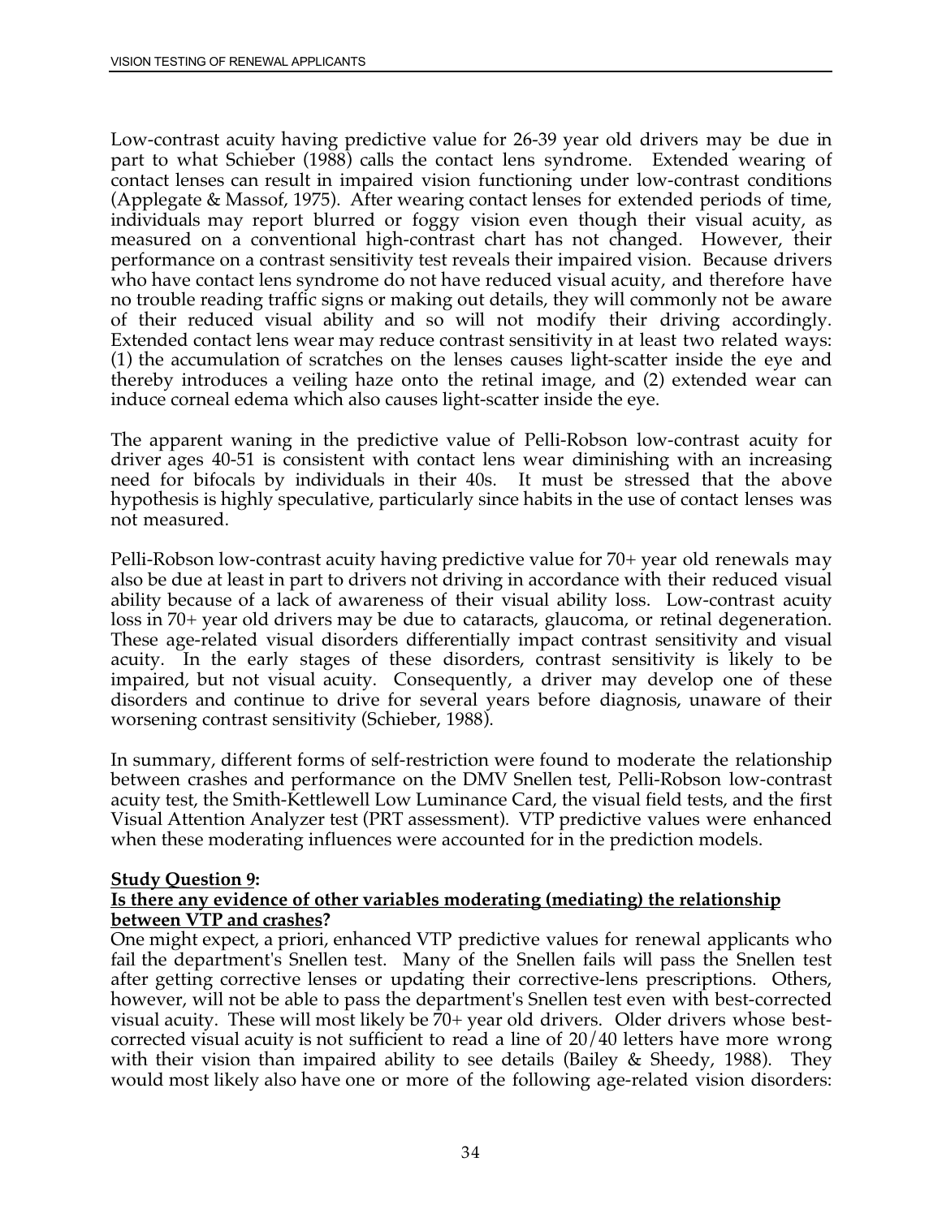Low-contrast acuity having predictive value for 26-39 year old drivers may be due in part to what Schieber (1988) calls the contact lens syndrome. Extended wearing of contact lenses can result in impaired vision functioning under low-contrast conditions (Applegate & Massof, 1975). After wearing contact lenses for extended periods of time, individuals may report blurred or foggy vision even though their visual acuity, as measured on a conventional high-contrast chart has not changed. However, their performance on a contrast sensitivity test reveals their impaired vision. Because drivers who have contact lens syndrome do not have reduced visual acuity, and therefore have no trouble reading traffic signs or making out details, they will commonly not be aware of their reduced visual ability and so will not modify their driving accordingly. Extended contact lens wear may reduce contrast sensitivity in at least two related ways: (1) the accumulation of scratches on the lenses causes light-scatter inside the eye and thereby introduces a veiling haze onto the retinal image, and (2) extended wear can induce corneal edema which also causes light-scatter inside the eye.

The apparent waning in the predictive value of Pelli-Robson low-contrast acuity for driver ages 40-51 is consistent with contact lens wear diminishing with an increasing need for bifocals by individuals in their 40s. It must be stressed that the above hypothesis is highly speculative, particularly since habits in the use of contact lenses was not measured.

Pelli-Robson low-contrast acuity having predictive value for 70+ year old renewals may also be due at least in part to drivers not driving in accordance with their reduced visual ability because of a lack of awareness of their visual ability loss. Low-contrast acuity loss in 70+ year old drivers may be due to cataracts, glaucoma, or retinal degeneration. These age-related visual disorders differentially impact contrast sensitivity and visual acuity. In the early stages of these disorders, contrast sensitivity is likely to be impaired, but not visual acuity. Consequently, a driver may develop one of these disorders and continue to drive for several years before diagnosis, unaware of their worsening contrast sensitivity (Schieber, 1988).

In summary, different forms of self-restriction were found to moderate the relationship between crashes and performance on the DMV Snellen test, Pelli-Robson low-contrast acuity test, the Smith-Kettlewell Low Luminance Card, the visual field tests, and the first Visual Attention Analyzer test (PRT assessment). VTP predictive values were enhanced when these moderating influences were accounted for in the prediction models.

**<u>Study Question 9:</u>**

**<u>Is there any evidence of other variables moderating (mediating) the relationship between VTP and crashes?</u>**

One might expect, a priori, enhanced VTP predictive values for renewal applicants who fail the department's Snellen test. Many of the Snellen fails will pass the Snellen test after getting corrective lenses or updating their corrective-lens prescriptions. Others, however, will not be able to pass the department's Snellen test even with best-corrected visual acuity. These will most likely be 70+ year old drivers. Older drivers whose best-corrected visual acuity is not sufficient to read a line of 20/40 letters have more wrong with their vision than impaired ability to see details (Bailey & Sheedy, 1988). They would most likely also have one or more of the following age-related vision disorders: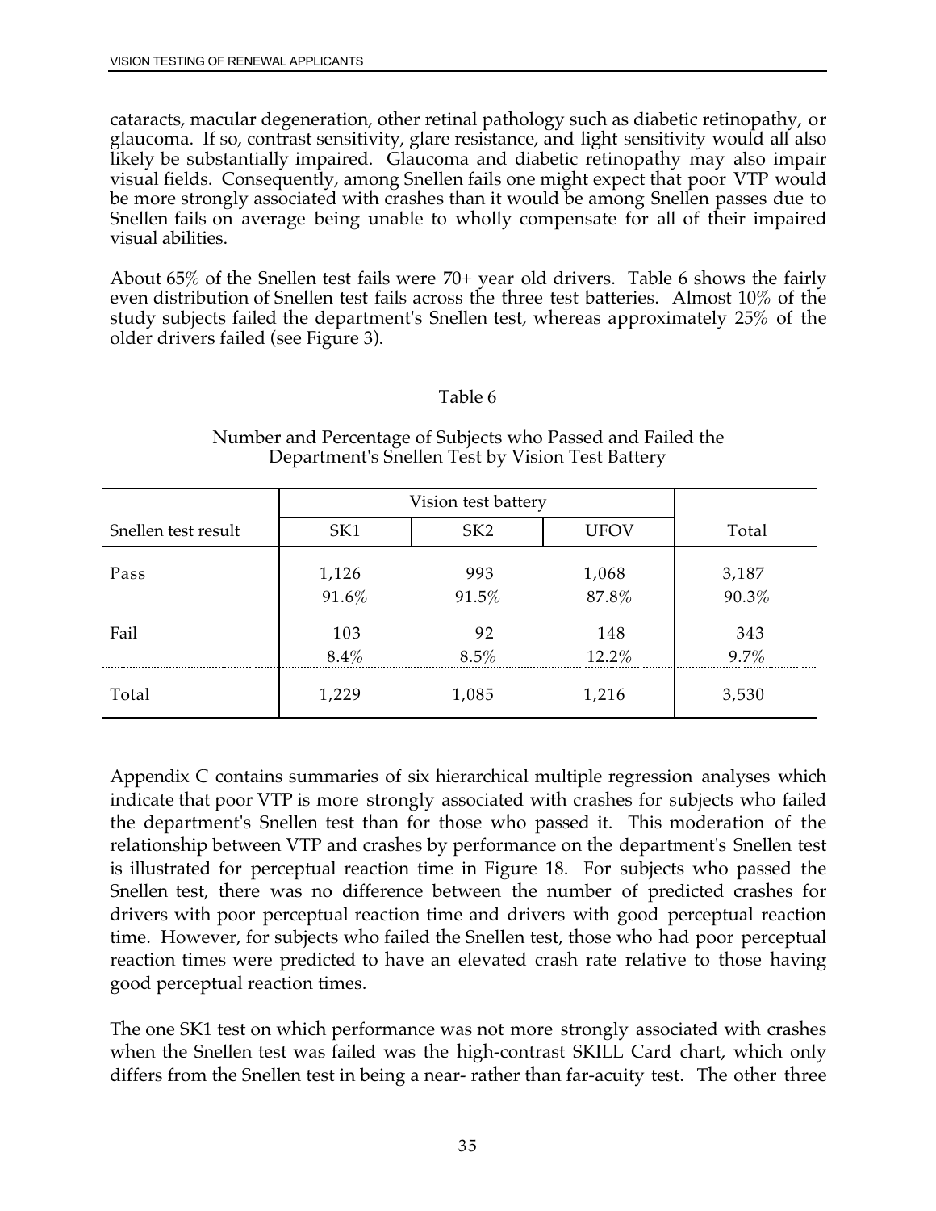cataracts, macular degeneration, other retinal pathology such as diabetic retinopathy, or glaucoma. If so, contrast sensitivity, glare resistance, and light sensitivity would all also likely be substantially impaired. Glaucoma and diabetic retinopathy may also impair visual fields. Consequently, among Snellen fails one might expect that poor VTP would be more strongly associated with crashes than it would be among Snellen passes due to Snellen fails on average being unable to wholly compensate for all of their impaired visual abilities.

About 65% of the Snellen test fails were 70+ year old drivers. Table 6 shows the fairly even distribution of Snellen test fails across the three test batteries. Almost 10% of the study subjects failed the department's Snellen test, whereas approximately 25% of the older drivers failed (see Figure 3).

Table 6

Number and Percentage of Subjects who Passed and Failed the Department's Snellen Test by Vision Test Battery

| | Vision test battery | | | |
|---|---|---|---|---|
| Snellen test result | SK1 | SK2 | UFOV | Total |
| Pass | 1,126<br>91.6% | 993<br>91.5% | 1,068<br>87.8% | 3,187<br>90.3% |
| Fail | 103<br>8.4% | 92<br>8.5% | 148<br>12.2% | 343<br>9.7% |
| Total | 1,229 | 1,085 | 1,216 | 3,530 |

Appendix C contains summaries of six hierarchical multiple regression analyses which indicate that poor VTP is more strongly associated with crashes for subjects who failed the department's Snellen test than for those who passed it. This moderation of the relationship between VTP and crashes by performance on the department's Snellen test is illustrated for perceptual reaction time in Figure 18. For subjects who passed the Snellen test, there was no difference between the number of predicted crashes for drivers with poor perceptual reaction time and drivers with good perceptual reaction time. However, for subjects who failed the Snellen test, those who had poor perceptual reaction times were predicted to have an elevated crash rate relative to those having good perceptual reaction times.

The one SK1 test on which performance was <u>not</u> more strongly associated with crashes when the Snellen test was failed was the high-contrast SKILL Card chart, which only differs from the Snellen test in being a near- rather than far-acuity test. The other three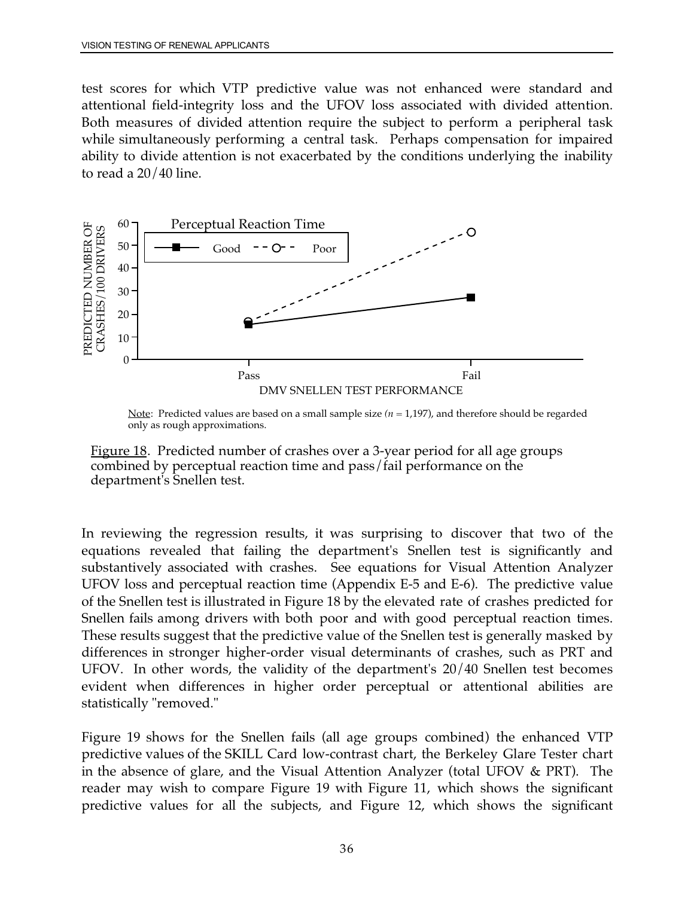test scores for which VTP predictive value was not enhanced were standard and attentional field-integrity loss and the UFOV loss associated with divided attention. Both measures of divided attention require the subject to perform a peripheral task while simultaneously performing a central task. Perhaps compensation for impaired ability to divide attention is not exacerbated by the conditions underlying the inability to read a 20/40 line.

Note: Predicted values are based on a small sample size *(n* = 1,197), and therefore should be regarded only as rough approximations.

Figure 18. Predicted number of crashes over a 3-year period for all age groups combined by perceptual reaction time and pass/fail performance on the department's Snellen test.

In reviewing the regression results, it was surprising to discover that two of the equations revealed that failing the department's Snellen test is significantly and substantively associated with crashes. See equations for Visual Attention Analyzer UFOV loss and perceptual reaction time (Appendix E-5 and E-6). The predictive value of the Snellen test is illustrated in Figure 18 by the elevated rate of crashes predicted for Snellen fails among drivers with both poor and with good perceptual reaction times. These results suggest that the predictive value of the Snellen test is generally masked by differences in stronger higher-order visual determinants of crashes, such as PRT and UFOV. In other words, the validity of the department's 20/40 Snellen test becomes evident when differences in higher order perceptual or attentional abilities are statistically "removed."

Figure 19 shows for the Snellen fails (all age groups combined) the enhanced VTP predictive values of the SKILL Card low-contrast chart, the Berkeley Glare Tester chart in the absence of glare, and the Visual Attention Analyzer (total UFOV & PRT). The reader may wish to compare Figure 19 with Figure 11, which shows the significant predictive values for all the subjects, and Figure 12, which shows the significant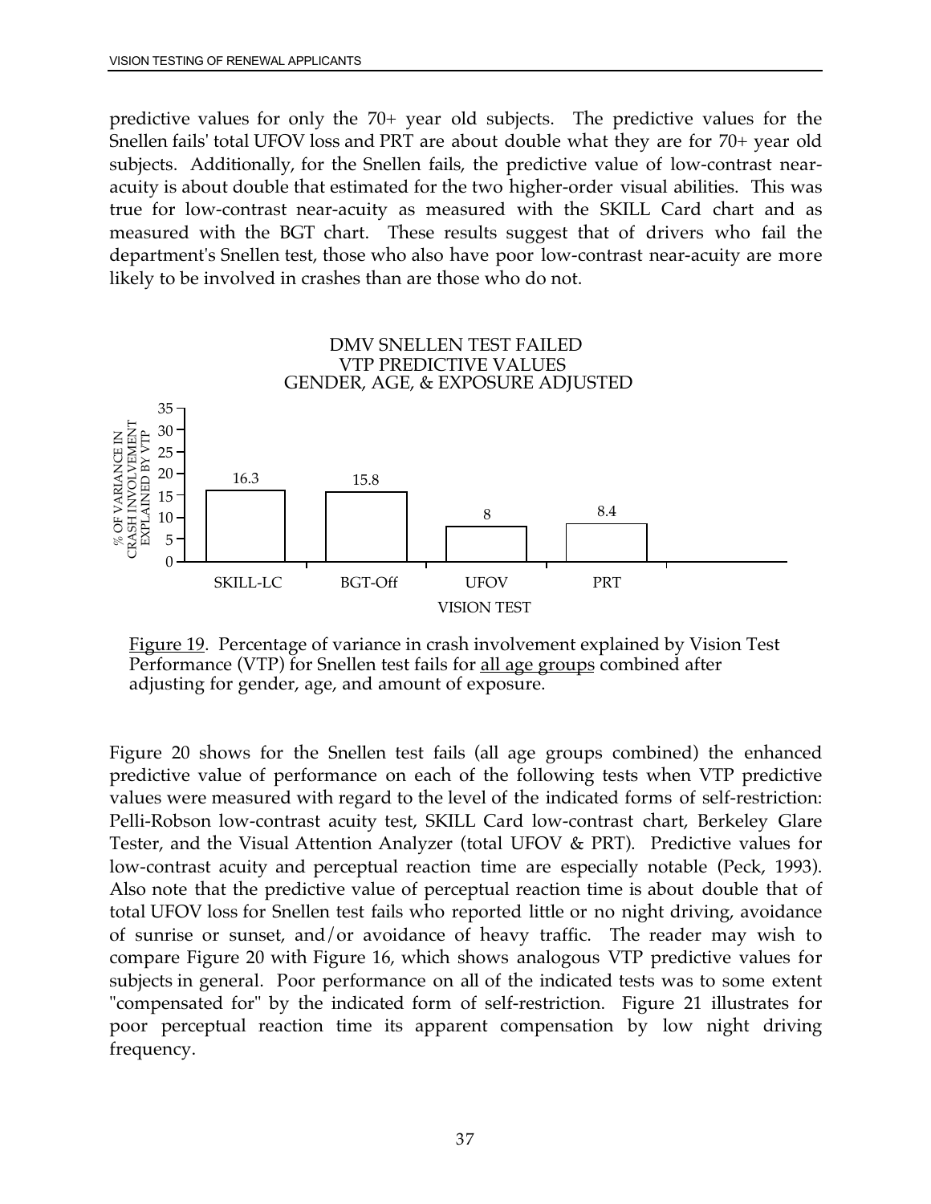predictive values for only the 70+ year old subjects. The predictive values for the Snellen fails' total UFOV loss and PRT are about double what they are for 70+ year old subjects. Additionally, for the Snellen fails, the predictive value of low-contrast near-acuity is about double that estimated for the two higher-order visual abilities. This was true for low-contrast near-acuity as measured with the SKILL Card chart and as measured with the BGT chart. These results suggest that of drivers who fail the department's Snellen test, those who also have poor low-contrast near-acuity are more likely to be involved in crashes than are those who do not.

DMV SNELLEN TEST FAILED
VTP PREDICTIVE VALUES
GENDER, AGE, & EXPOSURE ADJUSTED

| VISION TEST | % OF VARIANCE IN CRASH INVOLVEMENT EXPLAINED BY VTP |
|---|---|
| SKILL-LC | 16.3 |
| BGT-Off | 15.8 |
| UFOV | 8 |
| PRT | 8.4 |

Figure 19. Percentage of variance in crash involvement explained by Vision Test Performance (VTP) for Snellen test fails for all age groups combined after adjusting for gender, age, and amount of exposure.

Figure 20 shows for the Snellen test fails (all age groups combined) the enhanced predictive value of performance on each of the following tests when VTP predictive values were measured with regard to the level of the indicated forms of self-restriction: Pelli-Robson low-contrast acuity test, SKILL Card low-contrast chart, Berkeley Glare Tester, and the Visual Attention Analyzer (total UFOV & PRT). Predictive values for low-contrast acuity and perceptual reaction time are especially notable (Peck, 1993). Also note that the predictive value of perceptual reaction time is about double that of total UFOV loss for Snellen test fails who reported little or no night driving, avoidance of sunrise or sunset, and/or avoidance of heavy traffic. The reader may wish to compare Figure 20 with Figure 16, which shows analogous VTP predictive values for subjects in general. Poor performance on all of the indicated tests was to some extent "compensated for" by the indicated form of self-restriction. Figure 21 illustrates for poor perceptual reaction time its apparent compensation by low night driving frequency.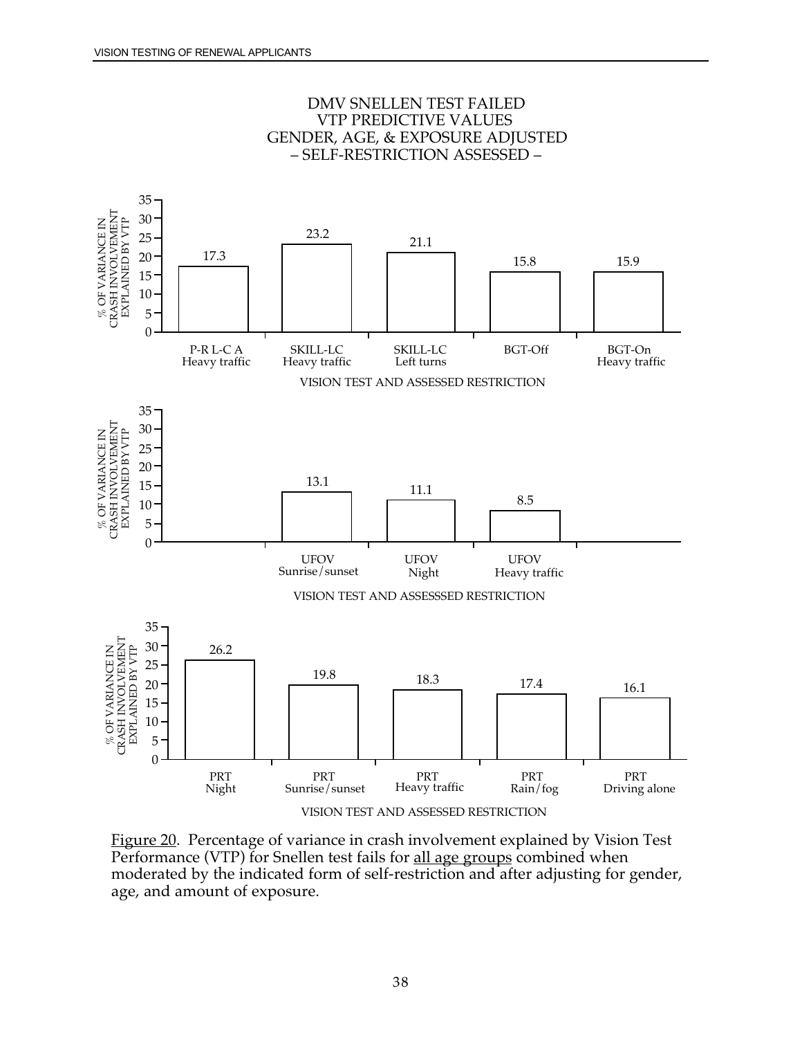DMV SNELLEN TEST FAILED
VTP PREDICTIVE VALUES
GENDER, AGE, & EXPOSURE ADJUSTED
– SELF-RESTRICTION ASSESSED –

| VISION TEST AND ASSESSED RESTRICTION | % OF VARIANCE IN CRASH INVOLVEMENT EXPLAINED BY VTP |
| --- | --- |
| P-R L-C A Heavy traffic | 17.3 |
| SKILL-LC Heavy traffic | 23.2 |
| SKILL-LC Left turns | 21.1 |
| BGT-Off | 15.8 |
| BGT-On Heavy traffic | 15.9 |

| VISION TEST AND ASSESSSED RESTRICTION | % OF VARIANCE IN CRASH INVOLVEMENT EXPLAINED BY VTP |
| --- | --- |
| UFOV Sunrise/sunset | 13.1 |
| UFOV Night | 11.1 |
| UFOV Heavy traffic | 8.5 |

| VISION TEST AND ASSESSED RESTRICTION | % OF VARIANCE IN CRASH INVOLVEMENT EXPLAINED BY VTP |
| --- | --- |
| PRT Night | 26.2 |
| PRT Sunrise/sunset | 19.8 |
| PRT Heavy traffic | 18.3 |
| PRT Rain/fog | 17.4 |
| PRT Driving alone | 16.1 |

Figure 20. Percentage of variance in crash involvement explained by Vision Test Performance (VTP) for Snellen test fails for all age groups combined when moderated by the indicated form of self-restriction and after adjusting for gender, age, and amount of exposure.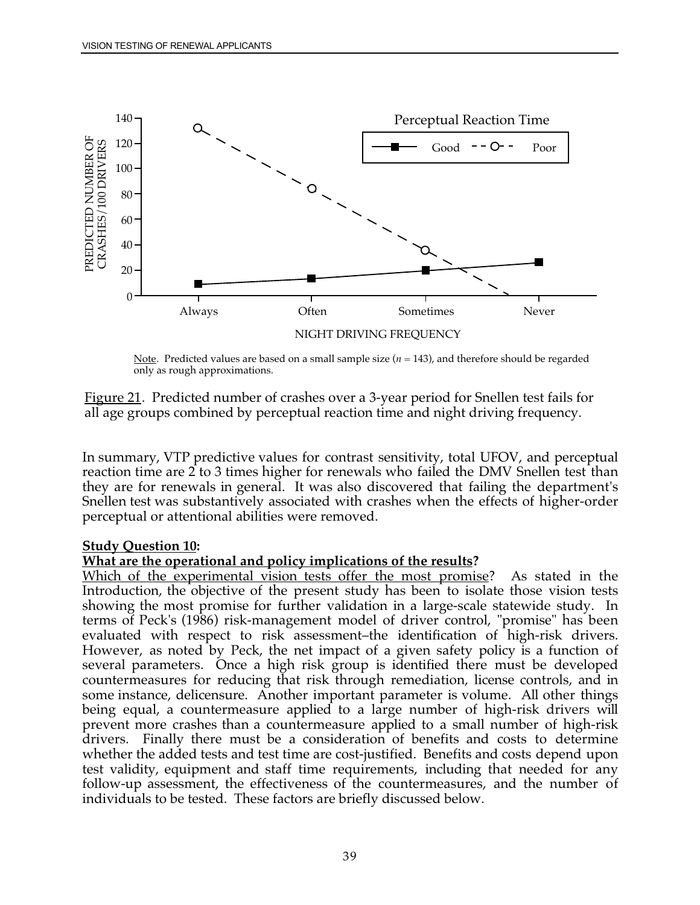Note. Predicted values are based on a small sample size ($n$ = 143), and therefore should be regarded only as rough approximations.

Figure 21. Predicted number of crashes over a 3-year period for Snellen test fails for all age groups combined by perceptual reaction time and night driving frequency.

In summary, VTP predictive values for contrast sensitivity, total UFOV, and perceptual reaction time are 2 to 3 times higher for renewals who failed the DMV Snellen test than they are for renewals in general. It was also discovered that failing the department's Snellen test was substantively associated with crashes when the effects of higher-order perceptual or attentional abilities were removed.

**Study Question 10:**

**What are the operational and policy implications of the results?**

Which of the experimental vision tests offer the most promise? As stated in the Introduction, the objective of the present study has been to isolate those vision tests showing the most promise for further validation in a large-scale statewide study. In terms of Peck's (1986) risk-management model of driver control, "promise" has been evaluated with respect to risk assessment–the identification of high-risk drivers. However, as noted by Peck, the net impact of a given safety policy is a function of several parameters. Once a high risk group is identified there must be developed countermeasures for reducing that risk through remediation, license controls, and in some instance, delicensure. Another important parameter is volume. All other things being equal, a countermeasure applied to a large number of high-risk drivers will prevent more crashes than a countermeasure applied to a small number of high-risk drivers. Finally there must be a consideration of benefits and costs to determine whether the added tests and test time are cost-justified. Benefits and costs depend upon test validity, equipment and staff time requirements, including that needed for any follow-up assessment, the effectiveness of the countermeasures, and the number of individuals to be tested. These factors are briefly discussed below.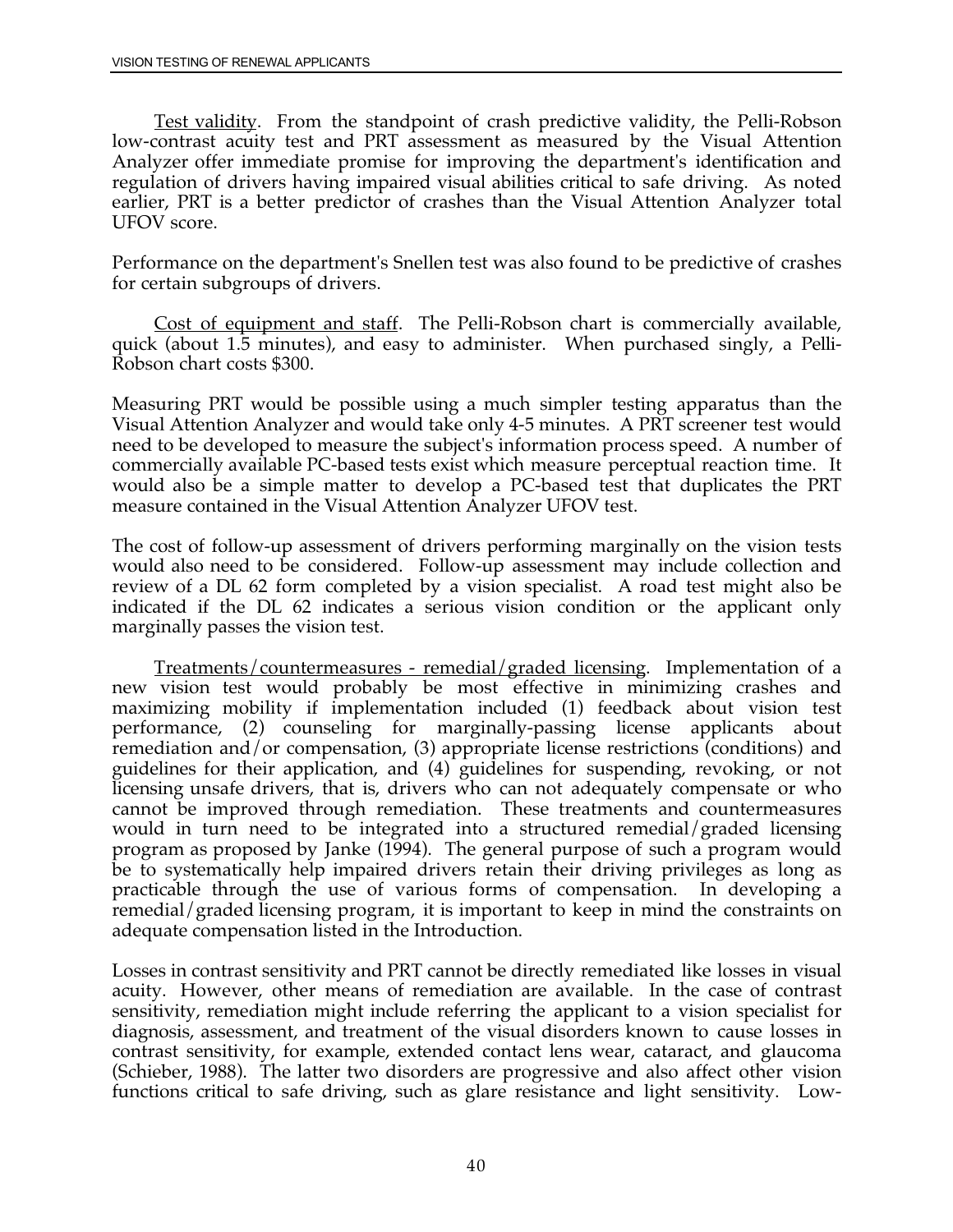Test validity. From the standpoint of crash predictive validity, the Pelli-Robson low-contrast acuity test and PRT assessment as measured by the Visual Attention Analyzer offer immediate promise for improving the department's identification and regulation of drivers having impaired visual abilities critical to safe driving. As noted earlier, PRT is a better predictor of crashes than the Visual Attention Analyzer total UFOV score.

Performance on the department's Snellen test was also found to be predictive of crashes for certain subgroups of drivers.

Cost of equipment and staff. The Pelli-Robson chart is commercially available, quick (about 1.5 minutes), and easy to administer. When purchased singly, a Pelli-Robson chart costs $300.

Measuring PRT would be possible using a much simpler testing apparatus than the Visual Attention Analyzer and would take only 4-5 minutes. A PRT screener test would need to be developed to measure the subject's information process speed. A number of commercially available PC-based tests exist which measure perceptual reaction time. It would also be a simple matter to develop a PC-based test that duplicates the PRT measure contained in the Visual Attention Analyzer UFOV test.

The cost of follow-up assessment of drivers performing marginally on the vision tests would also need to be considered. Follow-up assessment may include collection and review of a DL 62 form completed by a vision specialist. A road test might also be indicated if the DL 62 indicates a serious vision condition or the applicant only marginally passes the vision test.

Treatments/countermeasures - remedial/graded licensing. Implementation of a new vision test would probably be most effective in minimizing crashes and maximizing mobility if implementation included (1) feedback about vision test performance, (2) counseling for marginally-passing license applicants about remediation and/or compensation, (3) appropriate license restrictions (conditions) and guidelines for their application, and (4) guidelines for suspending, revoking, or not licensing unsafe drivers, that is, drivers who can not adequately compensate or who cannot be improved through remediation. These treatments and countermeasures would in turn need to be integrated into a structured remedial/graded licensing program as proposed by Janke (1994). The general purpose of such a program would be to systematically help impaired drivers retain their driving privileges as long as practicable through the use of various forms of compensation. In developing a remedial/graded licensing program, it is important to keep in mind the constraints on adequate compensation listed in the Introduction.

Losses in contrast sensitivity and PRT cannot be directly remediated like losses in visual acuity. However, other means of remediation are available. In the case of contrast sensitivity, remediation might include referring the applicant to a vision specialist for diagnosis, assessment, and treatment of the visual disorders known to cause losses in contrast sensitivity, for example, extended contact lens wear, cataract, and glaucoma (Schieber, 1988). The latter two disorders are progressive and also affect other vision functions critical to safe driving, such as glare resistance and light sensitivity. Low-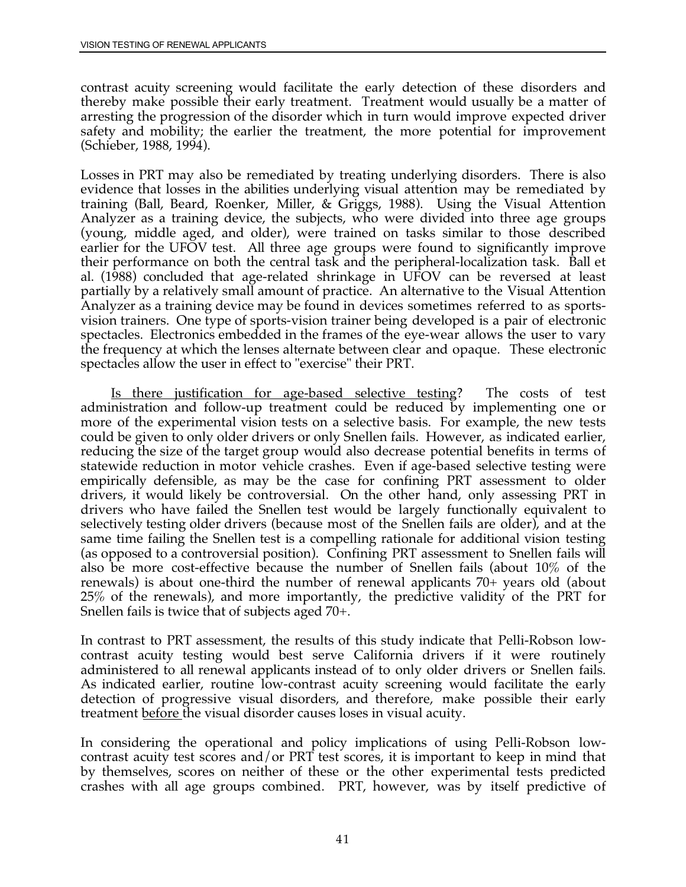contrast acuity screening would facilitate the early detection of these disorders and thereby make possible their early treatment. Treatment would usually be a matter of arresting the progression of the disorder which in turn would improve expected driver safety and mobility; the earlier the treatment, the more potential for improvement (Schieber, 1988, 1994).

Losses in PRT may also be remediated by treating underlying disorders. There is also evidence that losses in the abilities underlying visual attention may be remediated by training (Ball, Beard, Roenker, Miller, & Griggs, 1988). Using the Visual Attention Analyzer as a training device, the subjects, who were divided into three age groups (young, middle aged, and older), were trained on tasks similar to those described earlier for the UFOV test. All three age groups were found to significantly improve their performance on both the central task and the peripheral-localization task. Ball et al. (1988) concluded that age-related shrinkage in UFOV can be reversed at least partially by a relatively small amount of practice. An alternative to the Visual Attention Analyzer as a training device may be found in devices sometimes referred to as sports-vision trainers. One type of sports-vision trainer being developed is a pair of electronic spectacles. Electronics embedded in the frames of the eye-wear allows the user to vary the frequency at which the lenses alternate between clear and opaque. These electronic spectacles allow the user in effect to "exercise" their PRT.

<u>Is there justification for age-based selective testing</u>? The costs of test administration and follow-up treatment could be reduced by implementing one or more of the experimental vision tests on a selective basis. For example, the new tests could be given to only older drivers or only Snellen fails. However, as indicated earlier, reducing the size of the target group would also decrease potential benefits in terms of statewide reduction in motor vehicle crashes. Even if age-based selective testing were empirically defensible, as may be the case for confining PRT assessment to older drivers, it would likely be controversial. On the other hand, only assessing PRT in drivers who have failed the Snellen test would be largely functionally equivalent to selectively testing older drivers (because most of the Snellen fails are older), and at the same time failing the Snellen test is a compelling rationale for additional vision testing (as opposed to a controversial position). Confining PRT assessment to Snellen fails will also be more cost-effective because the number of Snellen fails (about 10% of the renewals) is about one-third the number of renewal applicants 70+ years old (about 25% of the renewals), and more importantly, the predictive validity of the PRT for Snellen fails is twice that of subjects aged 70+.

In contrast to PRT assessment, the results of this study indicate that Pelli-Robson low-contrast acuity testing would best serve California drivers if it were routinely administered to all renewal applicants instead of to only older drivers or Snellen fails. As indicated earlier, routine low-contrast acuity screening would facilitate the early detection of progressive visual disorders, and therefore, make possible their early treatment <u>before</u> the visual disorder causes loses in visual acuity.

In considering the operational and policy implications of using Pelli-Robson low-contrast acuity test scores and/or PRT test scores, it is important to keep in mind that by themselves, scores on neither of these or the other experimental tests predicted crashes with all age groups combined. PRT, however, was by itself predictive of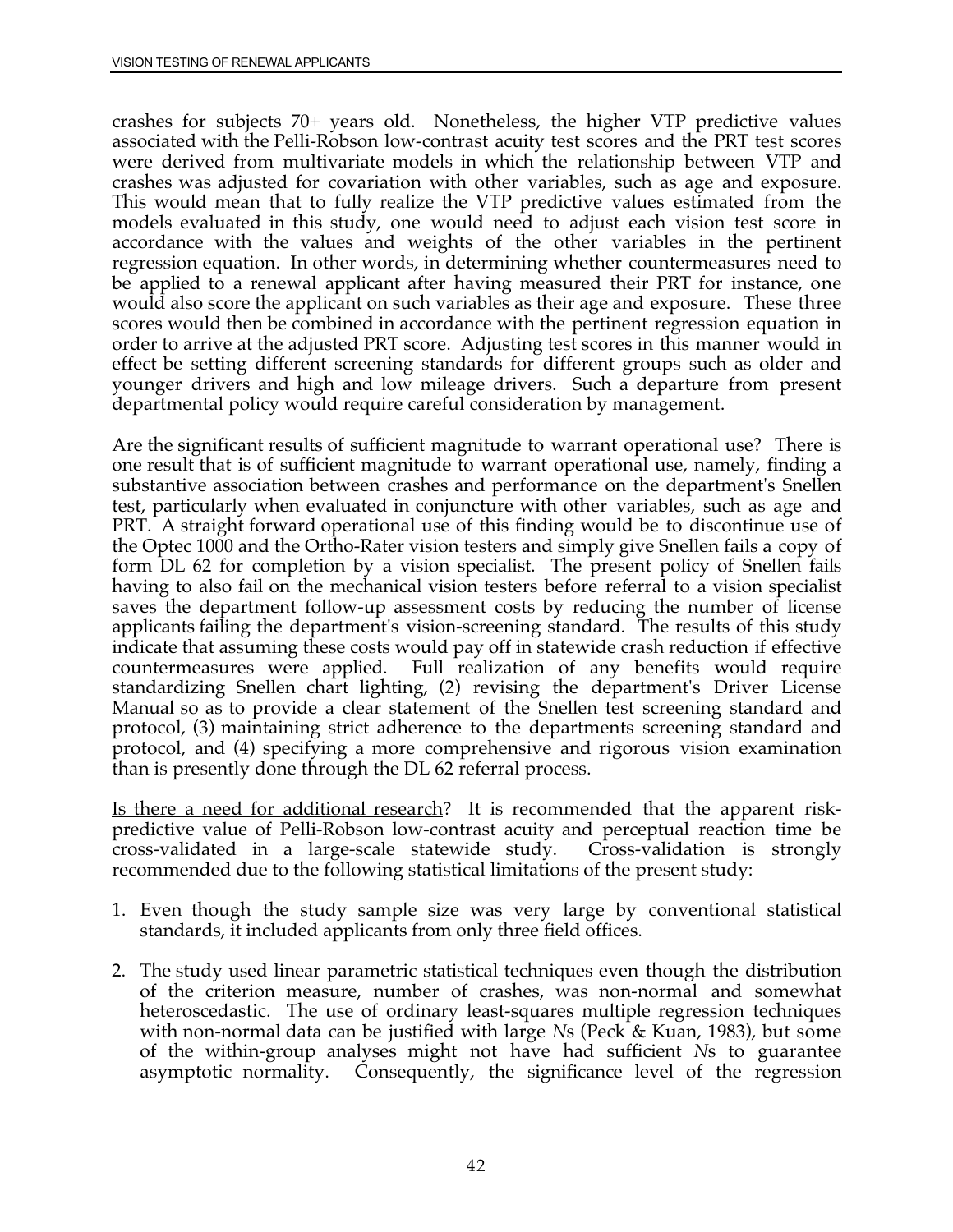crashes for subjects 70+ years old. Nonetheless, the higher VTP predictive values associated with the Pelli-Robson low-contrast acuity test scores and the PRT test scores were derived from multivariate models in which the relationship between VTP and crashes was adjusted for covariation with other variables, such as age and exposure. This would mean that to fully realize the VTP predictive values estimated from the models evaluated in this study, one would need to adjust each vision test score in accordance with the values and weights of the other variables in the pertinent regression equation. In other words, in determining whether countermeasures need to be applied to a renewal applicant after having measured their PRT for instance, one would also score the applicant on such variables as their age and exposure. These three scores would then be combined in accordance with the pertinent regression equation in order to arrive at the adjusted PRT score. Adjusting test scores in this manner would in effect be setting different screening standards for different groups such as older and younger drivers and high and low mileage drivers. Such a departure from present departmental policy would require careful consideration by management.

Are the significant results of sufficient magnitude to warrant operational use? There is one result that is of sufficient magnitude to warrant operational use, namely, finding a substantive association between crashes and performance on the department's Snellen test, particularly when evaluated in conjuncture with other variables, such as age and PRT. A straight forward operational use of this finding would be to discontinue use of the Optec 1000 and the Ortho-Rater vision testers and simply give Snellen fails a copy of form DL 62 for completion by a vision specialist. The present policy of Snellen fails having to also fail on the mechanical vision testers before referral to a vision specialist saves the department follow-up assessment costs by reducing the number of license applicants failing the department's vision-screening standard. The results of this study indicate that assuming these costs would pay off in statewide crash reduction if effective countermeasures were applied. Full realization of any benefits would require standardizing Snellen chart lighting, (2) revising the department's Driver License Manual so as to provide a clear statement of the Snellen test screening standard and protocol, (3) maintaining strict adherence to the departments screening standard and protocol, and (4) specifying a more comprehensive and rigorous vision examination than is presently done through the DL 62 referral process.

Is there a need for additional research? It is recommended that the apparent risk-predictive value of Pelli-Robson low-contrast acuity and perceptual reaction time be cross-validated in a large-scale statewide study. Cross-validation is strongly recommended due to the following statistical limitations of the present study:

1. Even though the study sample size was very large by conventional statistical standards, it included applicants from only three field offices.

2. The study used linear parametric statistical techniques even though the distribution of the criterion measure, number of crashes, was non-normal and somewhat heteroscedastic. The use of ordinary least-squares multiple regression techniques with non-normal data can be justified with large *N*s (Peck & Kuan, 1983), but some of the within-group analyses might not have had sufficient *N*s to guarantee asymptotic normality. Consequently, the significance level of the regression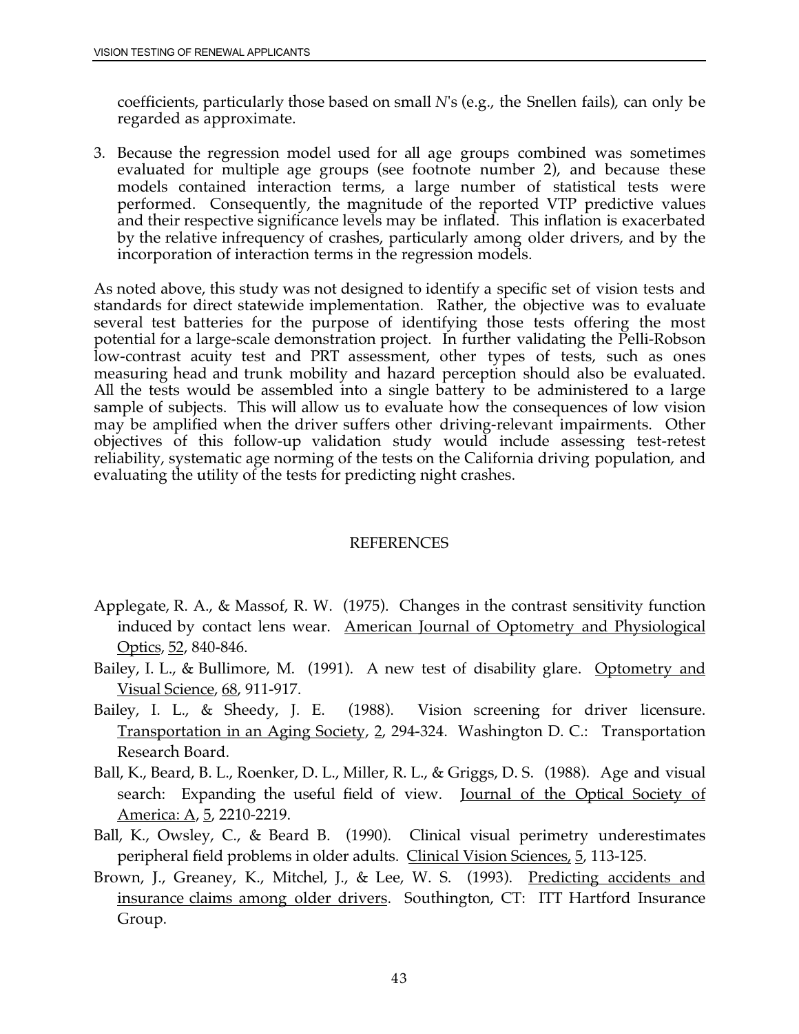coefficients, particularly those based on small *N*'s (e.g., the Snellen fails), can only be regarded as approximate.

3. Because the regression model used for all age groups combined was sometimes evaluated for multiple age groups (see footnote number 2), and because these models contained interaction terms, a large number of statistical tests were performed. Consequently, the magnitude of the reported VTP predictive values and their respective significance levels may be inflated. This inflation is exacerbated by the relative infrequency of crashes, particularly among older drivers, and by the incorporation of interaction terms in the regression models.

As noted above, this study was not designed to identify a specific set of vision tests and standards for direct statewide implementation. Rather, the objective was to evaluate several test batteries for the purpose of identifying those tests offering the most potential for a large-scale demonstration project. In further validating the Pelli-Robson low-contrast acuity test and PRT assessment, other types of tests, such as ones measuring head and trunk mobility and hazard perception should also be evaluated. All the tests would be assembled into a single battery to be administered to a large sample of subjects. This will allow us to evaluate how the consequences of low vision may be amplified when the driver suffers other driving-relevant impairments. Other objectives of this follow-up validation study would include assessing test-retest reliability, systematic age norming of the tests on the California driving population, and evaluating the utility of the tests for predicting night crashes.

## REFERENCES

Applegate, R. A., & Massof, R. W. (1975). Changes in the contrast sensitivity function induced by contact lens wear. American Journal of Optometry and Physiological Optics, 52, 840-846.

Bailey, I. L., & Bullimore, M. (1991). A new test of disability glare. Optometry and Visual Science, 68, 911-917.

Bailey, I. L., & Sheedy, J. E. (1988). Vision screening for driver licensure. Transportation in an Aging Society, 2, 294-324. Washington D. C.: Transportation Research Board.

Ball, K., Beard, B. L., Roenker, D. L., Miller, R. L., & Griggs, D. S. (1988). Age and visual search: Expanding the useful field of view. Journal of the Optical Society of America: A, 5, 2210-2219.

Ball, K., Owsley, C., & Beard B. (1990). Clinical visual perimetry underestimates peripheral field problems in older adults. Clinical Vision Sciences, 5, 113-125.

Brown, J., Greaney, K., Mitchel, J., & Lee, W. S. (1993). Predicting accidents and insurance claims among older drivers. Southington, CT: ITT Hartford Insurance Group.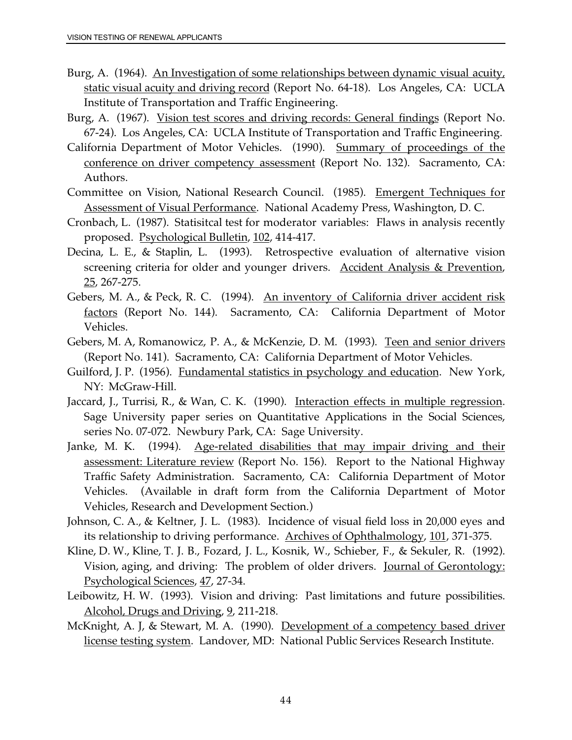Burg, A. (1964). An Investigation of some relationships between dynamic visual acuity, static visual acuity and driving record (Report No. 64-18). Los Angeles, CA: UCLA Institute of Transportation and Traffic Engineering.

Burg, A. (1967). Vision test scores and driving records: General findings (Report No. 67-24). Los Angeles, CA: UCLA Institute of Transportation and Traffic Engineering.

California Department of Motor Vehicles. (1990). Summary of proceedings of the conference on driver competency assessment (Report No. 132). Sacramento, CA: Authors.

Committee on Vision, National Research Council. (1985). Emergent Techniques for Assessment of Visual Performance. National Academy Press, Washington, D. C.

Cronbach, L. (1987). Statisitcal test for moderator variables: Flaws in analysis recently proposed. Psychological Bulletin, 102, 414-417.

Decina, L. E., & Staplin, L. (1993). Retrospective evaluation of alternative vision screening criteria for older and younger drivers. Accident Analysis & Prevention, 25, 267-275.

Gebers, M. A., & Peck, R. C. (1994). An inventory of California driver accident risk factors (Report No. 144). Sacramento, CA: California Department of Motor Vehicles.

Gebers, M. A, Romanowicz, P. A., & McKenzie, D. M. (1993). Teen and senior drivers (Report No. 141). Sacramento, CA: California Department of Motor Vehicles.

Guilford, J. P. (1956). Fundamental statistics in psychology and education. New York, NY: McGraw-Hill.

Jaccard, J., Turrisi, R., & Wan, C. K. (1990). Interaction effects in multiple regression. Sage University paper series on Quantitative Applications in the Social Sciences, series No. 07-072. Newbury Park, CA: Sage University.

Janke, M. K. (1994). Age-related disabilities that may impair driving and their assessment: Literature review (Report No. 156). Report to the National Highway Traffic Safety Administration. Sacramento, CA: California Department of Motor Vehicles. (Available in draft form from the California Department of Motor Vehicles, Research and Development Section.)

Johnson, C. A., & Keltner, J. L. (1983). Incidence of visual field loss in 20,000 eyes and its relationship to driving performance. Archives of Ophthalmology, 101, 371-375.

Kline, D. W., Kline, T. J. B., Fozard, J. L., Kosnik, W., Schieber, F., & Sekuler, R. (1992). Vision, aging, and driving: The problem of older drivers. Journal of Gerontology: Psychological Sciences, 47, 27-34.

Leibowitz, H. W. (1993). Vision and driving: Past limitations and future possibilities. Alcohol, Drugs and Driving, 9, 211-218.

McKnight, A. J, & Stewart, M. A. (1990). Development of a competency based driver license testing system. Landover, MD: National Public Services Research Institute.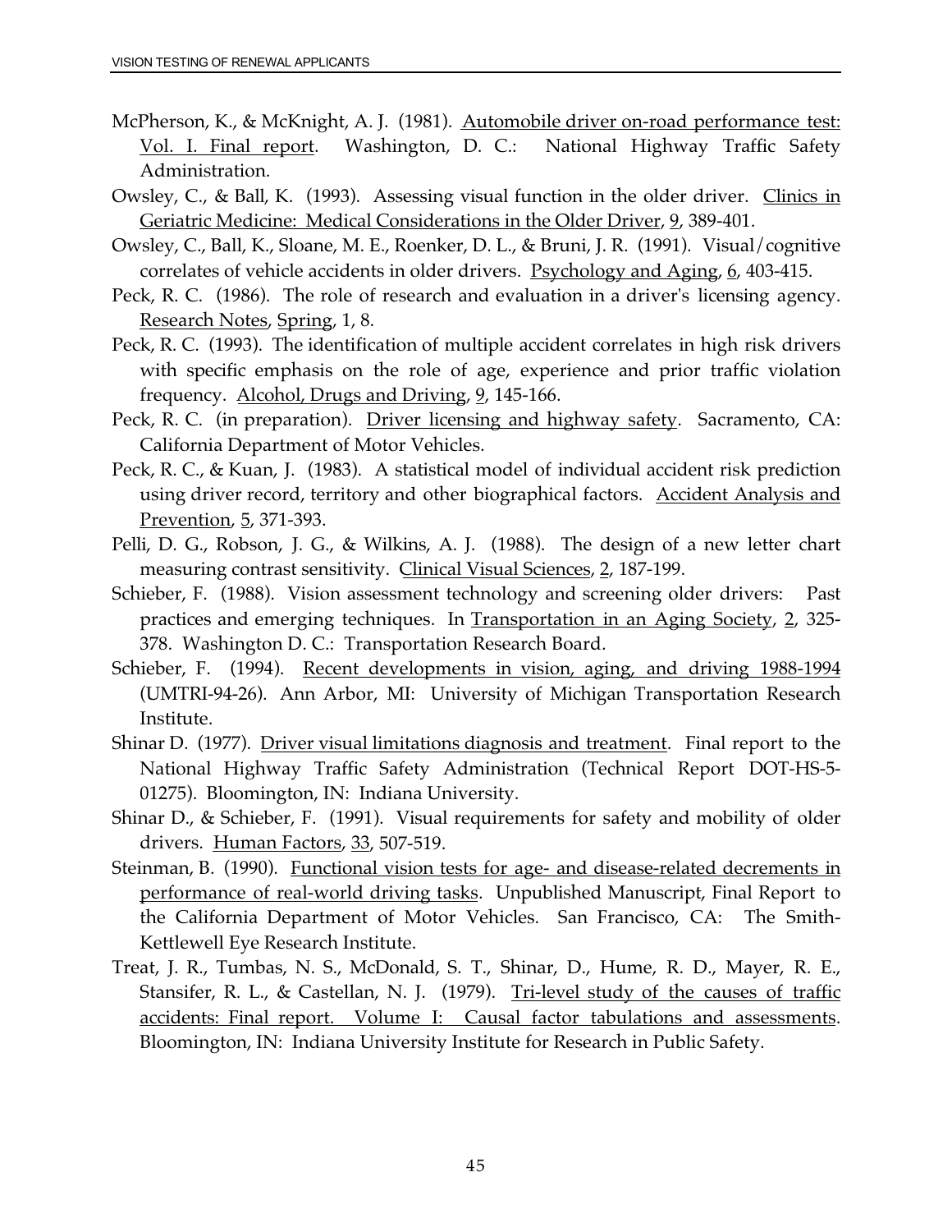McPherson, K., & McKnight, A. J. (1981). Automobile driver on-road performance test: Vol. I. Final report. Washington, D. C.: National Highway Traffic Safety Administration.

Owsley, C., & Ball, K. (1993). Assessing visual function in the older driver. Clinics in Geriatric Medicine: Medical Considerations in the Older Driver, 9, 389-401.

Owsley, C., Ball, K., Sloane, M. E., Roenker, D. L., & Bruni, J. R. (1991). Visual/cognitive correlates of vehicle accidents in older drivers. Psychology and Aging, 6, 403-415.

Peck, R. C. (1986). The role of research and evaluation in a driver's licensing agency. Research Notes, Spring, 1, 8.

Peck, R. C. (1993). The identification of multiple accident correlates in high risk drivers with specific emphasis on the role of age, experience and prior traffic violation frequency. Alcohol, Drugs and Driving, 9, 145-166.

Peck, R. C. (in preparation). Driver licensing and highway safety. Sacramento, CA: California Department of Motor Vehicles.

Peck, R. C., & Kuan, J. (1983). A statistical model of individual accident risk prediction using driver record, territory and other biographical factors. Accident Analysis and Prevention, 5, 371-393.

Pelli, D. G., Robson, J. G., & Wilkins, A. J. (1988). The design of a new letter chart measuring contrast sensitivity. Clinical Visual Sciences, 2, 187-199.

Schieber, F. (1988). Vision assessment technology and screening older drivers: Past practices and emerging techniques. In Transportation in an Aging Society, 2, 325-378. Washington D. C.: Transportation Research Board.

Schieber, F. (1994). Recent developments in vision, aging, and driving 1988-1994 (UMTRI-94-26). Ann Arbor, MI: University of Michigan Transportation Research Institute.

Shinar D. (1977). Driver visual limitations diagnosis and treatment. Final report to the National Highway Traffic Safety Administration (Technical Report DOT-HS-5-01275). Bloomington, IN: Indiana University.

Shinar D., & Schieber, F. (1991). Visual requirements for safety and mobility of older drivers. Human Factors, 33, 507-519.

Steinman, B. (1990). Functional vision tests for age- and disease-related decrements in performance of real-world driving tasks. Unpublished Manuscript, Final Report to the California Department of Motor Vehicles. San Francisco, CA: The Smith-Kettlewell Eye Research Institute.

Treat, J. R., Tumbas, N. S., McDonald, S. T., Shinar, D., Hume, R. D., Mayer, R. E., Stansifer, R. L., & Castellan, N. J. (1979). Tri-level study of the causes of traffic accidents: Final report. Volume I: Causal factor tabulations and assessments. Bloomington, IN: Indiana University Institute for Research in Public Safety.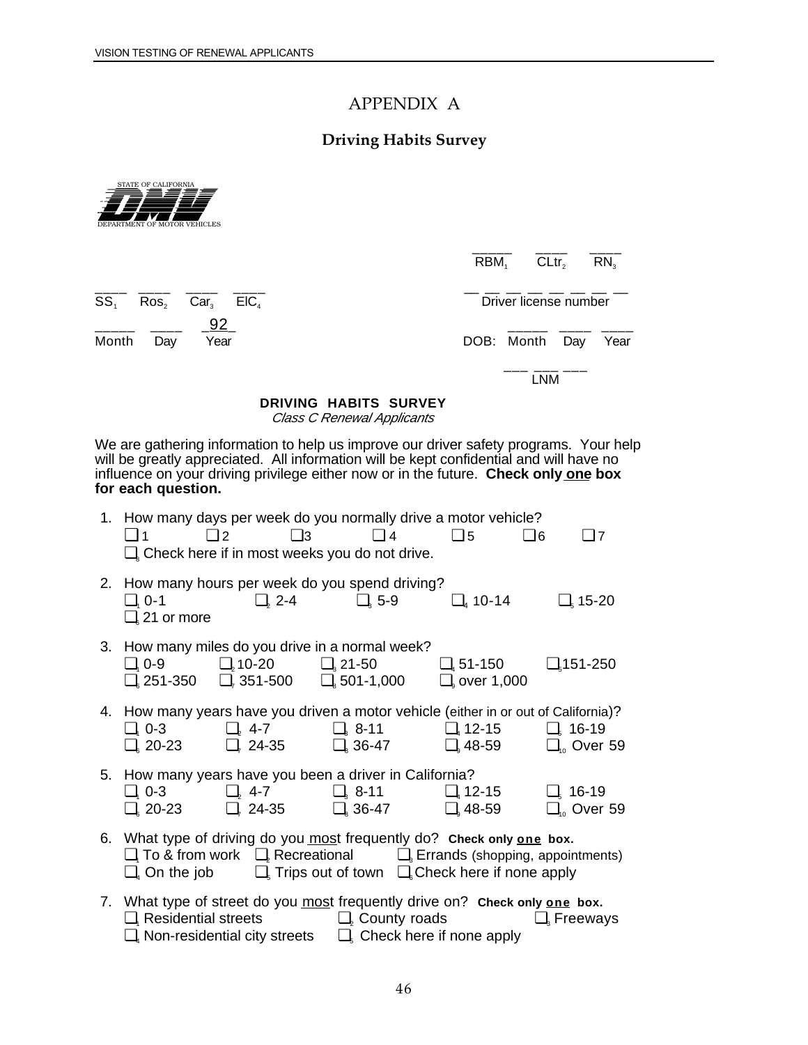# APPENDIX A

## Driving Habits Survey

STATE OF CALIFORNIA
DMV
DEPARTMENT OF MOTOR VEHICLES

_____ RBM[1] ____ CLtr[2] ____ RN[3]

____ SS[1] ____ Ros[2] ____ Car[3] ____ ElC[4]

__ __ __ __ __ __ __ __ Driver license number

_____ Month ____ Day _92_ Year

DOB: _____ Month ____ Day ____ Year

___ ___ ___ LNM

**DRIVING HABITS SURVEY**
*Class C Renewal Applicants*

We are gathering information to help us improve our driver safety programs. Your help will be greatly appreciated. All information will be kept confidential and will have no influence on your driving privilege either now or in the future. **Check only one box for each question.**

1. How many days per week do you normally drive a motor vehicle?
   - ❑ 1 ❑ 2 ❑ 3 ❑ 4 ❑ 5 ❑ 6 ❑ 7
   - ❑[8] Check here if in most weeks you do not drive.

2. How many hours per week do you spend driving?
   - ❑[1] 0-1 ❑[2] 2-4 ❑[3] 5-9 ❑[4] 10-14 ❑[5] 15-20
   - ❑[6] 21 or more

3. How many miles do you drive in a normal week?
   - ❑[1] 0-9 ❑[2] 10-20 ❑[3] 21-50 ❑[4] 51-150 ❑[5] 151-250
   - ❑[6] 251-350 ❑[7] 351-500 ❑[8] 501-1,000 ❑[9] over 1,000

4. How many years have you driven a motor vehicle (either in or out of California)?
   - ❑[1] 0-3 ❑[2] 4-7 ❑[3] 8-11 ❑[4] 12-15 ❑[5] 16-19
   - ❑[6] 20-23 ❑[7] 24-35 ❑[8] 36-47 ❑[9] 48-59 ❑[10] Over 59

5. How many years have you been a driver in California?
   - ❑[1] 0-3 ❑[2] 4-7 ❑[3] 8-11 ❑[4] 12-15 ❑[5] 16-19
   - ❑[6] 20-23 ❑[7] 24-35 ❑[8] 36-47 ❑[9] 48-59 ❑[10] Over 59

6. What type of driving do you most frequently do? **Check only one box.**
   - ❑[1] To & from work ❑[2] Recreational ❑[3] Errands (shopping, appointments)
   - ❑[4] On the job ❑[5] Trips out of town ❑[6] Check here if none apply

7. What type of street do you most frequently drive on? **Check only one box.**
   - ❑[1] Residential streets ❑[2] County roads ❑[3] Freeways
   - ❑[4] Non-residential city streets ❑[5] Check here if none apply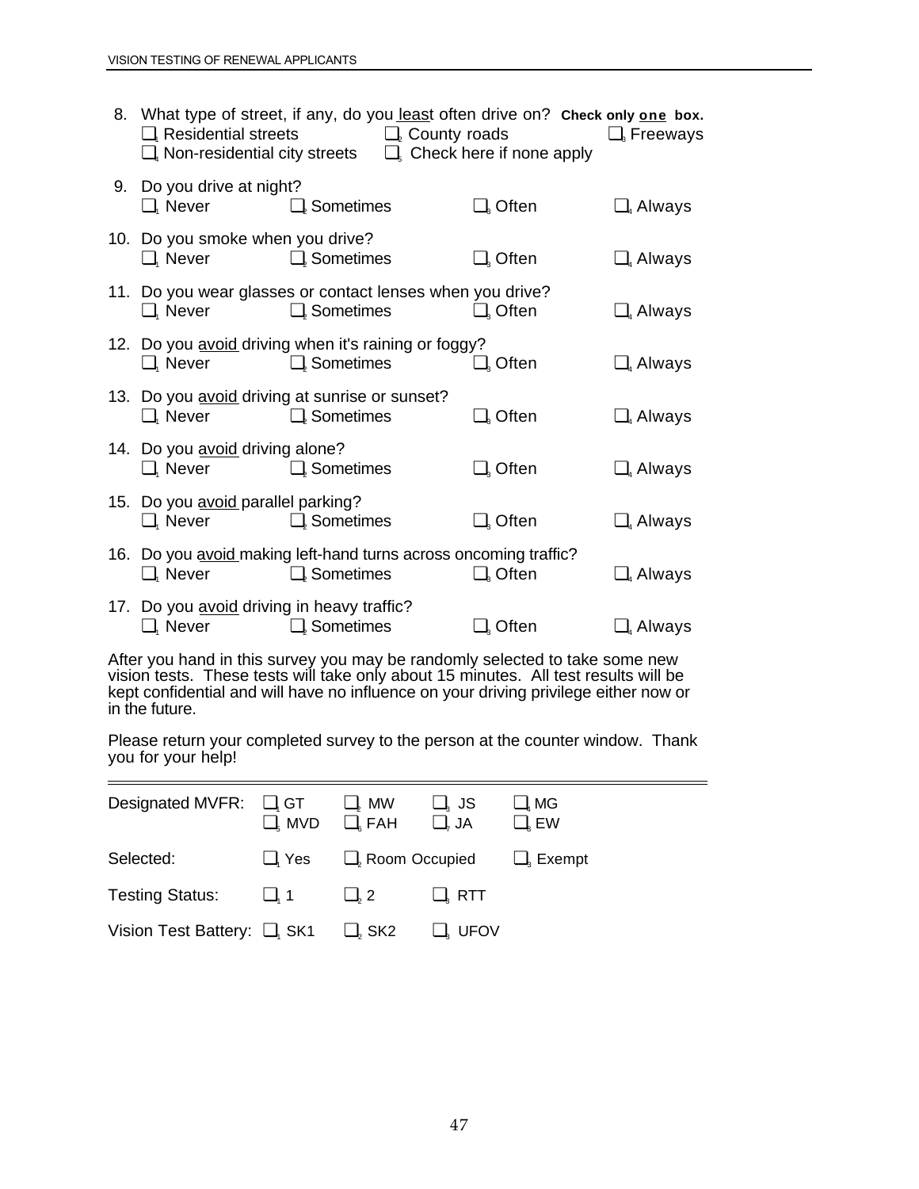8. What type of street, if any, do you <u>least</u> often drive on? **Check only <u>one</u> box.**
   ❑ Residential streets ❑ County roads ❑ Freeways
   ❑ Non-residential city streets ❑ Check here if none apply

9. Do you drive at night?
   ❑ Never ❑ Sometimes ❑ Often ❑ Always

10. Do you smoke when you drive?
    ❑ Never ❑ Sometimes ❑ Often ❑ Always

11. Do you wear glasses or contact lenses when you drive?
    ❑ Never ❑ Sometimes ❑ Often ❑ Always

12. Do you <u>avoid</u> driving when it's raining or foggy?
    ❑ Never ❑ Sometimes ❑ Often ❑ Always

13. Do you <u>avoid</u> driving at sunrise or sunset?
    ❑ Never ❑ Sometimes ❑ Often ❑ Always

14. Do you <u>avoid</u> driving alone?
    ❑ Never ❑ Sometimes ❑ Often ❑ Always

15. Do you <u>avoid</u> parallel parking?
    ❑ Never ❑ Sometimes ❑ Often ❑ Always

16. Do you <u>avoid</u> making left-hand turns across oncoming traffic?
    ❑ Never ❑ Sometimes ❑ Often ❑ Always

17. Do you <u>avoid</u> driving in heavy traffic?
    ❑ Never ❑ Sometimes ❑ Often ❑ Always

After you hand in this survey you may be randomly selected to take some new vision tests. These tests will take only about 15 minutes. All test results will be kept confidential and will have no influence on your driving privilege either now or in the future.

Please return your completed survey to the person at the counter window. Thank you for your help!

---

Designated MVFR: ❑ GT ❑ MW ❑ JS ❑ MG
❑ MVD ❑ FAH ❑ JA ❑ EW

Selected: ❑ Yes ❑ Room Occupied ❑ Exempt

Testing Status: ❑ 1 ❑ 2 ❑ RTT

Vision Test Battery: ❑ SK1 ❑ SK2 ❑ UFOV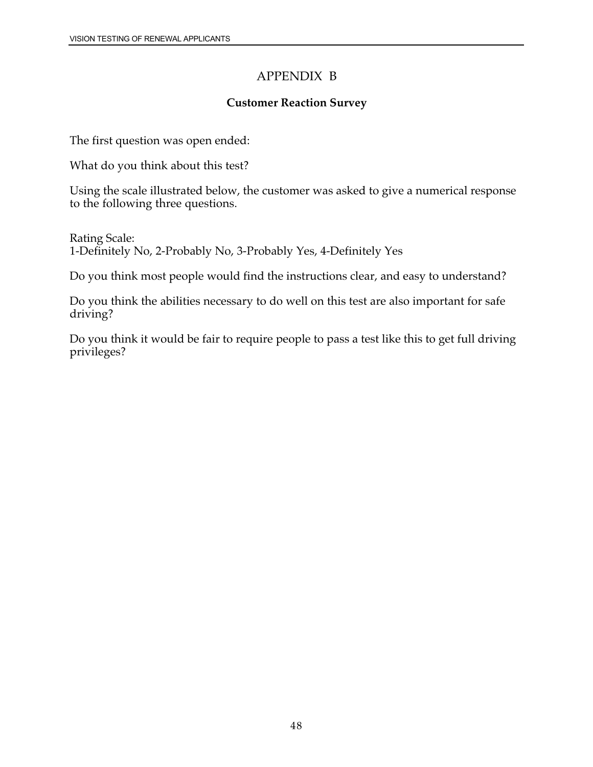# APPENDIX B

## Customer Reaction Survey

The first question was open ended:

What do you think about this test?

Using the scale illustrated below, the customer was asked to give a numerical response to the following three questions.

Rating Scale:
1-Definitely No, 2-Probably No, 3-Probably Yes, 4-Definitely Yes

Do you think most people would find the instructions clear, and easy to understand?

Do you think the abilities necessary to do well on this test are also important for safe driving?

Do you think it would be fair to require people to pass a test like this to get full driving privileges?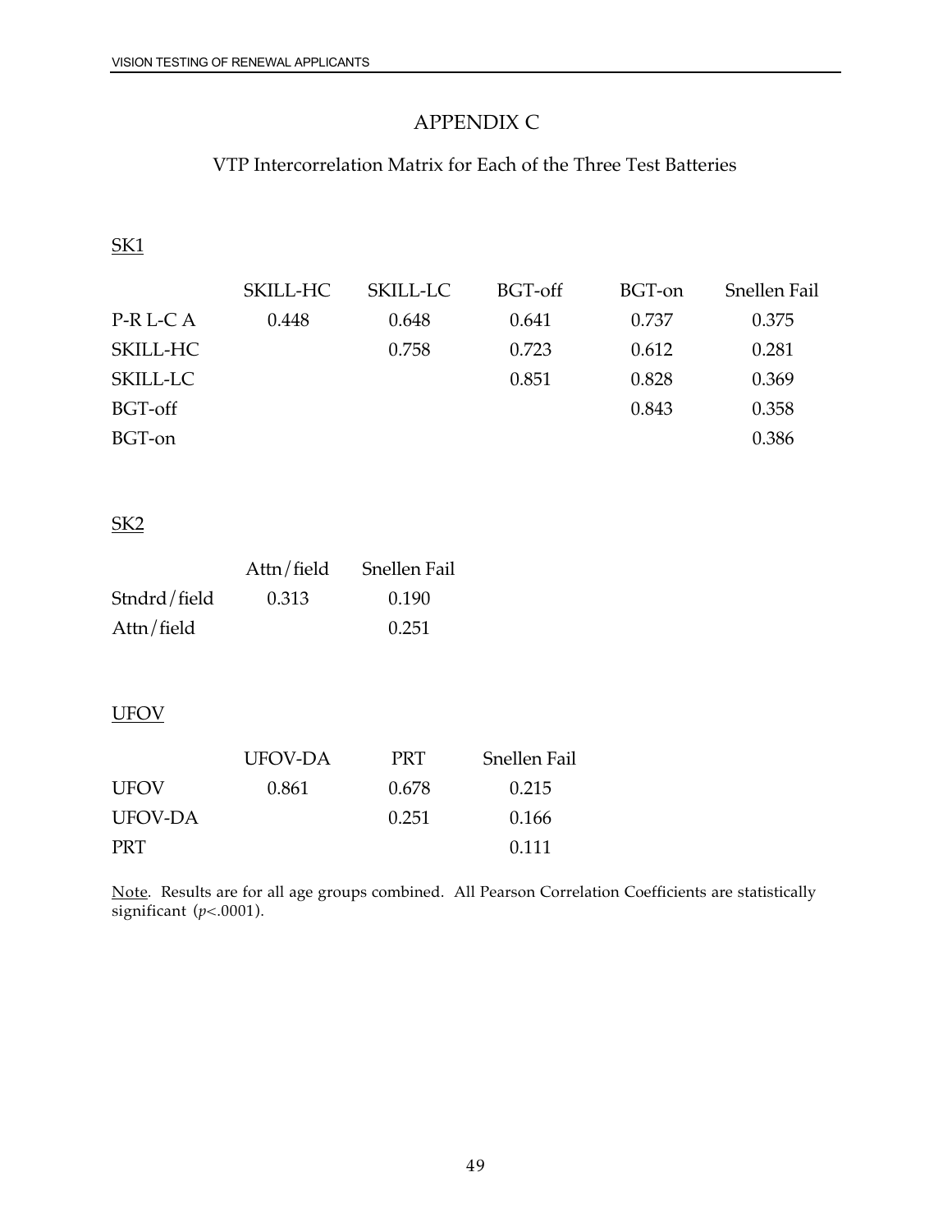# APPENDIX C

## VTP Intercorrelation Matrix for Each of the Three Test Batteries

SK1

| | SKILL-HC | SKILL-LC | BGT-off | BGT-on | Snellen Fail |
|---|---|---|---|---|---|
| P-R L-C A | 0.448 | 0.648 | 0.641 | 0.737 | 0.375 |
| SKILL-HC | | 0.758 | 0.723 | 0.612 | 0.281 |
| SKILL-LC | | | 0.851 | 0.828 | 0.369 |
| BGT-off | | | | 0.843 | 0.358 |
| BGT-on | | | | | 0.386 |

SK2

| | Attn/field | Snellen Fail |
|---|---|---|
| Stndrd/field | 0.313 | 0.190 |
| Attn/field | | 0.251 |

UFOV

| | UFOV-DA | PRT | Snellen Fail |
|---|---|---|---|
| UFOV | 0.861 | 0.678 | 0.215 |
| UFOV-DA | | 0.251 | 0.166 |
| PRT | | | 0.111 |

Note. Results are for all age groups combined. All Pearson Correlation Coefficients are statistically significant ($p<.0001$).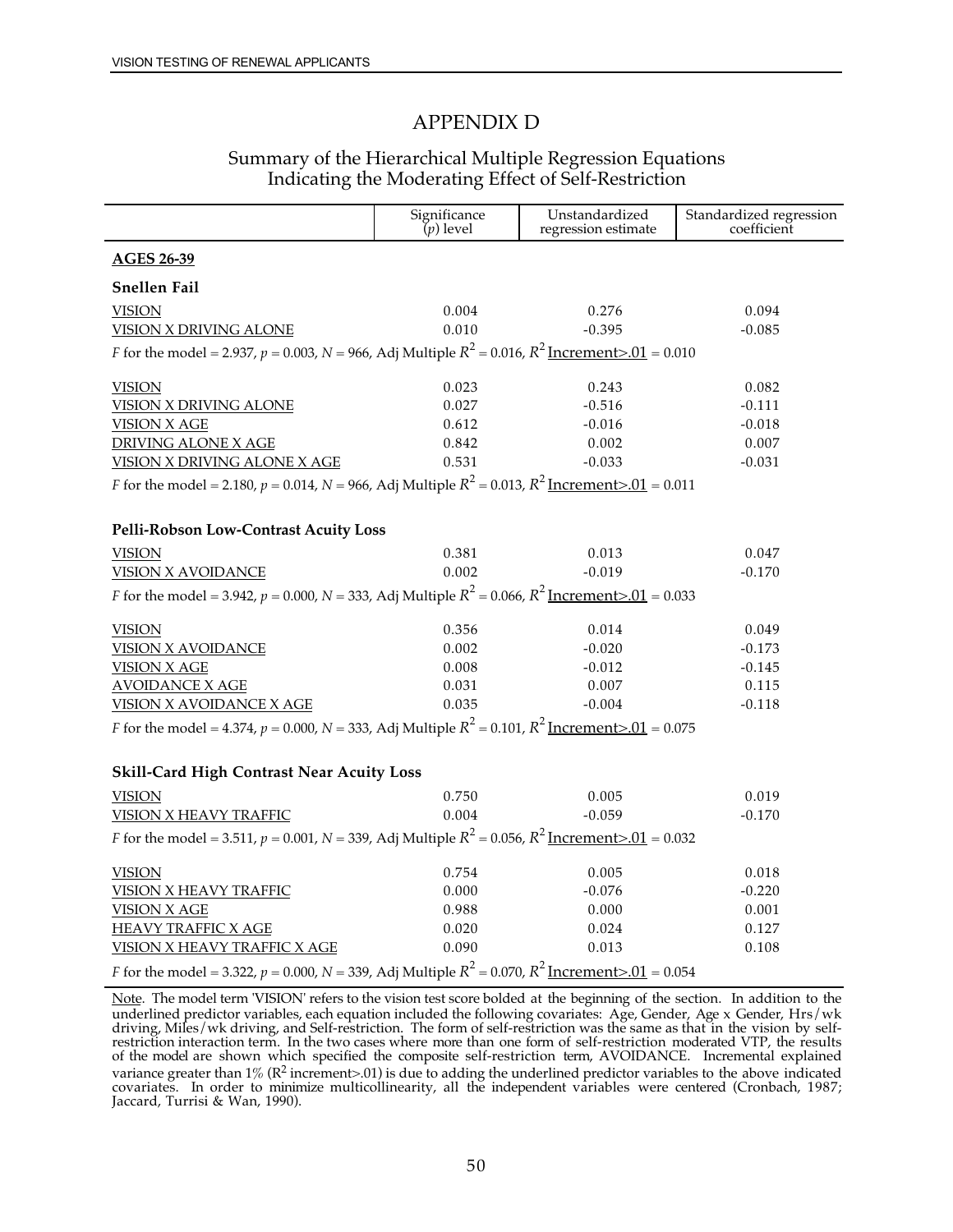# APPENDIX D

## Summary of the Hierarchical Multiple Regression Equations Indicating the Moderating Effect of Self-Restriction

| | Significance ($p$) level | Unstandardized regression estimate | Standardized regression coefficient |
|---|---|---|---|
| **AGES 26-39** | | | |
| **Snellen Fail** | | | |
| VISION | 0.004 | 0.276 | 0.094 |
| VISION X DRIVING ALONE | 0.010 | -0.395 | -0.085 |
| $F$ for the model = 2.937, $p$ = 0.003, $N$ = 966, Adj Multiple $R^2$ = 0.016, $R^2$ Increment>.01 = 0.010 | | | |
| VISION | 0.023 | 0.243 | 0.082 |
| VISION X DRIVING ALONE | 0.027 | -0.516 | -0.111 |
| VISION X AGE | 0.612 | -0.016 | -0.018 |
| DRIVING ALONE X AGE | 0.842 | 0.002 | 0.007 |
| VISION X DRIVING ALONE X AGE | 0.531 | -0.033 | -0.031 |
| $F$ for the model = 2.180, $p$ = 0.014, $N$ = 966, Adj Multiple $R^2$ = 0.013, $R^2$ Increment>.01 = 0.011 | | | |
| **Pelli-Robson Low-Contrast Acuity Loss** | | | |
| VISION | 0.381 | 0.013 | 0.047 |
| VISION X AVOIDANCE | 0.002 | -0.019 | -0.170 |
| $F$ for the model = 3.942, $p$ = 0.000, $N$ = 333, Adj Multiple $R^2$ = 0.066, $R^2$ Increment>.01 = 0.033 | | | |
| VISION | 0.356 | 0.014 | 0.049 |
| VISION X AVOIDANCE | 0.002 | -0.020 | -0.173 |
| VISION X AGE | 0.008 | -0.012 | -0.145 |
| AVOIDANCE X AGE | 0.031 | 0.007 | 0.115 |
| VISION X AVOIDANCE X AGE | 0.035 | -0.004 | -0.118 |
| $F$ for the model = 4.374, $p$ = 0.000, $N$ = 333, Adj Multiple $R^2$ = 0.101, $R^2$ Increment>.01 = 0.075 | | | |
| **Skill-Card High Contrast Near Acuity Loss** | | | |
| VISION | 0.750 | 0.005 | 0.019 |
| VISION X HEAVY TRAFFIC | 0.004 | -0.059 | -0.170 |
| $F$ for the model = 3.511, $p$ = 0.001, $N$ = 339, Adj Multiple $R^2$ = 0.056, $R^2$ Increment>.01 = 0.032 | | | |
| VISION | 0.754 | 0.005 | 0.018 |
| VISION X HEAVY TRAFFIC | 0.000 | -0.076 | -0.220 |
| VISION X AGE | 0.988 | 0.000 | 0.001 |
| HEAVY TRAFFIC X AGE | 0.020 | 0.024 | 0.127 |
| VISION X HEAVY TRAFFIC X AGE | 0.090 | 0.013 | 0.108 |
| $F$ for the model = 3.322, $p$ = 0.000, $N$ = 339, Adj Multiple $R^2$ = 0.070, $R^2$ Increment>.01 = 0.054 | | | |

Note. The model term 'VISION' refers to the vision test score bolded at the beginning of the section. In addition to the underlined predictor variables, each equation included the following covariates: Age, Gender, Age x Gender, Hrs/wk driving, Miles/wk driving, and Self-restriction. The form of self-restriction was the same as that in the vision by self-restriction interaction term. In the two cases where more than one form of self-restriction moderated VTP, the results of the model are shown which specified the composite self-restriction term, AVOIDANCE. Incremental explained variance greater than 1% ($R^2$ increment>.01) is due to adding the underlined predictor variables to the above indicated covariates. In order to minimize multicollinearity, all the independent variables were centered (Cronbach, 1987; Jaccard, Turrisi & Wan, 1990).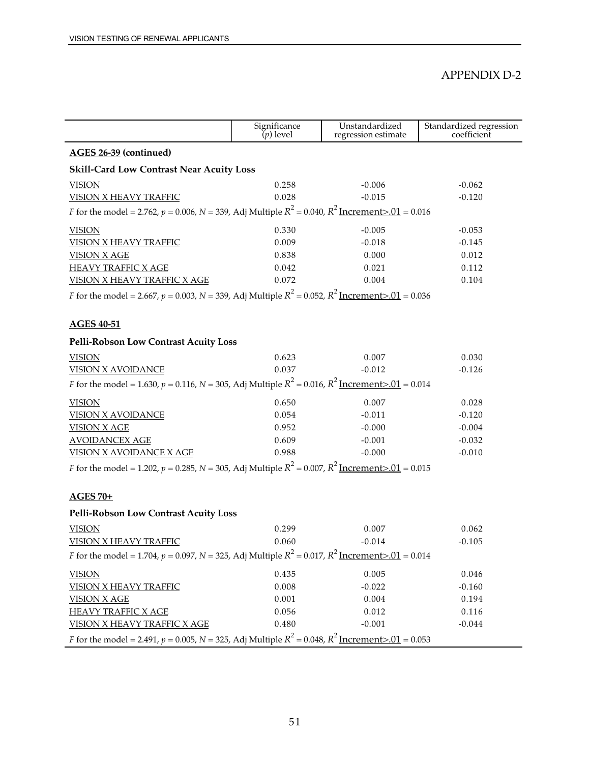# APPENDIX D-2

| | Significance ($p$) level | Unstandardized regression estimate | Standardized regression coefficient |
|---|---|---|---|
| **AGES 26-39 (continued)** | | | |
| **Skill-Card Low Contrast Near Acuity Loss** | | | |
| VISION | 0.258 | -0.006 | -0.062 |
| VISION X HEAVY TRAFFIC | 0.028 | -0.015 | -0.120 |
| $F$ for the model = 2.762, $p$ = 0.006, $N$ = 339, Adj Multiple $R^2$ = 0.040, $R^2$ Increment>.01 = 0.016 | | | |
| VISION | 0.330 | -0.005 | -0.053 |
| VISION X HEAVY TRAFFIC | 0.009 | -0.018 | -0.145 |
| VISION X AGE | 0.838 | 0.000 | 0.012 |
| HEAVY TRAFFIC X AGE | 0.042 | 0.021 | 0.112 |
| VISION X HEAVY TRAFFIC X AGE | 0.072 | 0.004 | 0.104 |
| $F$ for the model = 2.667, $p$ = 0.003, $N$ = 339, Adj Multiple $R^2$ = 0.052, $R^2$ Increment>.01 = 0.036 | | | |
| **AGES 40-51** | | | |
| **Pelli-Robson Low Contrast Acuity Loss** | | | |
| VISION | 0.623 | 0.007 | 0.030 |
| VISION X AVOIDANCE | 0.037 | -0.012 | -0.126 |
| $F$ for the model = 1.630, $p$ = 0.116, $N$ = 305, Adj Multiple $R^2$ = 0.016, $R^2$ Increment>.01 = 0.014 | | | |
| VISION | 0.650 | 0.007 | 0.028 |
| VISION X AVOIDANCE | 0.054 | -0.011 | -0.120 |
| VISION X AGE | 0.952 | -0.000 | -0.004 |
| AVOIDANCEX AGE | 0.609 | -0.001 | -0.032 |
| VISION X AVOIDANCE X AGE | 0.988 | -0.000 | -0.010 |
| $F$ for the model = 1.202, $p$ = 0.285, $N$ = 305, Adj Multiple $R^2$ = 0.007, $R^2$ Increment>.01 = 0.015 | | | |
| **AGES 70+** | | | |
| **Pelli-Robson Low Contrast Acuity Loss** | | | |
| VISION | 0.299 | 0.007 | 0.062 |
| VISION X HEAVY TRAFFIC | 0.060 | -0.014 | -0.105 |
| $F$ for the model = 1.704, $p$ = 0.097, $N$ = 325, Adj Multiple $R^2$ = 0.017, $R^2$ Increment>.01 = 0.014 | | | |
| VISION | 0.435 | 0.005 | 0.046 |
| VISION X HEAVY TRAFFIC | 0.008 | -0.022 | -0.160 |
| VISION X AGE | 0.001 | 0.004 | 0.194 |
| HEAVY TRAFFIC X AGE | 0.056 | 0.012 | 0.116 |
| VISION X HEAVY TRAFFIC X AGE | 0.480 | -0.001 | -0.044 |
| $F$ for the model = 2.491, $p$ = 0.005, $N$ = 325, Adj Multiple $R^2$ = 0.048, $R^2$ Increment>.01 = 0.053 | | | |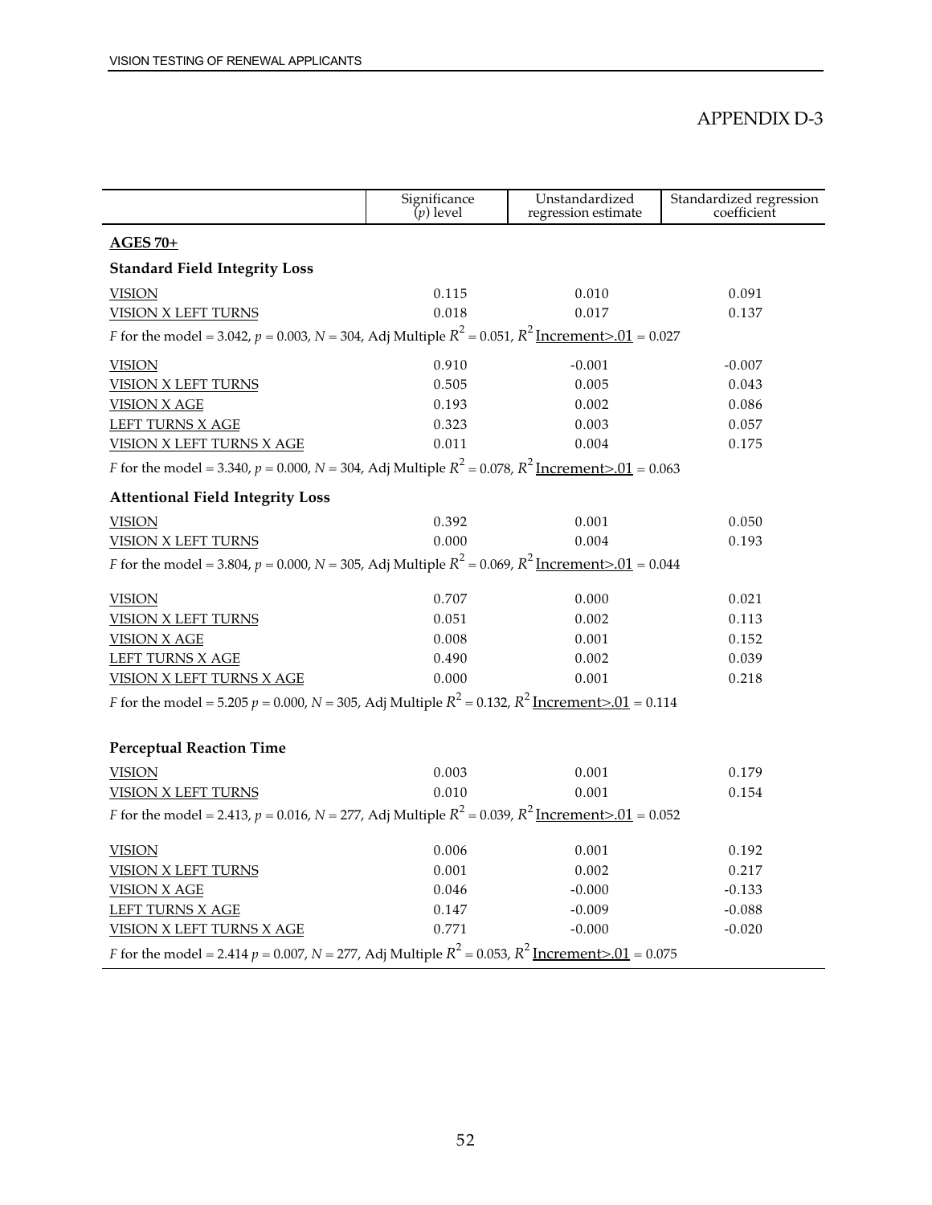# APPENDIX D-3

| | Significance ($p$) level | Unstandardized regression estimate | Standardized regression coefficient |
|---|---|---|---|
| **AGES 70+** | | | |
| **Standard Field Integrity Loss** | | | |
| VISION | 0.115 | 0.010 | 0.091 |
| VISION X LEFT TURNS | 0.018 | 0.017 | 0.137 |
| $F$ for the model = 3.042, $p$ = 0.003, $N$ = 304, Adj Multiple $R^2$ = 0.051, $R^2$ Increment>.01 = 0.027 | | | |
| VISION | 0.910 | -0.001 | -0.007 |
| VISION X LEFT TURNS | 0.505 | 0.005 | 0.043 |
| VISION X AGE | 0.193 | 0.002 | 0.086 |
| LEFT TURNS X AGE | 0.323 | 0.003 | 0.057 |
| VISION X LEFT TURNS X AGE | 0.011 | 0.004 | 0.175 |
| $F$ for the model = 3.340, $p$ = 0.000, $N$ = 304, Adj Multiple $R^2$ = 0.078, $R^2$ Increment>.01 = 0.063 | | | |
| **Attentional Field Integrity Loss** | | | |
| VISION | 0.392 | 0.001 | 0.050 |
| VISION X LEFT TURNS | 0.000 | 0.004 | 0.193 |
| $F$ for the model = 3.804, $p$ = 0.000, $N$ = 305, Adj Multiple $R^2$ = 0.069, $R^2$ Increment>.01 = 0.044 | | | |
| VISION | 0.707 | 0.000 | 0.021 |
| VISION X LEFT TURNS | 0.051 | 0.002 | 0.113 |
| VISION X AGE | 0.008 | 0.001 | 0.152 |
| LEFT TURNS X AGE | 0.490 | 0.002 | 0.039 |
| VISION X LEFT TURNS X AGE | 0.000 | 0.001 | 0.218 |
| $F$ for the model = 5.205 $p$ = 0.000, $N$ = 305, Adj Multiple $R^2$ = 0.132, $R^2$ Increment>.01 = 0.114 | | | |
| **Perceptual Reaction Time** | | | |
| VISION | 0.003 | 0.001 | 0.179 |
| VISION X LEFT TURNS | 0.010 | 0.001 | 0.154 |
| $F$ for the model = 2.413, $p$ = 0.016, $N$ = 277, Adj Multiple $R^2$ = 0.039, $R^2$ Increment>.01 = 0.052 | | | |
| VISION | 0.006 | 0.001 | 0.192 |
| VISION X LEFT TURNS | 0.001 | 0.002 | 0.217 |
| VISION X AGE | 0.046 | -0.000 | -0.133 |
| LEFT TURNS X AGE | 0.147 | -0.009 | -0.088 |
| VISION X LEFT TURNS X AGE | 0.771 | -0.000 | -0.020 |
| $F$ for the model = 2.414 $p$ = 0.007, $N$ = 277, Adj Multiple $R^2$ = 0.053, $R^2$ Increment>.01 = 0.075 | | | |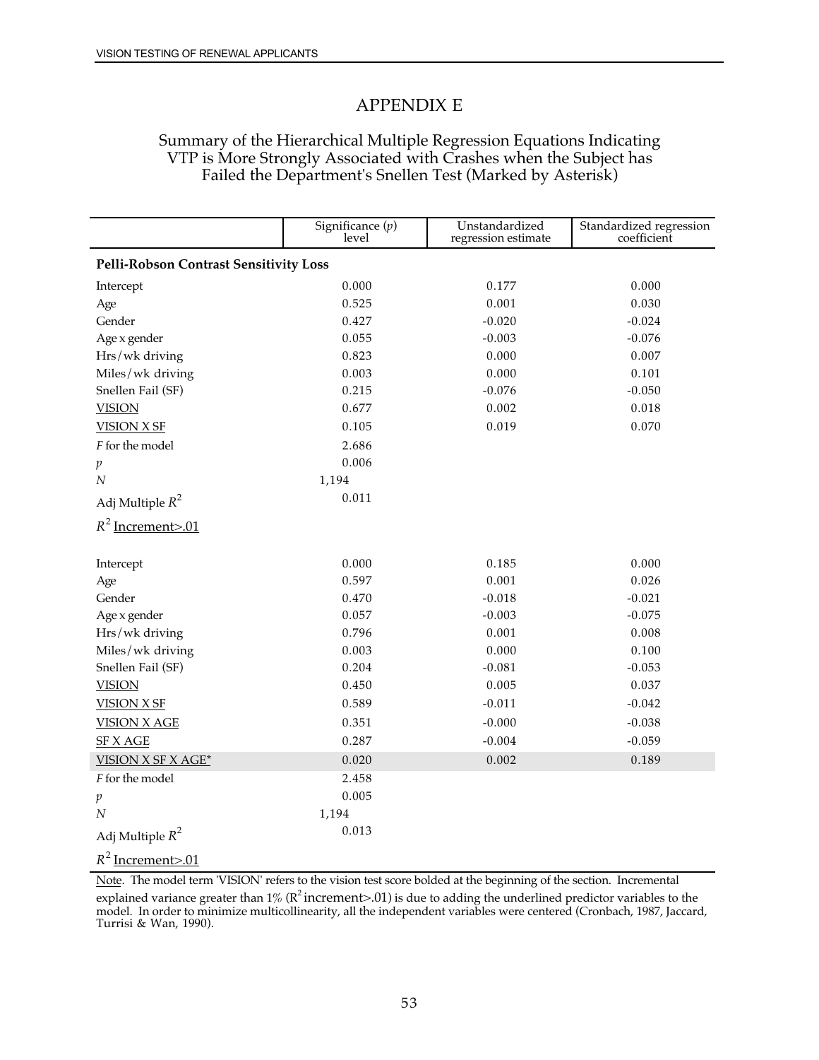# APPENDIX E

## Summary of the Hierarchical Multiple Regression Equations Indicating VTP is More Strongly Associated with Crashes when the Subject has Failed the Department's Snellen Test (Marked by Asterisk)

| | Significance (*p*) level | Unstandardized regression estimate | Standardized regression coefficient |
|---|---|---|---|
| **Pelli-Robson Contrast Sensitivity Loss** | | | |
| Intercept | 0.000 | 0.177 | 0.000 |
| Age | 0.525 | 0.001 | 0.030 |
| Gender | 0.427 | -0.020 | -0.024 |
| Age x gender | 0.055 | -0.003 | -0.076 |
| Hrs/wk driving | 0.823 | 0.000 | 0.007 |
| Miles/wk driving | 0.003 | 0.000 | 0.101 |
| Snellen Fail (SF) | 0.215 | -0.076 | -0.050 |
| <u>VISION</u> | 0.677 | 0.002 | 0.018 |
| <u>VISION X SF</u> | 0.105 | 0.019 | 0.070 |
| *F* for the model | 2.686 | | |
| *p* | 0.006 | | |
| *N* | 1,194 | | |
| Adj Multiple $R^2$ | 0.011 | | |
| $R^2$ <u>Increment>.01</u> | | | |
| | | | |
| Intercept | 0.000 | 0.185 | 0.000 |
| Age | 0.597 | 0.001 | 0.026 |
| Gender | 0.470 | -0.018 | -0.021 |
| Age x gender | 0.057 | -0.003 | -0.075 |
| Hrs/wk driving | 0.796 | 0.001 | 0.008 |
| Miles/wk driving | 0.003 | 0.000 | 0.100 |
| Snellen Fail (SF) | 0.204 | -0.081 | -0.053 |
| <u>VISION</u> | 0.450 | 0.005 | 0.037 |
| <u>VISION X SF</u> | 0.589 | -0.011 | -0.042 |
| <u>VISION X AGE</u> | 0.351 | -0.000 | -0.038 |
| <u>SF X AGE</u> | 0.287 | -0.004 | -0.059 |
| <u>VISION X SF X AGE*</u> | 0.020 | 0.002 | 0.189 |
| *F* for the model | 2.458 | | |
| *p* | 0.005 | | |
| *N* | 1,194 | | |
| Adj Multiple $R^2$ | 0.013 | | |
| $R^2$ <u>Increment>.01</u> | | | |

<u>Note</u>. The model term 'VISION' refers to the vision test score bolded at the beginning of the section. Incremental explained variance greater than 1% ($R^2$ increment>.01) is due to adding the underlined predictor variables to the model. In order to minimize multicollinearity, all the independent variables were centered (Cronbach, 1987, Jaccard, Turrisi & Wan, 1990).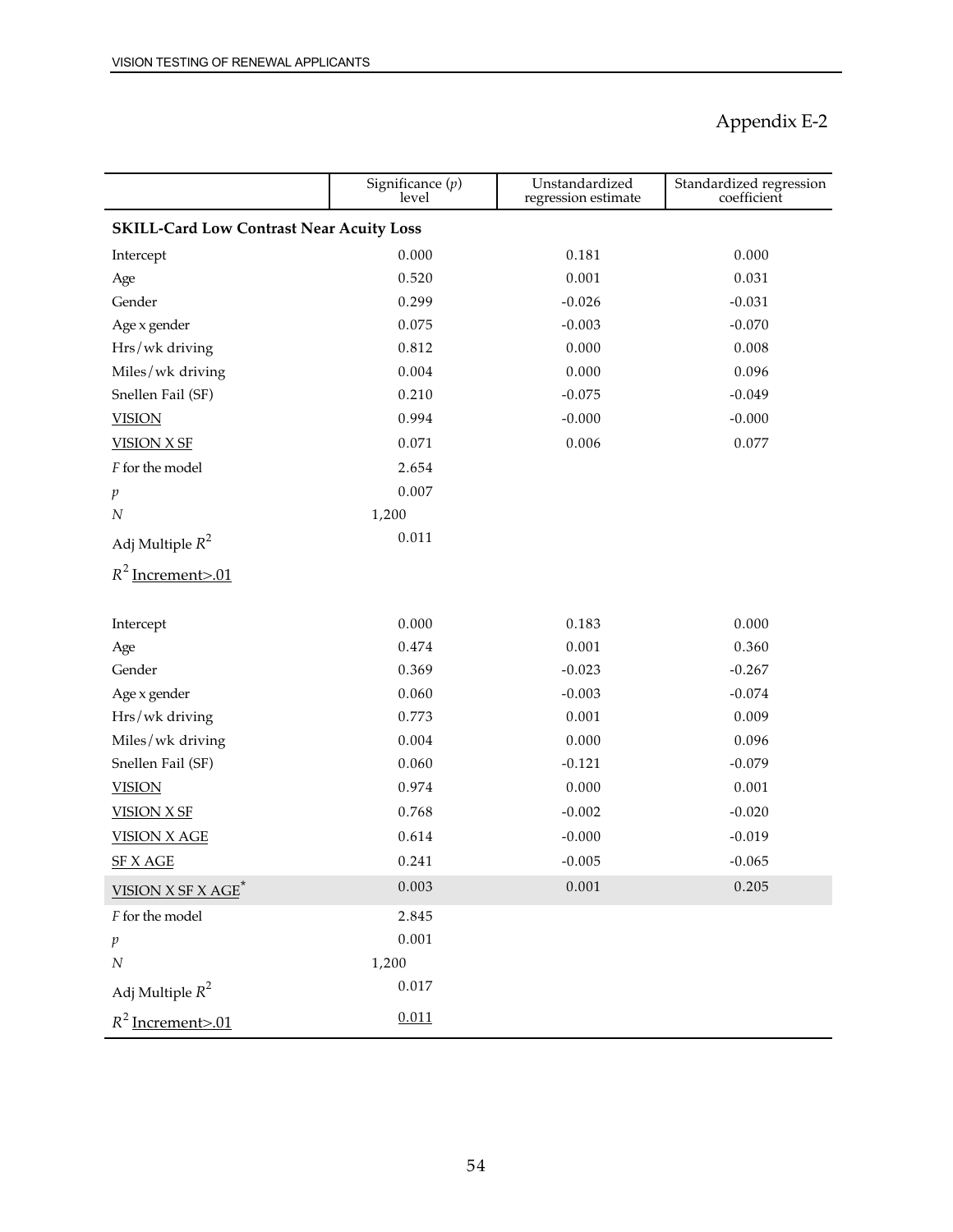# Appendix E-2

| | Significance ($p$) level | Unstandardized regression estimate | Standardized regression coefficient |
|---|---|---|---|
| **SKILL-Card Low Contrast Near Acuity Loss** | | | |
| Intercept | 0.000 | 0.181 | 0.000 |
| Age | 0.520 | 0.001 | 0.031 |
| Gender | 0.299 | -0.026 | -0.031 |
| Age x gender | 0.075 | -0.003 | -0.070 |
| Hrs/wk driving | 0.812 | 0.000 | 0.008 |
| Miles/wk driving | 0.004 | 0.000 | 0.096 |
| Snellen Fail (SF) | 0.210 | -0.075 | -0.049 |
| VISION | 0.994 | -0.000 | -0.000 |
| VISION X SF | 0.071 | 0.006 | 0.077 |
| *F* for the model | 2.654 | | |
| *p* | 0.007 | | |
| *N* | 1,200 | | |
| Adj Multiple $R^2$ | 0.011 | | |
| $R^2$ Increment>.01 | | | |
| | | | |
| Intercept | 0.000 | 0.183 | 0.000 |
| Age | 0.474 | 0.001 | 0.360 |
| Gender | 0.369 | -0.023 | -0.267 |
| Age x gender | 0.060 | -0.003 | -0.074 |
| Hrs/wk driving | 0.773 | 0.001 | 0.009 |
| Miles/wk driving | 0.004 | 0.000 | 0.096 |
| Snellen Fail (SF) | 0.060 | -0.121 | -0.079 |
| VISION | 0.974 | 0.000 | 0.001 |
| VISION X SF | 0.768 | -0.002 | -0.020 |
| VISION X AGE | 0.614 | -0.000 | -0.019 |
| SF X AGE | 0.241 | -0.005 | -0.065 |
| VISION X SF X AGE* | 0.003 | 0.001 | 0.205 |
| *F* for the model | 2.845 | | |
| *p* | 0.001 | | |
| *N* | 1,200 | | |
| Adj Multiple $R^2$ | 0.017 | | |
| $R^2$ Increment>.01 | 0.011 | | |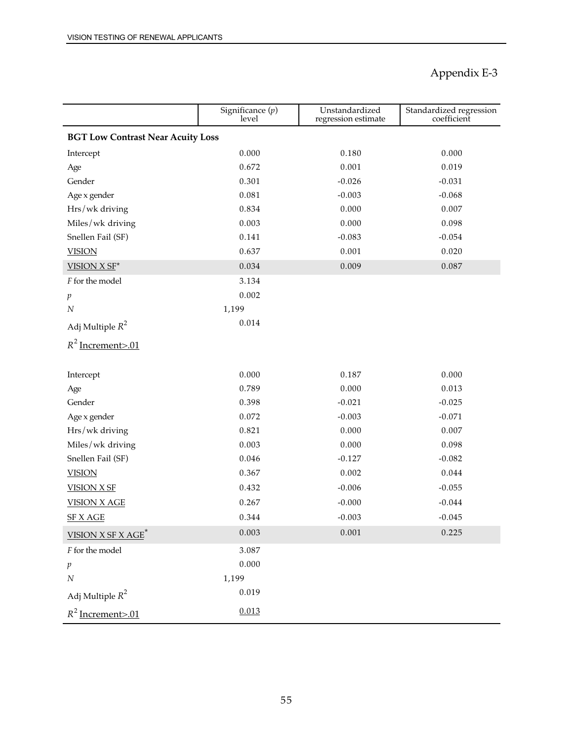# Appendix E-3

| | Significance ($p$) level | Unstandardized regression estimate | Standardized regression coefficient |
|---|---|---|---|
| **BGT Low Contrast Near Acuity Loss** | | | |
| Intercept | 0.000 | 0.180 | 0.000 |
| Age | 0.672 | 0.001 | 0.019 |
| Gender | 0.301 | -0.026 | -0.031 |
| Age x gender | 0.081 | -0.003 | -0.068 |
| Hrs/wk driving | 0.834 | 0.000 | 0.007 |
| Miles/wk driving | 0.003 | 0.000 | 0.098 |
| Snellen Fail (SF) | 0.141 | -0.083 | -0.054 |
| VISION | 0.637 | 0.001 | 0.020 |
| VISION X SF* | 0.034 | 0.009 | 0.087 |
| $F$ for the model | 3.134 | | |
| $p$ | 0.002 | | |
| $N$ | 1,199 | | |
| Adj Multiple $R^2$ | 0.014 | | |
| $R^2$ Increment>.01 | | | |
| | | | |
| Intercept | 0.000 | 0.187 | 0.000 |
| Age | 0.789 | 0.000 | 0.013 |
| Gender | 0.398 | -0.021 | -0.025 |
| Age x gender | 0.072 | -0.003 | -0.071 |
| Hrs/wk driving | 0.821 | 0.000 | 0.007 |
| Miles/wk driving | 0.003 | 0.000 | 0.098 |
| Snellen Fail (SF) | 0.046 | -0.127 | -0.082 |
| VISION | 0.367 | 0.002 | 0.044 |
| VISION X SF | 0.432 | -0.006 | -0.055 |
| VISION X AGE | 0.267 | -0.000 | -0.044 |
| SF X AGE | 0.344 | -0.003 | -0.045 |
| VISION X SF X AGE* | 0.003 | 0.001 | 0.225 |
| $F$ for the model | 3.087 | | |
| $p$ | 0.000 | | |
| $N$ | 1,199 | | |
| Adj Multiple $R^2$ | 0.019 | | |
| $R^2$ Increment>.01 | 0.013 | | |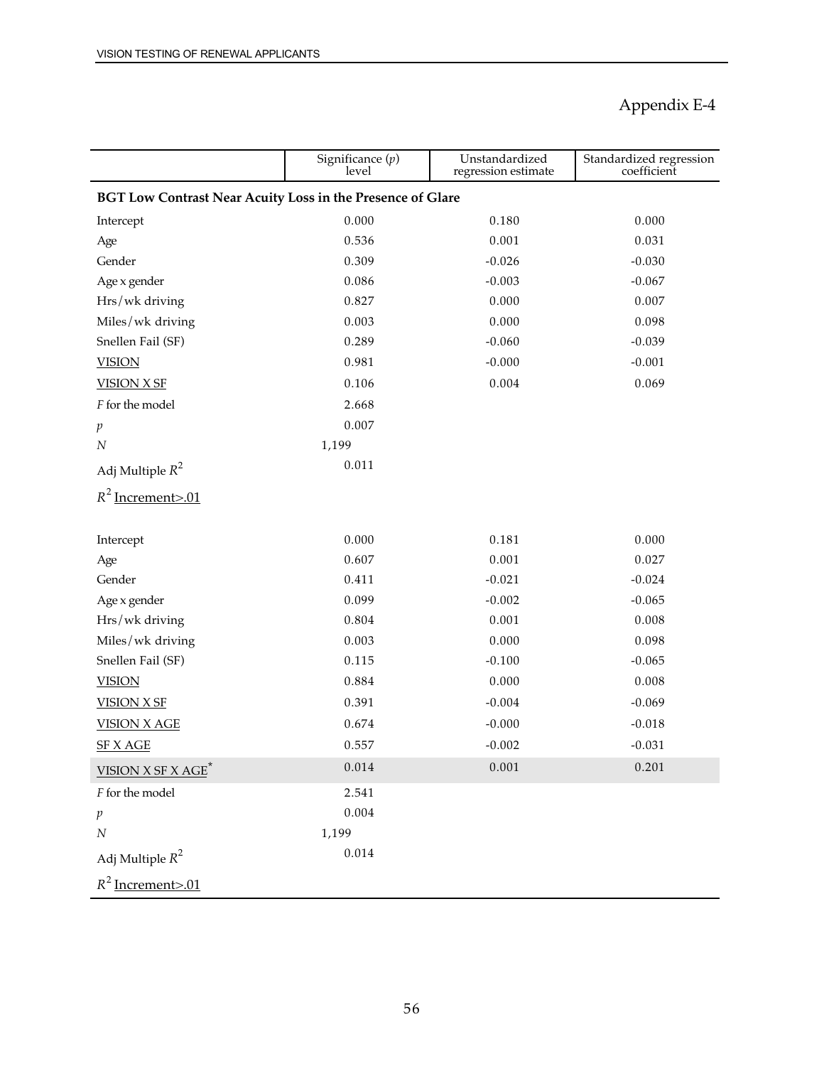# Appendix E-4

| | Significance ($p$) level | Unstandardized regression estimate | Standardized regression coefficient |
|---|---|---|---|
| **BGT Low Contrast Near Acuity Loss in the Presence of Glare** | | | |
| Intercept | 0.000 | 0.180 | 0.000 |
| Age | 0.536 | 0.001 | 0.031 |
| Gender | 0.309 | -0.026 | -0.030 |
| Age x gender | 0.086 | -0.003 | -0.067 |
| Hrs/wk driving | 0.827 | 0.000 | 0.007 |
| Miles/wk driving | 0.003 | 0.000 | 0.098 |
| Snellen Fail (SF) | 0.289 | -0.060 | -0.039 |
| <u>VISION</u> | 0.981 | -0.000 | -0.001 |
| <u>VISION X SF</u> | 0.106 | 0.004 | 0.069 |
| *F* for the model | 2.668 | | |
| *p* | 0.007 | | |
| *N* | 1,199 | | |
| Adj Multiple $R^2$ | 0.011 | | |
| $R^2$ <u>Increment>.01</u> | | | |
| | | | |
| Intercept | 0.000 | 0.181 | 0.000 |
| Age | 0.607 | 0.001 | 0.027 |
| Gender | 0.411 | -0.021 | -0.024 |
| Age x gender | 0.099 | -0.002 | -0.065 |
| Hrs/wk driving | 0.804 | 0.001 | 0.008 |
| Miles/wk driving | 0.003 | 0.000 | 0.098 |
| Snellen Fail (SF) | 0.115 | -0.100 | -0.065 |
| <u>VISION</u> | 0.884 | 0.000 | 0.008 |
| <u>VISION X SF</u> | 0.391 | -0.004 | -0.069 |
| <u>VISION X AGE</u> | 0.674 | -0.000 | -0.018 |
| <u>SF X AGE</u> | 0.557 | -0.002 | -0.031 |
| <u>VISION X SF X AGE</u>* | 0.014 | 0.001 | 0.201 |
| *F* for the model | 2.541 | | |
| *p* | 0.004 | | |
| *N* | 1,199 | | |
| Adj Multiple $R^2$ | 0.014 | | |
| $R^2$ <u>Increment>.01</u> | | | |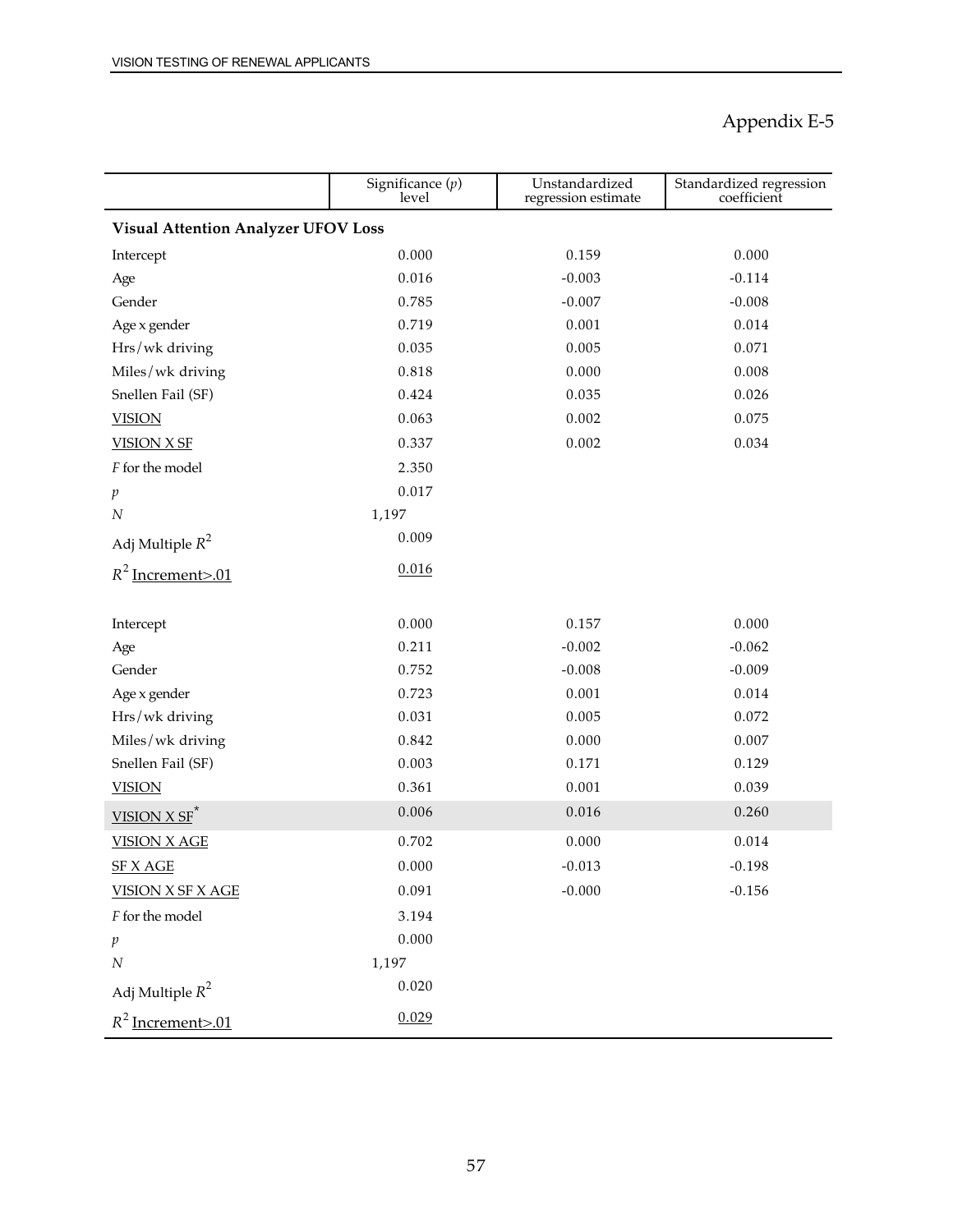# Appendix E-5

| | Significance ($p$) level | Unstandardized regression estimate | Standardized regression coefficient |
|---|---|---|---|
| **Visual Attention Analyzer UFOV Loss** | | | |
| Intercept | 0.000 | 0.159 | 0.000 |
| Age | 0.016 | -0.003 | -0.114 |
| Gender | 0.785 | -0.007 | -0.008 |
| Age x gender | 0.719 | 0.001 | 0.014 |
| Hrs/wk driving | 0.035 | 0.005 | 0.071 |
| Miles/wk driving | 0.818 | 0.000 | 0.008 |
| Snellen Fail (SF) | 0.424 | 0.035 | 0.026 |
| VISION | 0.063 | 0.002 | 0.075 |
| VISION X SF | 0.337 | 0.002 | 0.034 |
| *F* for the model | 2.350 | | |
| *p* | 0.017 | | |
| *N* | 1,197 | | |
| Adj Multiple $R^2$ | 0.009 | | |
| $R^2$ Increment>.01 | 0.016 | | |
| | | | |
| Intercept | 0.000 | 0.157 | 0.000 |
| Age | 0.211 | -0.002 | -0.062 |
| Gender | 0.752 | -0.008 | -0.009 |
| Age x gender | 0.723 | 0.001 | 0.014 |
| Hrs/wk driving | 0.031 | 0.005 | 0.072 |
| Miles/wk driving | 0.842 | 0.000 | 0.007 |
| Snellen Fail (SF) | 0.003 | 0.171 | 0.129 |
| VISION | 0.361 | 0.001 | 0.039 |
| VISION X SF* | 0.006 | 0.016 | 0.260 |
| VISION X AGE | 0.702 | 0.000 | 0.014 |
| SF X AGE | 0.000 | -0.013 | -0.198 |
| VISION X SF X AGE | 0.091 | -0.000 | -0.156 |
| *F* for the model | 3.194 | | |
| *p* | 0.000 | | |
| *N* | 1,197 | | |
| Adj Multiple $R^2$ | 0.020 | | |
| $R^2$ Increment>.01 | 0.029 | | |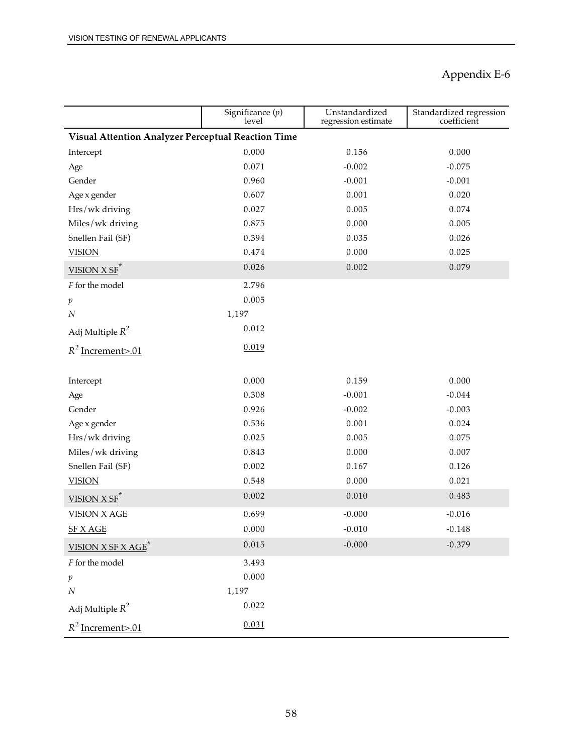# Appendix E-6

| | Significance ($p$) level | Unstandardized regression estimate | Standardized regression coefficient |
|---|---|---|---|
| **Visual Attention Analyzer Perceptual Reaction Time** | | | |
| Intercept | 0.000 | 0.156 | 0.000 |
| Age | 0.071 | -0.002 | -0.075 |
| Gender | 0.960 | -0.001 | -0.001 |
| Age x gender | 0.607 | 0.001 | 0.020 |
| Hrs/wk driving | 0.027 | 0.005 | 0.074 |
| Miles/wk driving | 0.875 | 0.000 | 0.005 |
| Snellen Fail (SF) | 0.394 | 0.035 | 0.026 |
| VISION | 0.474 | 0.000 | 0.025 |
| VISION X SF* | 0.026 | 0.002 | 0.079 |
| *F* for the model | 2.796 | | |
| *p* | 0.005 | | |
| *N* | 1,197 | | |
| Adj Multiple $R^2$ | 0.012 | | |
| $R^2$ Increment>.01 | 0.019 | | |
| | | | |
| Intercept | 0.000 | 0.159 | 0.000 |
| Age | 0.308 | -0.001 | -0.044 |
| Gender | 0.926 | -0.002 | -0.003 |
| Age x gender | 0.536 | 0.001 | 0.024 |
| Hrs/wk driving | 0.025 | 0.005 | 0.075 |
| Miles/wk driving | 0.843 | 0.000 | 0.007 |
| Snellen Fail (SF) | 0.002 | 0.167 | 0.126 |
| VISION | 0.548 | 0.000 | 0.021 |
| VISION X SF* | 0.002 | 0.010 | 0.483 |
| VISION X AGE | 0.699 | -0.000 | -0.016 |
| SF X AGE | 0.000 | -0.010 | -0.148 |
| VISION X SF X AGE* | 0.015 | -0.000 | -0.379 |
| *F* for the model | 3.493 | | |
| *p* | 0.000 | | |
| *N* | 1,197 | | |
| Adj Multiple $R^2$ | 0.022 | | |
| $R^2$ Increment>.01 | 0.031 | | |